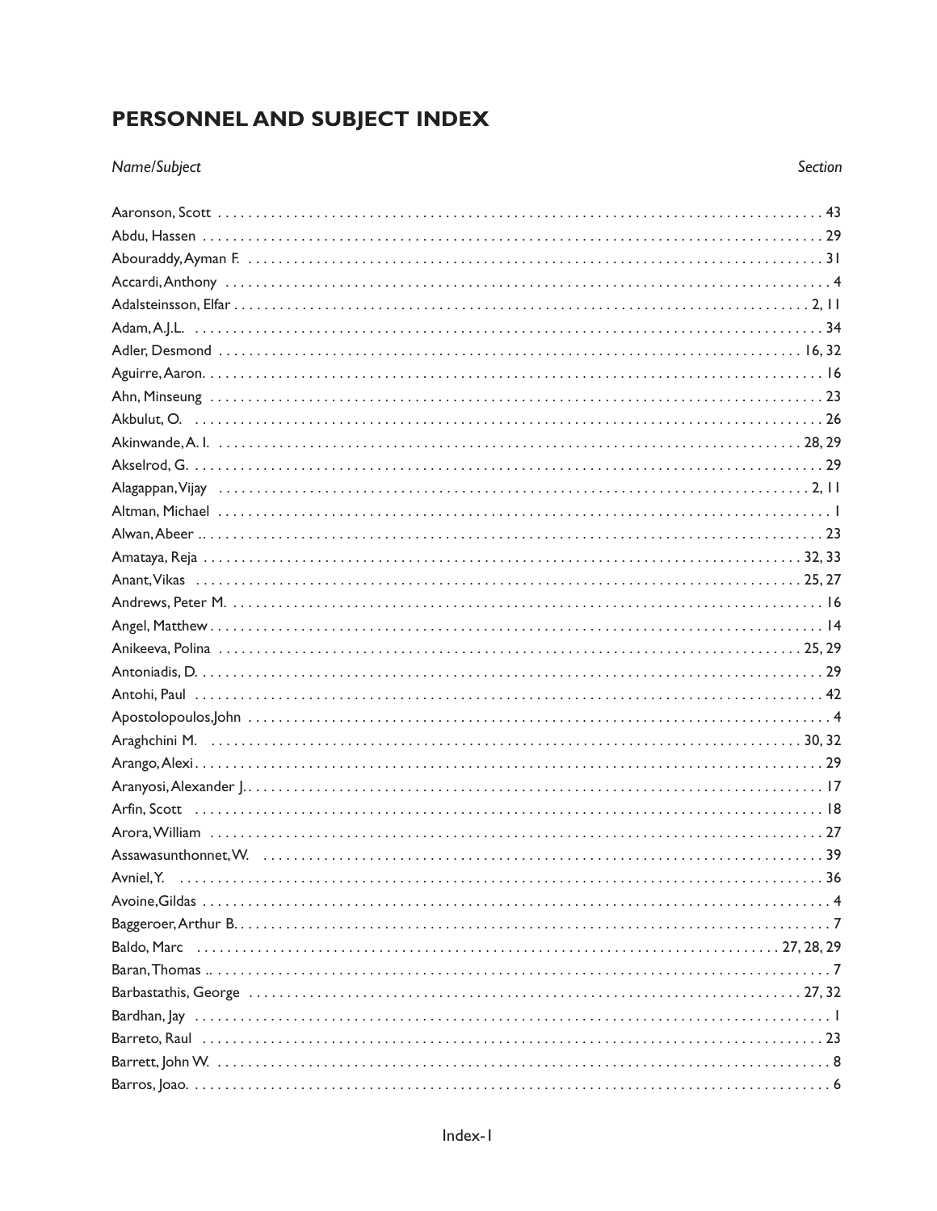# PERSONNEL AND SUBJECT INDEX

| *Name/Subject* | *Section* |
|---|---|
| Aaronson, Scott | 43 |
| Abdu, Hassen | 29 |
| Abouraddy, Ayman F. | 31 |
| Accardi, Anthony | 4 |
| Adalsteinsson, Elfar | 2, 11 |
| Adam, A.J.L. | 34 |
| Adler, Desmond | 16, 32 |
| Aguirre, Aaron. | 16 |
| Ahn, Minseung | 23 |
| Akbulut, O. | 26 |
| Akinwande, A. I. | 28, 29 |
| Akselrod, G. | 29 |
| Alagappan, Vijay | 2, 11 |
| Altman, Michael | 1 |
| Alwan, Abeer | 23 |
| Amataya, Reja | 32, 33 |
| Anant, Vikas | 25, 27 |
| Andrews, Peter M. | 16 |
| Angel, Matthew | 14 |
| Anikeeva, Polina | 25, 29 |
| Antoniadis, D. | 29 |
| Antohi, Paul | 42 |
| Apostolopoulos, John | 4 |
| Araghchini M. | 30, 32 |
| Arango, Alexi | 29 |
| Aranyosi, Alexander J. | 17 |
| Arfin, Scott | 18 |
| Arora, William | 27 |
| Assawasunthonnet, W. | 39 |
| Avniel, Y. | 36 |
| Avoine, Gildas | 4 |
| Baggeroer, Arthur B. | 7 |
| Baldo, Marc | 27, 28, 29 |
| Baran, Thomas | 7 |
| Barbastathis, George | 27, 32 |
| Bardhan, Jay | 1 |
| Barreto, Raul | 23 |
| Barrett, John W. | 8 |
| Barros, Joao. | 6 |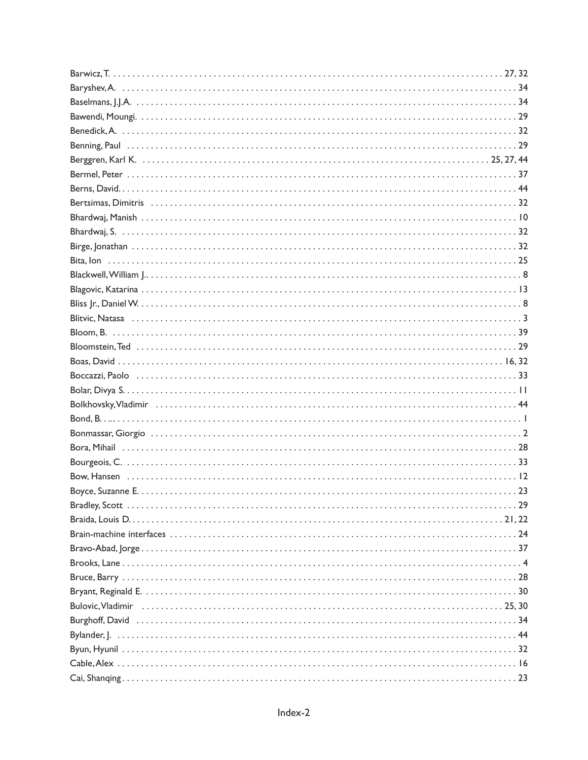Barwicz, T. . . . . . . . . . . . . . . . . . . . . . . . . . . . . . . . . . . . . . . . . . . . . . . . . . . . . . . . . . . . . . . . . . . . . . . . . . . . 27, 32  
Baryshev, A. . . . . . . . . . . . . . . . . . . . . . . . . . . . . . . . . . . . . . . . . . . . . . . . . . . . . . . . . . . . . . . . . . . . . . . . . . . . . . . 34  
Baselmans, J.J.A. . . . . . . . . . . . . . . . . . . . . . . . . . . . . . . . . . . . . . . . . . . . . . . . . . . . . . . . . . . . . . . . . . . . . . . . . . . 34  
Bawendi, Moungi. . . . . . . . . . . . . . . . . . . . . . . . . . . . . . . . . . . . . . . . . . . . . . . . . . . . . . . . . . . . . . . . . . . . . . . . . . . 29  
Benedick, A. . . . . . . . . . . . . . . . . . . . . . . . . . . . . . . . . . . . . . . . . . . . . . . . . . . . . . . . . . . . . . . . . . . . . . . . . . . . . . . 32  
Benning, Paul . . . . . . . . . . . . . . . . . . . . . . . . . . . . . . . . . . . . . . . . . . . . . . . . . . . . . . . . . . . . . . . . . . . . . . . . . . . . . 29  
Berggren, Karl K. . . . . . . . . . . . . . . . . . . . . . . . . . . . . . . . . . . . . . . . . . . . . . . . . . . . . . . . . . . . . . . . . . . . 25, 27, 44  
Bermel, Peter . . . . . . . . . . . . . . . . . . . . . . . . . . . . . . . . . . . . . . . . . . . . . . . . . . . . . . . . . . . . . . . . . . . . . . . . . . . . . 37  
Berns, David. . . . . . . . . . . . . . . . . . . . . . . . . . . . . . . . . . . . . . . . . . . . . . . . . . . . . . . . . . . . . . . . . . . . . . . . . . . . . . 44  
Bertsimas, Dimitris . . . . . . . . . . . . . . . . . . . . . . . . . . . . . . . . . . . . . . . . . . . . . . . . . . . . . . . . . . . . . . . . . . . . . . . . . 32  
Bhardwaj, Manish . . . . . . . . . . . . . . . . . . . . . . . . . . . . . . . . . . . . . . . . . . . . . . . . . . . . . . . . . . . . . . . . . . . . . . . . . 10  
Bhardwaj, S. . . . . . . . . . . . . . . . . . . . . . . . . . . . . . . . . . . . . . . . . . . . . . . . . . . . . . . . . . . . . . . . . . . . . . . . . . . . . . . 32  
Birge, Jonathan . . . . . . . . . . . . . . . . . . . . . . . . . . . . . . . . . . . . . . . . . . . . . . . . . . . . . . . . . . . . . . . . . . . . . . . . . . . 32  
Bita, Ion . . . . . . . . . . . . . . . . . . . . . . . . . . . . . . . . . . . . . . . . . . . . . . . . . . . . . . . . . . . . . . . . . . . . . . . . . . . . . . . . . 25  
Blackwell, William J.. . . . . . . . . . . . . . . . . . . . . . . . . . . . . . . . . . . . . . . . . . . . . . . . . . . . . . . . . . . . . . . . . . . . . . . . . 8  
Blagovic, Katarina . . . . . . . . . . . . . . . . . . . . . . . . . . . . . . . . . . . . . . . . . . . . . . . . . . . . . . . . . . . . . . . . . . . . . . . . . 13  
Bliss Jr., Daniel W. . . . . . . . . . . . . . . . . . . . . . . . . . . . . . . . . . . . . . . . . . . . . . . . . . . . . . . . . . . . . . . . . . . . . . . . . . 8  
Blitvic, Natasa . . . . . . . . . . . . . . . . . . . . . . . . . . . . . . . . . . . . . . . . . . . . . . . . . . . . . . . . . . . . . . . . . . . . . . . . . . . . . 3  
Bloom, B. . . . . . . . . . . . . . . . . . . . . . . . . . . . . . . . . . . . . . . . . . . . . . . . . . . . . . . . . . . . . . . . . . . . . . . . . . . . . . . . . 39  
Bloomstein, Ted . . . . . . . . . . . . . . . . . . . . . . . . . . . . . . . . . . . . . . . . . . . . . . . . . . . . . . . . . . . . . . . . . . . . . . . . . . . 29  
Boas, David . . . . . . . . . . . . . . . . . . . . . . . . . . . . . . . . . . . . . . . . . . . . . . . . . . . . . . . . . . . . . . . . . . . . . . . . . . . 16, 32  
Boccazzi, Paolo . . . . . . . . . . . . . . . . . . . . . . . . . . . . . . . . . . . . . . . . . . . . . . . . . . . . . . . . . . . . . . . . . . . . . . . . . . . 33  
Bolar, Divya S. . . . . . . . . . . . . . . . . . . . . . . . . . . . . . . . . . . . . . . . . . . . . . . . . . . . . . . . . . . . . . . . . . . . . . . . . . . . . 11  
Bolkhovsky, Vladimir . . . . . . . . . . . . . . . . . . . . . . . . . . . . . . . . . . . . . . . . . . . . . . . . . . . . . . . . . . . . . . . . . . . . . . 44  
Bond, B. . .. . . . . . . . . . . . . . . . . . . . . . . . . . . . . . . . . . . . . . . . . . . . . . . . . . . . . . . . . . . . . . . . . . . . . . . . . . . . . . . . 1  
Bonmassar, Giorgio . . . . . . . . . . . . . . . . . . . . . . . . . . . . . . . . . . . . . . . . . . . . . . . . . . . . . . . . . . . . . . . . . . . . . . . . 2  
Bora, Mihail . . . . . . . . . . . . . . . . . . . . . . . . . . . . . . . . . . . . . . . . . . . . . . . . . . . . . . . . . . . . . . . . . . . . . . . . . . . . . . 28  
Bourgeois, C. . . . . . . . . . . . . . . . . . . . . . . . . . . . . . . . . . . . . . . . . . . . . . . . . . . . . . . . . . . . . . . . . . . . . . . . . . . . . . 33  
Bow, Hansen . . . . . . . . . . . . . . . . . . . . . . . . . . . . . . . . . . . . . . . . . . . . . . . . . . . . . . . . . . . . . . . . . . . . . . . . . . . . . 12  
Boyce, Suzanne E. . . . . . . . . . . . . . . . . . . . . . . . . . . . . . . . . . . . . . . . . . . . . . . . . . . . . . . . . . . . . . . . . . . . . . . . . . 23  
Bradley, Scott . . . . . . . . . . . . . . . . . . . . . . . . . . . . . . . . . . . . . . . . . . . . . . . . . . . . . . . . . . . . . . . . . . . . . . . . . . . . . 29  
Braida, Louis D. . . . . . . . . . . . . . . . . . . . . . . . . . . . . . . . . . . . . . . . . . . . . . . . . . . . . . . . . . . . . . . . . . . . . . . . . 21, 22  
Brain-machine interfaces . . . . . . . . . . . . . . . . . . . . . . . . . . . . . . . . . . . . . . . . . . . . . . . . . . . . . . . . . . . . . . . . . . . 24  
Bravo-Abad, Jorge . . . . . . . . . . . . . . . . . . . . . . . . . . . . . . . . . . . . . . . . . . . . . . . . . . . . . . . . . . . . . . . . . . . . . . . . . 37  
Brooks, Lane . . . . . . . . . . . . . . . . . . . . . . . . . . . . . . . . . . . . . . . . . . . . . . . . . . . . . . . . . . . . . . . . . . . . . . . . . . . . . . 4  
Bruce, Barry . . . . . . . . . . . . . . . . . . . . . . . . . . . . . . . . . . . . . . . . . . . . . . . . . . . . . . . . . . . . . . . . . . . . . . . . . . . . . . 28  
Bryant, Reginald E. . . . . . . . . . . . . . . . . . . . . . . . . . . . . . . . . . . . . . . . . . . . . . . . . . . . . . . . . . . . . . . . . . . . . . . . . 30  
Bulovic, Vladimir . . . . . . . . . . . . . . . . . . . . . . . . . . . . . . . . . . . . . . . . . . . . . . . . . . . . . . . . . . . . . . . . . . . . . . . 25, 30  
Burghoff, David . . . . . . . . . . . . . . . . . . . . . . . . . . . . . . . . . . . . . . . . . . . . . . . . . . . . . . . . . . . . . . . . . . . . . . . . . . . 34  
Bylander, J. . . . . . . . . . . . . . . . . . . . . . . . . . . . . . . . . . . . . . . . . . . . . . . . . . . . . . . . . . . . . . . . . . . . . . . . . . . . . . . . 44  
Byun, Hyunil . . . . . . . . . . . . . . . . . . . . . . . . . . . . . . . . . . . . . . . . . . . . . . . . . . . . . . . . . . . . . . . . . . . . . . . . . . . . . 32  
Cable, Alex . . . . . . . . . . . . . . . . . . . . . . . . . . . . . . . . . . . . . . . . . . . . . . . . . . . . . . . . . . . . . . . . . . . . . . . . . . . . . . . 16  
Cai, Shanqing . . . . . . . . . . . . . . . . . . . . . . . . . . . . . . . . . . . . . . . . . . . . . . . . . . . . . . . . . . . . . . . . . . . . . . . . . . . . . 23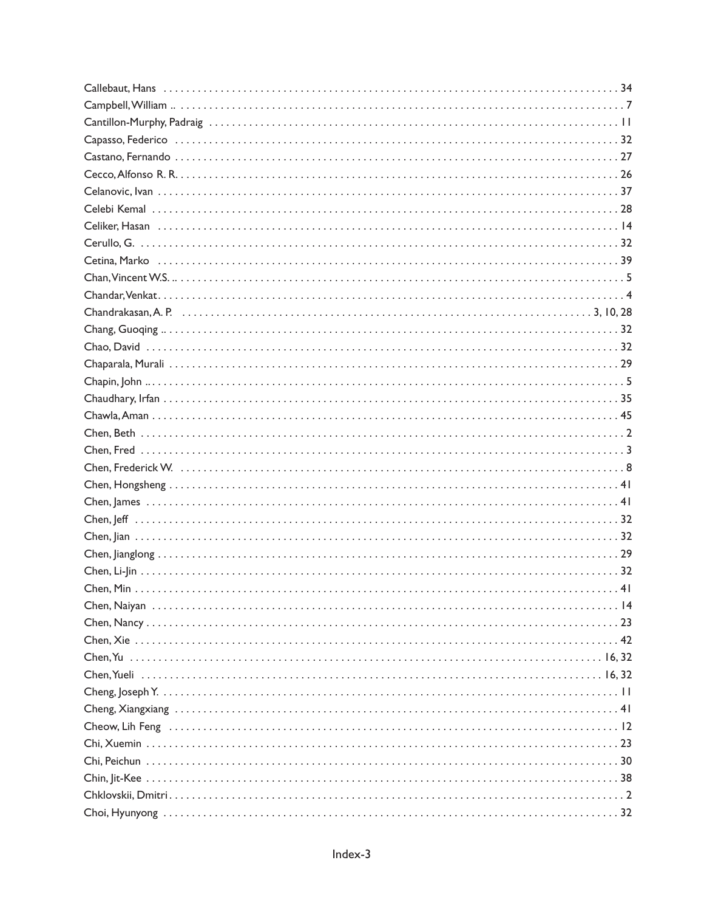Callebaut, Hans . . . . . . . . . . . . . . . . . . . . . . . . . . . . . . . . . . . . . . . . . . . . . . . . . . . . . . . . . . . . . . . . . . . . . . . . . . . 34
Campbell, William .. . . . . . . . . . . . . . . . . . . . . . . . . . . . . . . . . . . . . . . . . . . . . . . . . . . . . . . . . . . . . . . . . . . . . . . . . . . 7
Cantillon-Murphy, Padraig . . . . . . . . . . . . . . . . . . . . . . . . . . . . . . . . . . . . . . . . . . . . . . . . . . . . . . . . . . . . . . . . . . 11
Capasso, Federico . . . . . . . . . . . . . . . . . . . . . . . . . . . . . . . . . . . . . . . . . . . . . . . . . . . . . . . . . . . . . . . . . . . . . . . . 32
Castano, Fernando . . . . . . . . . . . . . . . . . . . . . . . . . . . . . . . . . . . . . . . . . . . . . . . . . . . . . . . . . . . . . . . . . . . . . . . 27
Cecco, Alfonso R. R. . . . . . . . . . . . . . . . . . . . . . . . . . . . . . . . . . . . . . . . . . . . . . . . . . . . . . . . . . . . . . . . . . . . . . . 26
Celanovic, Ivan . . . . . . . . . . . . . . . . . . . . . . . . . . . . . . . . . . . . . . . . . . . . . . . . . . . . . . . . . . . . . . . . . . . . . . . . . . 37
Celebi Kemal . . . . . . . . . . . . . . . . . . . . . . . . . . . . . . . . . . . . . . . . . . . . . . . . . . . . . . . . . . . . . . . . . . . . . . . . . . . 28
Celiker, Hasan . . . . . . . . . . . . . . . . . . . . . . . . . . . . . . . . . . . . . . . . . . . . . . . . . . . . . . . . . . . . . . . . . . . . . . . . . . 14
Cerullo, G. . . . . . . . . . . . . . . . . . . . . . . . . . . . . . . . . . . . . . . . . . . . . . . . . . . . . . . . . . . . . . . . . . . . . . . . . . . . . . 32
Cetina, Marko . . . . . . . . . . . . . . . . . . . . . . . . . . . . . . . . . . . . . . . . . . . . . . . . . . . . . . . . . . . . . . . . . . . . . . . . . . 39
Chan, Vincent W.S. .. . . . . . . . . . . . . . . . . . . . . . . . . . . . . . . . . . . . . . . . . . . . . . . . . . . . . . . . . . . . . . . . . . . . . . 5
Chandar, Venkat . . . . . . . . . . . . . . . . . . . . . . . . . . . . . . . . . . . . . . . . . . . . . . . . . . . . . . . . . . . . . . . . . . . . . . . . . 4
Chandrakasan, A. P. . . . . . . . . . . . . . . . . . . . . . . . . . . . . . . . . . . . . . . . . . . . . . . . . . . . . . . . . . . . . . . . . 3, 10, 28
Chang, Guoqing .. . . . . . . . . . . . . . . . . . . . . . . . . . . . . . . . . . . . . . . . . . . . . . . . . . . . . . . . . . . . . . . . . . . . . . . . 32
Chao, David . . . . . . . . . . . . . . . . . . . . . . . . . . . . . . . . . . . . . . . . . . . . . . . . . . . . . . . . . . . . . . . . . . . . . . . . . . . . 32
Chaparala, Murali . . . . . . . . . . . . . . . . . . . . . . . . . . . . . . . . . . . . . . . . . . . . . . . . . . . . . . . . . . . . . . . . . . . . . . . 29
Chapin, John .. . . . . . . . . . . . . . . . . . . . . . . . . . . . . . . . . . . . . . . . . . . . . . . . . . . . . . . . . . . . . . . . . . . . . . . . . . . 5
Chaudhary, Irfan . . . . . . . . . . . . . . . . . . . . . . . . . . . . . . . . . . . . . . . . . . . . . . . . . . . . . . . . . . . . . . . . . . . . . . . . 35
Chawla, Aman . . . . . . . . . . . . . . . . . . . . . . . . . . . . . . . . . . . . . . . . . . . . . . . . . . . . . . . . . . . . . . . . . . . . . . . . . . 45
Chen, Beth . . . . . . . . . . . . . . . . . . . . . . . . . . . . . . . . . . . . . . . . . . . . . . . . . . . . . . . . . . . . . . . . . . . . . . . . . . . . . 2
Chen, Fred . . . . . . . . . . . . . . . . . . . . . . . . . . . . . . . . . . . . . . . . . . . . . . . . . . . . . . . . . . . . . . . . . . . . . . . . . . . . . 3
Chen, Frederick W. . . . . . . . . . . . . . . . . . . . . . . . . . . . . . . . . . . . . . . . . . . . . . . . . . . . . . . . . . . . . . . . . . . . . . . 8
Chen, Hongsheng . . . . . . . . . . . . . . . . . . . . . . . . . . . . . . . . . . . . . . . . . . . . . . . . . . . . . . . . . . . . . . . . . . . . . . . 41
Chen, James . . . . . . . . . . . . . . . . . . . . . . . . . . . . . . . . . . . . . . . . . . . . . . . . . . . . . . . . . . . . . . . . . . . . . . . . . . . 41
Chen, Jeff . . . . . . . . . . . . . . . . . . . . . . . . . . . . . . . . . . . . . . . . . . . . . . . . . . . . . . . . . . . . . . . . . . . . . . . . . . . . . 32
Chen, Jian . . . . . . . . . . . . . . . . . . . . . . . . . . . . . . . . . . . . . . . . . . . . . . . . . . . . . . . . . . . . . . . . . . . . . . . . . . . . . 32
Chen, Jianglong . . . . . . . . . . . . . . . . . . . . . . . . . . . . . . . . . . . . . . . . . . . . . . . . . . . . . . . . . . . . . . . . . . . . . . . . 29
Chen, Li-Jin . . . . . . . . . . . . . . . . . . . . . . . . . . . . . . . . . . . . . . . . . . . . . . . . . . . . . . . . . . . . . . . . . . . . . . . . . . . . 32
Chen, Min . . . . . . . . . . . . . . . . . . . . . . . . . . . . . . . . . . . . . . . . . . . . . . . . . . . . . . . . . . . . . . . . . . . . . . . . . . . . . 41
Chen, Naiyan . . . . . . . . . . . . . . . . . . . . . . . . . . . . . . . . . . . . . . . . . . . . . . . . . . . . . . . . . . . . . . . . . . . . . . . . . . . 14
Chen, Nancy . . . . . . . . . . . . . . . . . . . . . . . . . . . . . . . . . . . . . . . . . . . . . . . . . . . . . . . . . . . . . . . . . . . . . . . . . . . 23
Chen, Xie . . . . . . . . . . . . . . . . . . . . . . . . . . . . . . . . . . . . . . . . . . . . . . . . . . . . . . . . . . . . . . . . . . . . . . . . . . . . . . 42
Chen, Yu . . . . . . . . . . . . . . . . . . . . . . . . . . . . . . . . . . . . . . . . . . . . . . . . . . . . . . . . . . . . . . . . . . . . . . . . . . . 16, 32
Chen, Yueli . . . . . . . . . . . . . . . . . . . . . . . . . . . . . . . . . . . . . . . . . . . . . . . . . . . . . . . . . . . . . . . . . . . . . . . . . 16, 32
Cheng, Joseph Y. . . . . . . . . . . . . . . . . . . . . . . . . . . . . . . . . . . . . . . . . . . . . . . . . . . . . . . . . . . . . . . . . . . . . . . . 11
Cheng, Xiangxiang . . . . . . . . . . . . . . . . . . . . . . . . . . . . . . . . . . . . . . . . . . . . . . . . . . . . . . . . . . . . . . . . . . . . . . 41
Cheow, Lih Feng . . . . . . . . . . . . . . . . . . . . . . . . . . . . . . . . . . . . . . . . . . . . . . . . . . . . . . . . . . . . . . . . . . . . . . . . 12
Chi, Xuemin . . . . . . . . . . . . . . . . . . . . . . . . . . . . . . . . . . . . . . . . . . . . . . . . . . . . . . . . . . . . . . . . . . . . . . . . . . . 23
Chi, Peichun . . . . . . . . . . . . . . . . . . . . . . . . . . . . . . . . . . . . . . . . . . . . . . . . . . . . . . . . . . . . . . . . . . . . . . . . . . . 30
Chin, Jit-Kee . . . . . . . . . . . . . . . . . . . . . . . . . . . . . . . . . . . . . . . . . . . . . . . . . . . . . . . . . . . . . . . . . . . . . . . . . . . 38
Chklovskii, Dmitri . . . . . . . . . . . . . . . . . . . . . . . . . . . . . . . . . . . . . . . . . . . . . . . . . . . . . . . . . . . . . . . . . . . . . . . 2
Choi, Hyunyong . . . . . . . . . . . . . . . . . . . . . . . . . . . . . . . . . . . . . . . . . . . . . . . . . . . . . . . . . . . . . . . . . . . . . . . . 32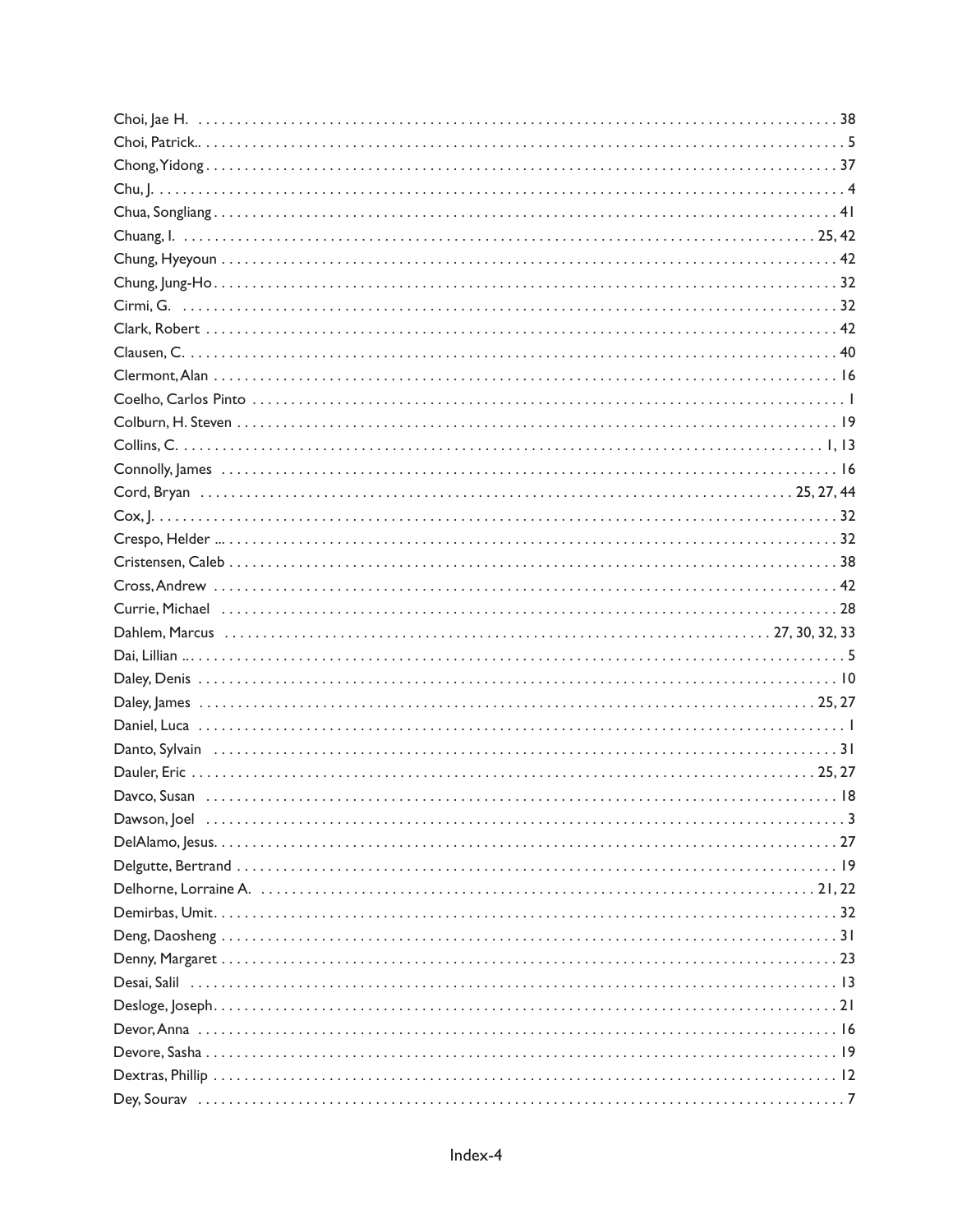Choi, Jae H. . . . . . . . . . . . . . . . . . . . . . . . . . . . . . . . . . . . . . . . . . . . . . . . . . . . . . . . . . . . . . . . . . . . . . . . . . . . 38
Choi, Patrick.. . . . . . . . . . . . . . . . . . . . . . . . . . . . . . . . . . . . . . . . . . . . . . . . . . . . . . . . . . . . . . . . . . . . . . . . . . . . 5
Chong, Yidong . . . . . . . . . . . . . . . . . . . . . . . . . . . . . . . . . . . . . . . . . . . . . . . . . . . . . . . . . . . . . . . . . . . . . . . . . . 37
Chu, J. . . . . . . . . . . . . . . . . . . . . . . . . . . . . . . . . . . . . . . . . . . . . . . . . . . . . . . . . . . . . . . . . . . . . . . . . . . . . . . . 4
Chua, Songliang . . . . . . . . . . . . . . . . . . . . . . . . . . . . . . . . . . . . . . . . . . . . . . . . . . . . . . . . . . . . . . . . . . . . . . . 41
Chuang, I. . . . . . . . . . . . . . . . . . . . . . . . . . . . . . . . . . . . . . . . . . . . . . . . . . . . . . . . . . . . . . . . . . . . . . . . . 25, 42
Chung, Hyeyoun . . . . . . . . . . . . . . . . . . . . . . . . . . . . . . . . . . . . . . . . . . . . . . . . . . . . . . . . . . . . . . . . . . . . . . 42
Chung, Jung-Ho . . . . . . . . . . . . . . . . . . . . . . . . . . . . . . . . . . . . . . . . . . . . . . . . . . . . . . . . . . . . . . . . . . . . . . . 32
Cirmi, G. . . . . . . . . . . . . . . . . . . . . . . . . . . . . . . . . . . . . . . . . . . . . . . . . . . . . . . . . . . . . . . . . . . . . . . . . . . . 32
Clark, Robert . . . . . . . . . . . . . . . . . . . . . . . . . . . . . . . . . . . . . . . . . . . . . . . . . . . . . . . . . . . . . . . . . . . . . . . . 42
Clausen, C. . . . . . . . . . . . . . . . . . . . . . . . . . . . . . . . . . . . . . . . . . . . . . . . . . . . . . . . . . . . . . . . . . . . . . . . . . 40
Clermont, Alan . . . . . . . . . . . . . . . . . . . . . . . . . . . . . . . . . . . . . . . . . . . . . . . . . . . . . . . . . . . . . . . . . . . . . . . 16
Coelho, Carlos Pinto . . . . . . . . . . . . . . . . . . . . . . . . . . . . . . . . . . . . . . . . . . . . . . . . . . . . . . . . . . . . . . . . . . . 1
Colburn, H. Steven . . . . . . . . . . . . . . . . . . . . . . . . . . . . . . . . . . . . . . . . . . . . . . . . . . . . . . . . . . . . . . . . . . . 19
Collins, C. . . . . . . . . . . . . . . . . . . . . . . . . . . . . . . . . . . . . . . . . . . . . . . . . . . . . . . . . . . . . . . . . . . . . . . . . 1, 13
Connolly, James . . . . . . . . . . . . . . . . . . . . . . . . . . . . . . . . . . . . . . . . . . . . . . . . . . . . . . . . . . . . . . . . . . . . . . 16
Cord, Bryan . . . . . . . . . . . . . . . . . . . . . . . . . . . . . . . . . . . . . . . . . . . . . . . . . . . . . . . . . . . . . . . . . . . . 25, 27, 44
Cox, J. . . . . . . . . . . . . . . . . . . . . . . . . . . . . . . . . . . . . . . . . . . . . . . . . . . . . . . . . . . . . . . . . . . . . . . . . . . . . . 32
Crespo, Helder ... . . . . . . . . . . . . . . . . . . . . . . . . . . . . . . . . . . . . . . . . . . . . . . . . . . . . . . . . . . . . . . . . . . . . 32
Cristensen, Caleb . . . . . . . . . . . . . . . . . . . . . . . . . . . . . . . . . . . . . . . . . . . . . . . . . . . . . . . . . . . . . . . . . . . . 38
Cross, Andrew . . . . . . . . . . . . . . . . . . . . . . . . . . . . . . . . . . . . . . . . . . . . . . . . . . . . . . . . . . . . . . . . . . . . . . . 42
Currie, Michael . . . . . . . . . . . . . . . . . . . . . . . . . . . . . . . . . . . . . . . . . . . . . . . . . . . . . . . . . . . . . . . . . . . . . . 28
Dahlem, Marcus . . . . . . . . . . . . . . . . . . . . . . . . . . . . . . . . . . . . . . . . . . . . . . . . . . . . . . . . . . . . . . . . 27, 30, 32, 33
Dai, Lillian .. . . . . . . . . . . . . . . . . . . . . . . . . . . . . . . . . . . . . . . . . . . . . . . . . . . . . . . . . . . . . . . . . . . . . . . . . . 5
Daley, Denis . . . . . . . . . . . . . . . . . . . . . . . . . . . . . . . . . . . . . . . . . . . . . . . . . . . . . . . . . . . . . . . . . . . . . . . . . 10
Daley, James . . . . . . . . . . . . . . . . . . . . . . . . . . . . . . . . . . . . . . . . . . . . . . . . . . . . . . . . . . . . . . . . . . . . . . 25, 27
Daniel, Luca . . . . . . . . . . . . . . . . . . . . . . . . . . . . . . . . . . . . . . . . . . . . . . . . . . . . . . . . . . . . . . . . . . . . . . . . . 1
Danto, Sylvain . . . . . . . . . . . . . . . . . . . . . . . . . . . . . . . . . . . . . . . . . . . . . . . . . . . . . . . . . . . . . . . . . . . . . . 31
Dauler, Eric . . . . . . . . . . . . . . . . . . . . . . . . . . . . . . . . . . . . . . . . . . . . . . . . . . . . . . . . . . . . . . . . . . . . . . . 25, 27
Davco, Susan . . . . . . . . . . . . . . . . . . . . . . . . . . . . . . . . . . . . . . . . . . . . . . . . . . . . . . . . . . . . . . . . . . . . . . . 18
Dawson, Joel . . . . . . . . . . . . . . . . . . . . . . . . . . . . . . . . . . . . . . . . . . . . . . . . . . . . . . . . . . . . . . . . . . . . . . . . 3
DelAlamo, Jesus. . . . . . . . . . . . . . . . . . . . . . . . . . . . . . . . . . . . . . . . . . . . . . . . . . . . . . . . . . . . . . . . . . . . . . 27
Delgutte, Bertrand . . . . . . . . . . . . . . . . . . . . . . . . . . . . . . . . . . . . . . . . . . . . . . . . . . . . . . . . . . . . . . . . . . . 19
Delhorne, Lorraine A. . . . . . . . . . . . . . . . . . . . . . . . . . . . . . . . . . . . . . . . . . . . . . . . . . . . . . . . . . . . . . . 21, 22
Demirbas, Umit. . . . . . . . . . . . . . . . . . . . . . . . . . . . . . . . . . . . . . . . . . . . . . . . . . . . . . . . . . . . . . . . . . . . . . 32
Deng, Daosheng . . . . . . . . . . . . . . . . . . . . . . . . . . . . . . . . . . . . . . . . . . . . . . . . . . . . . . . . . . . . . . . . . . . . . 31
Denny, Margaret . . . . . . . . . . . . . . . . . . . . . . . . . . . . . . . . . . . . . . . . . . . . . . . . . . . . . . . . . . . . . . . . . . . . . 23
Desai, Salil . . . . . . . . . . . . . . . . . . . . . . . . . . . . . . . . . . . . . . . . . . . . . . . . . . . . . . . . . . . . . . . . . . . . . . . . . 13
Desloge, Joseph. . . . . . . . . . . . . . . . . . . . . . . . . . . . . . . . . . . . . . . . . . . . . . . . . . . . . . . . . . . . . . . . . . . . . . 21
Devor, Anna . . . . . . . . . . . . . . . . . . . . . . . . . . . . . . . . . . . . . . . . . . . . . . . . . . . . . . . . . . . . . . . . . . . . . . . . 16
Devore, Sasha . . . . . . . . . . . . . . . . . . . . . . . . . . . . . . . . . . . . . . . . . . . . . . . . . . . . . . . . . . . . . . . . . . . . . . . 19
Dextras, Phillip . . . . . . . . . . . . . . . . . . . . . . . . . . . . . . . . . . . . . . . . . . . . . . . . . . . . . . . . . . . . . . . . . . . . . . 12
Dey, Sourav . . . . . . . . . . . . . . . . . . . . . . . . . . . . . . . . . . . . . . . . . . . . . . . . . . . . . . . . . . . . . . . . . . . . . . . . . 7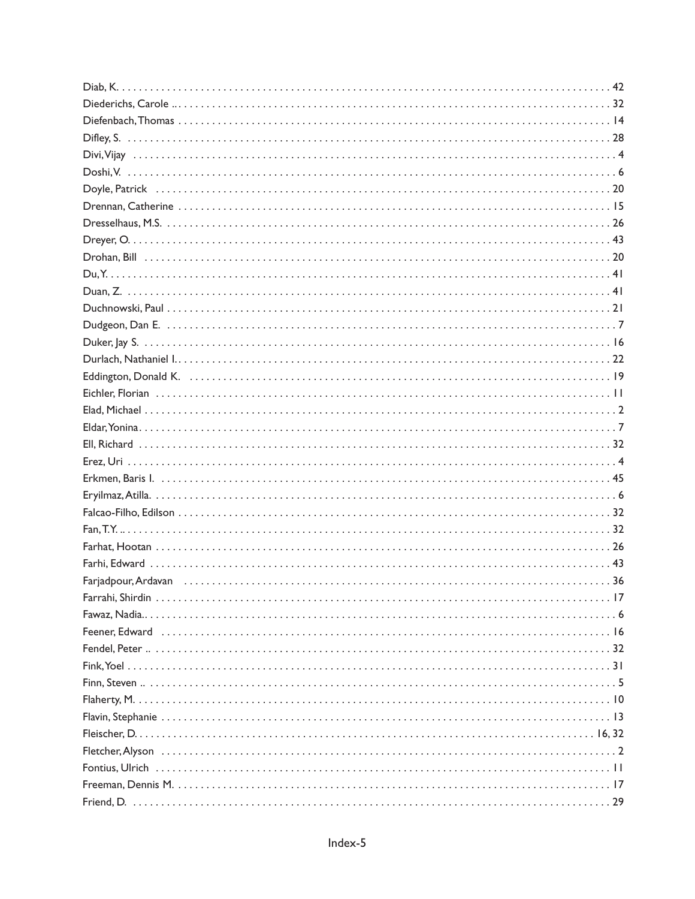Diab, K. . . . . . . . . . . . . . . . . . . . . . . . . . . . . . . . . . . . . . . . . . 42
Diederichs, Carole . . . . . . . . . . . . . . . . . . . . . . . . . . . . . . . . . . . . . 32
Diefenbach, Thomas . . . . . . . . . . . . . . . . . . . . . . . . . . . . . . . . . . . 14
Difley, S. . . . . . . . . . . . . . . . . . . . . . . . . . . . . . . . . . . . . . . . . . 28
Divi, Vijay . . . . . . . . . . . . . . . . . . . . . . . . . . . . . . . . . . . . . . . . 4
Doshi, V. . . . . . . . . . . . . . . . . . . . . . . . . . . . . . . . . . . . . . . . . 6
Doyle, Patrick . . . . . . . . . . . . . . . . . . . . . . . . . . . . . . . . . . . . . 20
Drennan, Catherine . . . . . . . . . . . . . . . . . . . . . . . . . . . . . . . . . . . 15
Dresselhaus, M.S. . . . . . . . . . . . . . . . . . . . . . . . . . . . . . . . . . . . 26
Dreyer, O. . . . . . . . . . . . . . . . . . . . . . . . . . . . . . . . . . . . . . . . . 43
Drohan, Bill . . . . . . . . . . . . . . . . . . . . . . . . . . . . . . . . . . . . . . 20
Du, Y. . . . . . . . . . . . . . . . . . . . . . . . . . . . . . . . . . . . . . . . . . . 41
Duan, Z. . . . . . . . . . . . . . . . . . . . . . . . . . . . . . . . . . . . . . . . . 41
Duchnowski, Paul . . . . . . . . . . . . . . . . . . . . . . . . . . . . . . . . . . . . 21
Dudgeon, Dan E. . . . . . . . . . . . . . . . . . . . . . . . . . . . . . . . . . . . . 7
Duker, Jay S. . . . . . . . . . . . . . . . . . . . . . . . . . . . . . . . . . . . . . . 16
Durlach, Nathaniel I. . . . . . . . . . . . . . . . . . . . . . . . . . . . . . . . . . . 22
Eddington, Donald K. . . . . . . . . . . . . . . . . . . . . . . . . . . . . . . . . . . 19
Eichler, Florian . . . . . . . . . . . . . . . . . . . . . . . . . . . . . . . . . . . . . 11
Elad, Michael . . . . . . . . . . . . . . . . . . . . . . . . . . . . . . . . . . . . . . 2
Eldar, Yonina . . . . . . . . . . . . . . . . . . . . . . . . . . . . . . . . . . . . . . 7
Ell, Richard . . . . . . . . . . . . . . . . . . . . . . . . . . . . . . . . . . . . . . . 32
Erez, Uri . . . . . . . . . . . . . . . . . . . . . . . . . . . . . . . . . . . . . . . . . 4
Erkmen, Baris I. . . . . . . . . . . . . . . . . . . . . . . . . . . . . . . . . . . . . . 45
Eryilmaz, Atilla. . . . . . . . . . . . . . . . . . . . . . . . . . . . . . . . . . . . . . 6
Falcao-Filho, Edilson . . . . . . . . . . . . . . . . . . . . . . . . . . . . . . . . . . 32
Fan, T.Y. . . . . . . . . . . . . . . . . . . . . . . . . . . . . . . . . . . . . . . . . . 32
Farhat, Hootan . . . . . . . . . . . . . . . . . . . . . . . . . . . . . . . . . . . . . 26
Farhi, Edward . . . . . . . . . . . . . . . . . . . . . . . . . . . . . . . . . . . . . . 43
Farjadpour, Ardavan . . . . . . . . . . . . . . . . . . . . . . . . . . . . . . . . . . 36
Farrahi, Shirdin . . . . . . . . . . . . . . . . . . . . . . . . . . . . . . . . . . . . . 17
Fawaz, Nadia. . . . . . . . . . . . . . . . . . . . . . . . . . . . . . . . . . . . . . . 6
Feener, Edward . . . . . . . . . . . . . . . . . . . . . . . . . . . . . . . . . . . . . 16
Fendel, Peter . . . . . . . . . . . . . . . . . . . . . . . . . . . . . . . . . . . . . . 32
Fink, Yoel . . . . . . . . . . . . . . . . . . . . . . . . . . . . . . . . . . . . . . . . 31
Finn, Steven . . . . . . . . . . . . . . . . . . . . . . . . . . . . . . . . . . . . . . . 5
Flaherty, M. . . . . . . . . . . . . . . . . . . . . . . . . . . . . . . . . . . . . . . . 10
Flavin, Stephanie . . . . . . . . . . . . . . . . . . . . . . . . . . . . . . . . . . . . 13
Fleischer, D. . . . . . . . . . . . . . . . . . . . . . . . . . . . . . . . . . . . . . 16, 32
Fletcher, Alyson . . . . . . . . . . . . . . . . . . . . . . . . . . . . . . . . . . . . . 2
Fontius, Ulrich . . . . . . . . . . . . . . . . . . . . . . . . . . . . . . . . . . . . . 11
Freeman, Dennis M. . . . . . . . . . . . . . . . . . . . . . . . . . . . . . . . . . . 17
Friend, D. . . . . . . . . . . . . . . . . . . . . . . . . . . . . . . . . . . . . . . . . 29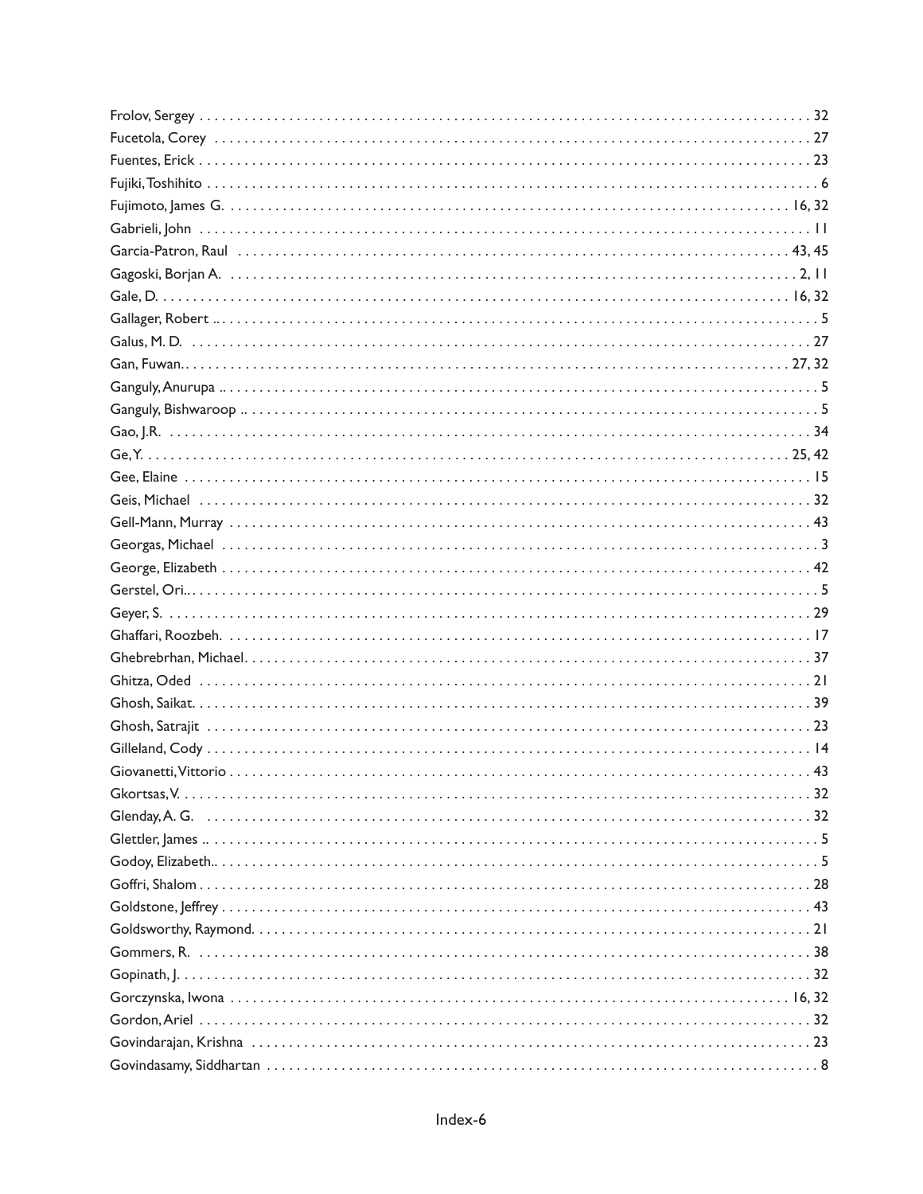Frolov, Sergey . . . . . . . . . . . . . . . . . . . . . . . . . . . . . . . . . . . . . . . . . . . . . . . . . . . . . . . . . . . . . . . . . . . . . . . . . . . . 32

Fucetola, Corey . . . . . . . . . . . . . . . . . . . . . . . . . . . . . . . . . . . . . . . . . . . . . . . . . . . . . . . . . . . . . . . . . . . . . . . . . 27

Fuentes, Erick . . . . . . . . . . . . . . . . . . . . . . . . . . . . . . . . . . . . . . . . . . . . . . . . . . . . . . . . . . . . . . . . . . . . . . . . . . 23

Fujiki, Toshihito . . . . . . . . . . . . . . . . . . . . . . . . . . . . . . . . . . . . . . . . . . . . . . . . . . . . . . . . . . . . . . . . . . . . . . . . . 6

Fujimoto, James G. . . . . . . . . . . . . . . . . . . . . . . . . . . . . . . . . . . . . . . . . . . . . . . . . . . . . . . . . . . . . . . . . . . . 16, 32

Gabrieli, John . . . . . . . . . . . . . . . . . . . . . . . . . . . . . . . . . . . . . . . . . . . . . . . . . . . . . . . . . . . . . . . . . . . . . . . . . . 11

Garcia-Patron, Raul . . . . . . . . . . . . . . . . . . . . . . . . . . . . . . . . . . . . . . . . . . . . . . . . . . . . . . . . . . . . . . . . . . 43, 45

Gagoski, Borjan A. . . . . . . . . . . . . . . . . . . . . . . . . . . . . . . . . . . . . . . . . . . . . . . . . . . . . . . . . . . . . . . . . . . . . . 2, 11

Gale, D. . . . . . . . . . . . . . . . . . . . . . . . . . . . . . . . . . . . . . . . . . . . . . . . . . . . . . . . . . . . . . . . . . . . . . . . . . . . . 16, 32

Gallager, Robert . . . . . . . . . . . . . . . . . . . . . . . . . . . . . . . . . . . . . . . . . . . . . . . . . . . . . . . . . . . . . . . . . . . . . . . . 5

Galus, M. D. . . . . . . . . . . . . . . . . . . . . . . . . . . . . . . . . . . . . . . . . . . . . . . . . . . . . . . . . . . . . . . . . . . . . . . . . . . 27

Gan, Fuwan. . . . . . . . . . . . . . . . . . . . . . . . . . . . . . . . . . . . . . . . . . . . . . . . . . . . . . . . . . . . . . . . . . . . . . . . . 27, 32

Ganguly, Anurupa . . . . . . . . . . . . . . . . . . . . . . . . . . . . . . . . . . . . . . . . . . . . . . . . . . . . . . . . . . . . . . . . . . . . . . . 5

Ganguly, Bishwaroop . . . . . . . . . . . . . . . . . . . . . . . . . . . . . . . . . . . . . . . . . . . . . . . . . . . . . . . . . . . . . . . . . . . . 5

Gao, J.R. . . . . . . . . . . . . . . . . . . . . . . . . . . . . . . . . . . . . . . . . . . . . . . . . . . . . . . . . . . . . . . . . . . . . . . . . . . . . . 34

Ge, Y. . . . . . . . . . . . . . . . . . . . . . . . . . . . . . . . . . . . . . . . . . . . . . . . . . . . . . . . . . . . . . . . . . . . . . . . . . . . . . 25, 42

Gee, Elaine . . . . . . . . . . . . . . . . . . . . . . . . . . . . . . . . . . . . . . . . . . . . . . . . . . . . . . . . . . . . . . . . . . . . . . . . . . . 15

Geis, Michael . . . . . . . . . . . . . . . . . . . . . . . . . . . . . . . . . . . . . . . . . . . . . . . . . . . . . . . . . . . . . . . . . . . . . . . . . 32

Gell-Mann, Murray . . . . . . . . . . . . . . . . . . . . . . . . . . . . . . . . . . . . . . . . . . . . . . . . . . . . . . . . . . . . . . . . . . . . . 43

Georgas, Michael . . . . . . . . . . . . . . . . . . . . . . . . . . . . . . . . . . . . . . . . . . . . . . . . . . . . . . . . . . . . . . . . . . . . . . 3

George, Elizabeth . . . . . . . . . . . . . . . . . . . . . . . . . . . . . . . . . . . . . . . . . . . . . . . . . . . . . . . . . . . . . . . . . . . . . 42

Gerstel, Ori. . . . . . . . . . . . . . . . . . . . . . . . . . . . . . . . . . . . . . . . . . . . . . . . . . . . . . . . . . . . . . . . . . . . . . . . . . . 5

Geyer, S. . . . . . . . . . . . . . . . . . . . . . . . . . . . . . . . . . . . . . . . . . . . . . . . . . . . . . . . . . . . . . . . . . . . . . . . . . . . . 29

Ghaffari, Roozbeh. . . . . . . . . . . . . . . . . . . . . . . . . . . . . . . . . . . . . . . . . . . . . . . . . . . . . . . . . . . . . . . . . . . . . 17

Ghebrebrhan, Michael. . . . . . . . . . . . . . . . . . . . . . . . . . . . . . . . . . . . . . . . . . . . . . . . . . . . . . . . . . . . . . . . . . 37

Ghitza, Oded . . . . . . . . . . . . . . . . . . . . . . . . . . . . . . . . . . . . . . . . . . . . . . . . . . . . . . . . . . . . . . . . . . . . . . . . . 21

Ghosh, Saikat. . . . . . . . . . . . . . . . . . . . . . . . . . . . . . . . . . . . . . . . . . . . . . . . . . . . . . . . . . . . . . . . . . . . . . . . . 39

Ghosh, Satrajit . . . . . . . . . . . . . . . . . . . . . . . . . . . . . . . . . . . . . . . . . . . . . . . . . . . . . . . . . . . . . . . . . . . . . . . 23

Gilleland, Cody . . . . . . . . . . . . . . . . . . . . . . . . . . . . . . . . . . . . . . . . . . . . . . . . . . . . . . . . . . . . . . . . . . . . . . . 14

Giovanetti, Vittorio . . . . . . . . . . . . . . . . . . . . . . . . . . . . . . . . . . . . . . . . . . . . . . . . . . . . . . . . . . . . . . . . . . . 43

Gkortsas, V. . . . . . . . . . . . . . . . . . . . . . . . . . . . . . . . . . . . . . . . . . . . . . . . . . . . . . . . . . . . . . . . . . . . . . . . . . 32

Glenday, A. G. . . . . . . . . . . . . . . . . . . . . . . . . . . . . . . . . . . . . . . . . . . . . . . . . . . . . . . . . . . . . . . . . . . . . . . . 32

Glettler, James . . . . . . . . . . . . . . . . . . . . . . . . . . . . . . . . . . . . . . . . . . . . . . . . . . . . . . . . . . . . . . . . . . . . . . . 5

Godoy, Elizabeth. . . . . . . . . . . . . . . . . . . . . . . . . . . . . . . . . . . . . . . . . . . . . . . . . . . . . . . . . . . . . . . . . . . . . . . 5

Goffri, Shalom . . . . . . . . . . . . . . . . . . . . . . . . . . . . . . . . . . . . . . . . . . . . . . . . . . . . . . . . . . . . . . . . . . . . . . . 28

Goldstone, Jeffrey . . . . . . . . . . . . . . . . . . . . . . . . . . . . . . . . . . . . . . . . . . . . . . . . . . . . . . . . . . . . . . . . . . . . 43

Goldsworthy, Raymond. . . . . . . . . . . . . . . . . . . . . . . . . . . . . . . . . . . . . . . . . . . . . . . . . . . . . . . . . . . . . . . . . 21

Gommers, R. . . . . . . . . . . . . . . . . . . . . . . . . . . . . . . . . . . . . . . . . . . . . . . . . . . . . . . . . . . . . . . . . . . . . . . . . . 38

Gopinath, J. . . . . . . . . . . . . . . . . . . . . . . . . . . . . . . . . . . . . . . . . . . . . . . . . . . . . . . . . . . . . . . . . . . . . . . . . . . 32

Gorczynska, Iwona . . . . . . . . . . . . . . . . . . . . . . . . . . . . . . . . . . . . . . . . . . . . . . . . . . . . . . . . . . . . . . . . . 16, 32

Gordon, Ariel . . . . . . . . . . . . . . . . . . . . . . . . . . . . . . . . . . . . . . . . . . . . . . . . . . . . . . . . . . . . . . . . . . . . . . . . 32

Govindarajan, Krishna . . . . . . . . . . . . . . . . . . . . . . . . . . . . . . . . . . . . . . . . . . . . . . . . . . . . . . . . . . . . . . . . . 23

Govindasamy, Siddhartan . . . . . . . . . . . . . . . . . . . . . . . . . . . . . . . . . . . . . . . . . . . . . . . . . . . . . . . . . . . . . . 8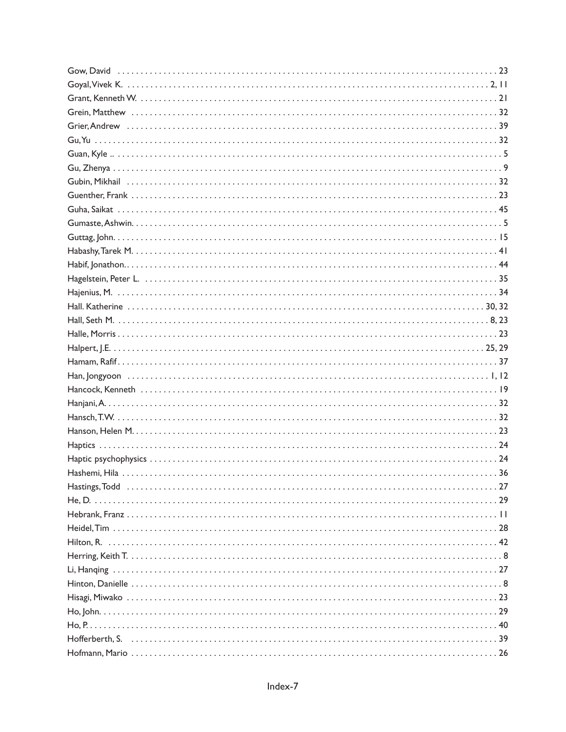Gow, David . . . . . . . . . . . . . . . . . . . . . . . . . . . . . . . . . . . . . . . . . . . . . . . . . . . . . . . . . . . . . . . . . . . . . . . . . 23
Goyal, Vivek K. . . . . . . . . . . . . . . . . . . . . . . . . . . . . . . . . . . . . . . . . . . . . . . . . . . . . . . . . . . . . . . . . . . . . . . . 2, 11
Grant, Kenneth W. . . . . . . . . . . . . . . . . . . . . . . . . . . . . . . . . . . . . . . . . . . . . . . . . . . . . . . . . . . . . . . . . . . . . . . 21
Grein, Matthew . . . . . . . . . . . . . . . . . . . . . . . . . . . . . . . . . . . . . . . . . . . . . . . . . . . . . . . . . . . . . . . . . . . . . . . 32
Grier, Andrew . . . . . . . . . . . . . . . . . . . . . . . . . . . . . . . . . . . . . . . . . . . . . . . . . . . . . . . . . . . . . . . . . . . . . . . . 39
Gu, Yu . . . . . . . . . . . . . . . . . . . . . . . . . . . . . . . . . . . . . . . . . . . . . . . . . . . . . . . . . . . . . . . . . . . . . . . . . . . . . 32
Guan, Kyle .. . . . . . . . . . . . . . . . . . . . . . . . . . . . . . . . . . . . . . . . . . . . . . . . . . . . . . . . . . . . . . . . . . . . . . . . . . 5
Gu, Zhenya . . . . . . . . . . . . . . . . . . . . . . . . . . . . . . . . . . . . . . . . . . . . . . . . . . . . . . . . . . . . . . . . . . . . . . . . . . 9
Gubin, Mikhail . . . . . . . . . . . . . . . . . . . . . . . . . . . . . . . . . . . . . . . . . . . . . . . . . . . . . . . . . . . . . . . . . . . . . . . 32
Guenther, Frank . . . . . . . . . . . . . . . . . . . . . . . . . . . . . . . . . . . . . . . . . . . . . . . . . . . . . . . . . . . . . . . . . . . . . . 23
Guha, Saikat . . . . . . . . . . . . . . . . . . . . . . . . . . . . . . . . . . . . . . . . . . . . . . . . . . . . . . . . . . . . . . . . . . . . . . . . . 45
Gumaste, Ashwin. . . . . . . . . . . . . . . . . . . . . . . . . . . . . . . . . . . . . . . . . . . . . . . . . . . . . . . . . . . . . . . . . . . . . . . 5
Guttag, John. . . . . . . . . . . . . . . . . . . . . . . . . . . . . . . . . . . . . . . . . . . . . . . . . . . . . . . . . . . . . . . . . . . . . . . . . 15
Habashy, Tarek M. . . . . . . . . . . . . . . . . . . . . . . . . . . . . . . . . . . . . . . . . . . . . . . . . . . . . . . . . . . . . . . . . . . . . 41
Habif, Jonathon.. . . . . . . . . . . . . . . . . . . . . . . . . . . . . . . . . . . . . . . . . . . . . . . . . . . . . . . . . . . . . . . . . . . . . . 44
Hagelstein, Peter L. . . . . . . . . . . . . . . . . . . . . . . . . . . . . . . . . . . . . . . . . . . . . . . . . . . . . . . . . . . . . . . . . . . . 35
Hajenius, M. . . . . . . . . . . . . . . . . . . . . . . . . . . . . . . . . . . . . . . . . . . . . . . . . . . . . . . . . . . . . . . . . . . . . . . . . . 34
Hall. Katherine . . . . . . . . . . . . . . . . . . . . . . . . . . . . . . . . . . . . . . . . . . . . . . . . . . . . . . . . . . . . . . . . . . . . 30, 32
Hall, Seth M. . . . . . . . . . . . . . . . . . . . . . . . . . . . . . . . . . . . . . . . . . . . . . . . . . . . . . . . . . . . . . . . . . . . . . . 8, 23
Halle, Morris . . . . . . . . . . . . . . . . . . . . . . . . . . . . . . . . . . . . . . . . . . . . . . . . . . . . . . . . . . . . . . . . . . . . . . . . 23
Halpert, J.E. . . . . . . . . . . . . . . . . . . . . . . . . . . . . . . . . . . . . . . . . . . . . . . . . . . . . . . . . . . . . . . . . . . . . . . 25, 29
Hamam, Rafif . . . . . . . . . . . . . . . . . . . . . . . . . . . . . . . . . . . . . . . . . . . . . . . . . . . . . . . . . . . . . . . . . . . . . . . . 37
Han, Jongyoon . . . . . . . . . . . . . . . . . . . . . . . . . . . . . . . . . . . . . . . . . . . . . . . . . . . . . . . . . . . . . . . . . . . . . . 1, 12
Hancock, Kenneth . . . . . . . . . . . . . . . . . . . . . . . . . . . . . . . . . . . . . . . . . . . . . . . . . . . . . . . . . . . . . . . . . . . . 19
Hanjani, A. . . . . . . . . . . . . . . . . . . . . . . . . . . . . . . . . . . . . . . . . . . . . . . . . . . . . . . . . . . . . . . . . . . . . . . . . . . 32
Hansch, T.W. . . . . . . . . . . . . . . . . . . . . . . . . . . . . . . . . . . . . . . . . . . . . . . . . . . . . . . . . . . . . . . . . . . . . . . . . 32
Hanson, Helen M. . . . . . . . . . . . . . . . . . . . . . . . . . . . . . . . . . . . . . . . . . . . . . . . . . . . . . . . . . . . . . . . . . . . . 23
Haptics . . . . . . . . . . . . . . . . . . . . . . . . . . . . . . . . . . . . . . . . . . . . . . . . . . . . . . . . . . . . . . . . . . . . . . . . . . . . 24
Haptic psychophysics . . . . . . . . . . . . . . . . . . . . . . . . . . . . . . . . . . . . . . . . . . . . . . . . . . . . . . . . . . . . . . . . . . 24
Hashemi, Hila . . . . . . . . . . . . . . . . . . . . . . . . . . . . . . . . . . . . . . . . . . . . . . . . . . . . . . . . . . . . . . . . . . . . . . . . 36
Hastings, Todd . . . . . . . . . . . . . . . . . . . . . . . . . . . . . . . . . . . . . . . . . . . . . . . . . . . . . . . . . . . . . . . . . . . . . . . 27
He, D. . . . . . . . . . . . . . . . . . . . . . . . . . . . . . . . . . . . . . . . . . . . . . . . . . . . . . . . . . . . . . . . . . . . . . . . . . . . . . 29
Hebrank, Franz . . . . . . . . . . . . . . . . . . . . . . . . . . . . . . . . . . . . . . . . . . . . . . . . . . . . . . . . . . . . . . . . . . . . . . . 11
Heidel, Tim . . . . . . . . . . . . . . . . . . . . . . . . . . . . . . . . . . . . . . . . . . . . . . . . . . . . . . . . . . . . . . . . . . . . . . . . . 28
Hilton, R. . . . . . . . . . . . . . . . . . . . . . . . . . . . . . . . . . . . . . . . . . . . . . . . . . . . . . . . . . . . . . . . . . . . . . . . . . . 42
Herring, Keith T. . . . . . . . . . . . . . . . . . . . . . . . . . . . . . . . . . . . . . . . . . . . . . . . . . . . . . . . . . . . . . . . . . . . . . . 8
Li, Hanqing . . . . . . . . . . . . . . . . . . . . . . . . . . . . . . . . . . . . . . . . . . . . . . . . . . . . . . . . . . . . . . . . . . . . . . . . . 27
Hinton, Danielle . . . . . . . . . . . . . . . . . . . . . . . . . . . . . . . . . . . . . . . . . . . . . . . . . . . . . . . . . . . . . . . . . . . . . . . 8
Hisagi, Miwako . . . . . . . . . . . . . . . . . . . . . . . . . . . . . . . . . . . . . . . . . . . . . . . . . . . . . . . . . . . . . . . . . . . . . . . 23
Ho, John. . . . . . . . . . . . . . . . . . . . . . . . . . . . . . . . . . . . . . . . . . . . . . . . . . . . . . . . . . . . . . . . . . . . . . . . . . . . 29
Ho, P. . . . . . . . . . . . . . . . . . . . . . . . . . . . . . . . . . . . . . . . . . . . . . . . . . . . . . . . . . . . . . . . . . . . . . . . . . . . . . 40
Hofferberth, S. . . . . . . . . . . . . . . . . . . . . . . . . . . . . . . . . . . . . . . . . . . . . . . . . . . . . . . . . . . . . . . . . . . . . . . . 39
Hofmann, Mario . . . . . . . . . . . . . . . . . . . . . . . . . . . . . . . . . . . . . . . . . . . . . . . . . . . . . . . . . . . . . . . . . . . . . . 26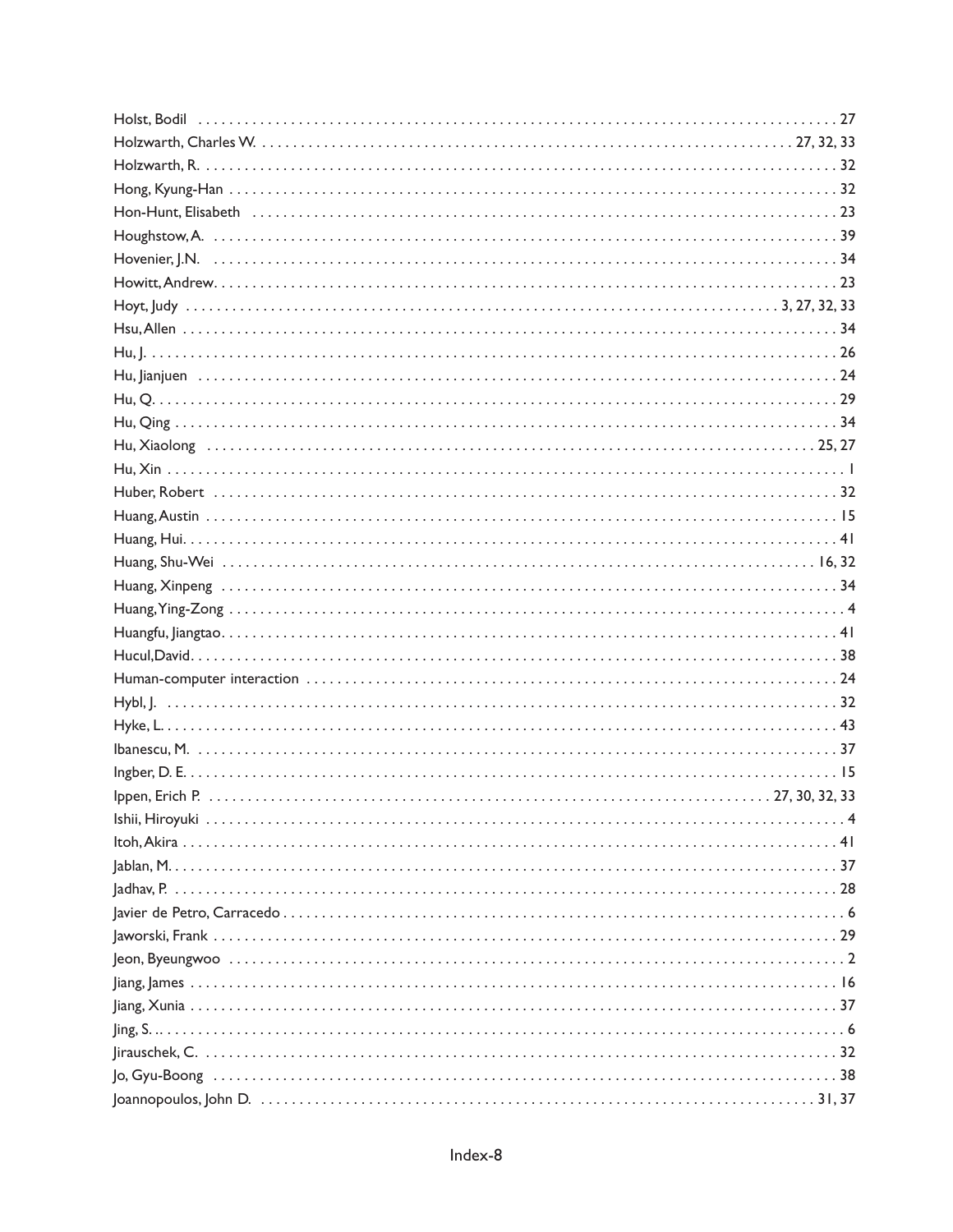Holst, Bodil . . . . . . . . . . . . . . . . . . . . . . . . . . . . . . . . . . . . . . . . . . . . . . . . . . . . . . . . . . . . . . . . . . 27

Holzwarth, Charles W. . . . . . . . . . . . . . . . . . . . . . . . . . . . . . . . . . . . . . . . . . . . . . . . . . . . . . 27, 32, 33

Holzwarth, R. . . . . . . . . . . . . . . . . . . . . . . . . . . . . . . . . . . . . . . . . . . . . . . . . . . . . . . . . . . . . . . . 32

Hong, Kyung-Han . . . . . . . . . . . . . . . . . . . . . . . . . . . . . . . . . . . . . . . . . . . . . . . . . . . . . . . . . . . . 32

Hon-Hunt, Elisabeth . . . . . . . . . . . . . . . . . . . . . . . . . . . . . . . . . . . . . . . . . . . . . . . . . . . . . . . . . 23

Houghstow, A. . . . . . . . . . . . . . . . . . . . . . . . . . . . . . . . . . . . . . . . . . . . . . . . . . . . . . . . . . . . . . . 39

Hovenier, J.N. . . . . . . . . . . . . . . . . . . . . . . . . . . . . . . . . . . . . . . . . . . . . . . . . . . . . . . . . . . . . . . 34

Howitt, Andrew. . . . . . . . . . . . . . . . . . . . . . . . . . . . . . . . . . . . . . . . . . . . . . . . . . . . . . . . . . . . . . 23

Hoyt, Judy . . . . . . . . . . . . . . . . . . . . . . . . . . . . . . . . . . . . . . . . . . . . . . . . . . . . . . . . . . 3, 27, 32, 33

Hsu, Allen . . . . . . . . . . . . . . . . . . . . . . . . . . . . . . . . . . . . . . . . . . . . . . . . . . . . . . . . . . . . . . . . . 34

Hu, J. . . . . . . . . . . . . . . . . . . . . . . . . . . . . . . . . . . . . . . . . . . . . . . . . . . . . . . . . . . . . . . . . . . . . 26

Hu, Jianjuen . . . . . . . . . . . . . . . . . . . . . . . . . . . . . . . . . . . . . . . . . . . . . . . . . . . . . . . . . . . . . . . 24

Hu, Q. . . . . . . . . . . . . . . . . . . . . . . . . . . . . . . . . . . . . . . . . . . . . . . . . . . . . . . . . . . . . . . . . . . . 29

Hu, Qing . . . . . . . . . . . . . . . . . . . . . . . . . . . . . . . . . . . . . . . . . . . . . . . . . . . . . . . . . . . . . . . . . . 34

Hu, Xiaolong . . . . . . . . . . . . . . . . . . . . . . . . . . . . . . . . . . . . . . . . . . . . . . . . . . . . . . . . . . . . 25, 27

Hu, Xin . . . . . . . . . . . . . . . . . . . . . . . . . . . . . . . . . . . . . . . . . . . . . . . . . . . . . . . . . . . . . . . . . . . 1

Huber, Robert . . . . . . . . . . . . . . . . . . . . . . . . . . . . . . . . . . . . . . . . . . . . . . . . . . . . . . . . . . . . . . 32

Huang, Austin . . . . . . . . . . . . . . . . . . . . . . . . . . . . . . . . . . . . . . . . . . . . . . . . . . . . . . . . . . . . . . 15

Huang, Hui. . . . . . . . . . . . . . . . . . . . . . . . . . . . . . . . . . . . . . . . . . . . . . . . . . . . . . . . . . . . . . . . . 41

Huang, Shu-Wei . . . . . . . . . . . . . . . . . . . . . . . . . . . . . . . . . . . . . . . . . . . . . . . . . . . . . . . . . . 16, 32

Huang, Xinpeng . . . . . . . . . . . . . . . . . . . . . . . . . . . . . . . . . . . . . . . . . . . . . . . . . . . . . . . . . . . . 34

Huang, Ying-Zong . . . . . . . . . . . . . . . . . . . . . . . . . . . . . . . . . . . . . . . . . . . . . . . . . . . . . . . . . . . 4

Huangfu, Jiangtao. . . . . . . . . . . . . . . . . . . . . . . . . . . . . . . . . . . . . . . . . . . . . . . . . . . . . . . . . . . 41

Hucul,David. . . . . . . . . . . . . . . . . . . . . . . . . . . . . . . . . . . . . . . . . . . . . . . . . . . . . . . . . . . . . . . 38

Human-computer interaction . . . . . . . . . . . . . . . . . . . . . . . . . . . . . . . . . . . . . . . . . . . . . . . . . . 24

Hybl, J. . . . . . . . . . . . . . . . . . . . . . . . . . . . . . . . . . . . . . . . . . . . . . . . . . . . . . . . . . . . . . . . . . . 32

Hyke, L. . . . . . . . . . . . . . . . . . . . . . . . . . . . . . . . . . . . . . . . . . . . . . . . . . . . . . . . . . . . . . . . . . . 43

Ibanescu, M. . . . . . . . . . . . . . . . . . . . . . . . . . . . . . . . . . . . . . . . . . . . . . . . . . . . . . . . . . . . . . . 37

Ingber, D. E. . . . . . . . . . . . . . . . . . . . . . . . . . . . . . . . . . . . . . . . . . . . . . . . . . . . . . . . . . . . . . . . 15

Ippen, Erich P. . . . . . . . . . . . . . . . . . . . . . . . . . . . . . . . . . . . . . . . . . . . . . . . . . . . . . . . 27, 30, 32, 33

Ishii, Hiroyuki . . . . . . . . . . . . . . . . . . . . . . . . . . . . . . . . . . . . . . . . . . . . . . . . . . . . . . . . . . . . . . . 4

Itoh, Akira . . . . . . . . . . . . . . . . . . . . . . . . . . . . . . . . . . . . . . . . . . . . . . . . . . . . . . . . . . . . . . . . . 41

Jablan, M. . . . . . . . . . . . . . . . . . . . . . . . . . . . . . . . . . . . . . . . . . . . . . . . . . . . . . . . . . . . . . . . . . 37

Jadhav, P. . . . . . . . . . . . . . . . . . . . . . . . . . . . . . . . . . . . . . . . . . . . . . . . . . . . . . . . . . . . . . . . . . 28

Javier de Petro, Carracedo . . . . . . . . . . . . . . . . . . . . . . . . . . . . . . . . . . . . . . . . . . . . . . . . . . . . . 6

Jaworski, Frank . . . . . . . . . . . . . . . . . . . . . . . . . . . . . . . . . . . . . . . . . . . . . . . . . . . . . . . . . . . . . 29

Jeon, Byeungwoo . . . . . . . . . . . . . . . . . . . . . . . . . . . . . . . . . . . . . . . . . . . . . . . . . . . . . . . . . . . . 2

Jiang, James . . . . . . . . . . . . . . . . . . . . . . . . . . . . . . . . . . . . . . . . . . . . . . . . . . . . . . . . . . . . . . . 16

Jiang, Xunia . . . . . . . . . . . . . . . . . . . . . . . . . . . . . . . . . . . . . . . . . . . . . . . . . . . . . . . . . . . . . . . 37

Jing, S.. . . . . . . . . . . . . . . . . . . . . . . . . . . . . . . . . . . . . . . . . . . . . . . . . . . . . . . . . . . . . . . . . . . . 6

Jirauschek, C. . . . . . . . . . . . . . . . . . . . . . . . . . . . . . . . . . . . . . . . . . . . . . . . . . . . . . . . . . . . . . . 32

Jo, Gyu-Boong . . . . . . . . . . . . . . . . . . . . . . . . . . . . . . . . . . . . . . . . . . . . . . . . . . . . . . . . . . . . . 38

Joannopoulos, John D. . . . . . . . . . . . . . . . . . . . . . . . . . . . . . . . . . . . . . . . . . . . . . . . . . . . . . 31, 37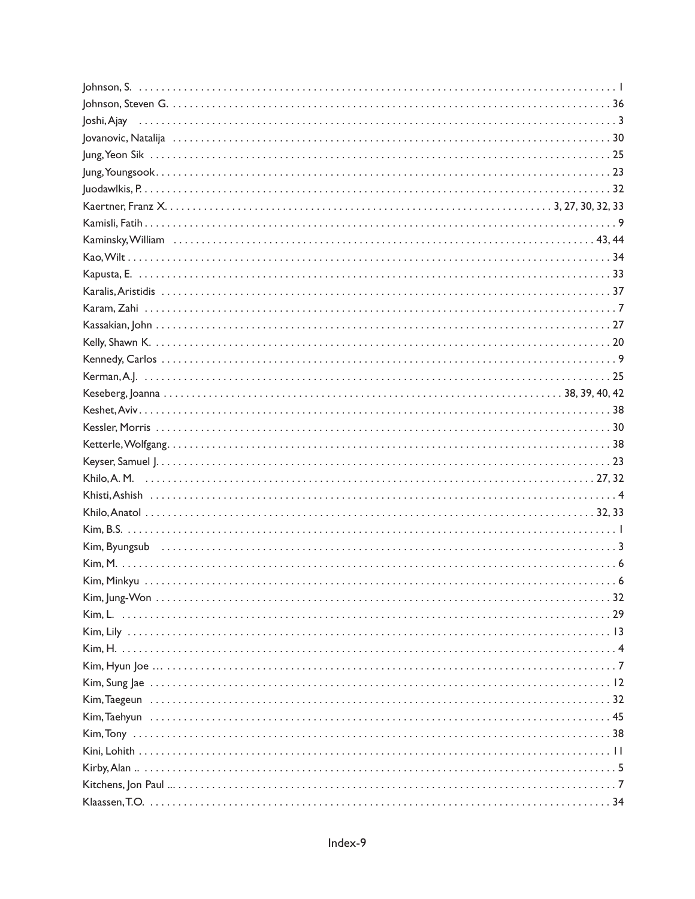Johnson, S. . . . . . . . . . . . . . . . . . . . . . . . . . . . . . . . . . . . . . . . . . . . . . . . . . . . . . . . . . . . . . . . . . . . . . . . . . 1
Johnson, Steven G. . . . . . . . . . . . . . . . . . . . . . . . . . . . . . . . . . . . . . . . . . . . . . . . . . . . . . . . . . . . . . . . . . . . . . . 36
Joshi, Ajay . . . . . . . . . . . . . . . . . . . . . . . . . . . . . . . . . . . . . . . . . . . . . . . . . . . . . . . . . . . . . . . . . . . . . . . . . . 3
Jovanovic, Natalija . . . . . . . . . . . . . . . . . . . . . . . . . . . . . . . . . . . . . . . . . . . . . . . . . . . . . . . . . . . . . . . . . . . 30
Jung, Yeon Sik . . . . . . . . . . . . . . . . . . . . . . . . . . . . . . . . . . . . . . . . . . . . . . . . . . . . . . . . . . . . . . . . . . . . . . 25
Jung, Youngsook . . . . . . . . . . . . . . . . . . . . . . . . . . . . . . . . . . . . . . . . . . . . . . . . . . . . . . . . . . . . . . . . . . . . 23
Juodawlkis, P. . . . . . . . . . . . . . . . . . . . . . . . . . . . . . . . . . . . . . . . . . . . . . . . . . . . . . . . . . . . . . . . . . . . . . . 32
Kaertner, Franz X. . . . . . . . . . . . . . . . . . . . . . . . . . . . . . . . . . . . . . . . . . . . . . . . . . . . . . . . 3, 27, 30, 32, 33
Kamisli, Fatih . . . . . . . . . . . . . . . . . . . . . . . . . . . . . . . . . . . . . . . . . . . . . . . . . . . . . . . . . . . . . . . . . . . . . . . . 9
Kaminsky, William . . . . . . . . . . . . . . . . . . . . . . . . . . . . . . . . . . . . . . . . . . . . . . . . . . . . . . . . . . . . . . . . . 43, 44
Kao, Wilt . . . . . . . . . . . . . . . . . . . . . . . . . . . . . . . . . . . . . . . . . . . . . . . . . . . . . . . . . . . . . . . . . . . . . . . . . . . 34
Kapusta, E. . . . . . . . . . . . . . . . . . . . . . . . . . . . . . . . . . . . . . . . . . . . . . . . . . . . . . . . . . . . . . . . . . . . . . . . . . 33
Karalis, Aristidis . . . . . . . . . . . . . . . . . . . . . . . . . . . . . . . . . . . . . . . . . . . . . . . . . . . . . . . . . . . . . . . . . . . . . 37
Karam, Zahi . . . . . . . . . . . . . . . . . . . . . . . . . . . . . . . . . . . . . . . . . . . . . . . . . . . . . . . . . . . . . . . . . . . . . . . . . . 7
Kassakian, John . . . . . . . . . . . . . . . . . . . . . . . . . . . . . . . . . . . . . . . . . . . . . . . . . . . . . . . . . . . . . . . . . . . . . 27
Kelly, Shawn K. . . . . . . . . . . . . . . . . . . . . . . . . . . . . . . . . . . . . . . . . . . . . . . . . . . . . . . . . . . . . . . . . . . . . . 20
Kennedy, Carlos . . . . . . . . . . . . . . . . . . . . . . . . . . . . . . . . . . . . . . . . . . . . . . . . . . . . . . . . . . . . . . . . . . . . . . 9
Kerman, A.J. . . . . . . . . . . . . . . . . . . . . . . . . . . . . . . . . . . . . . . . . . . . . . . . . . . . . . . . . . . . . . . . . . . . . . . . . 25
Keseberg, Joanna . . . . . . . . . . . . . . . . . . . . . . . . . . . . . . . . . . . . . . . . . . . . . . . . . . . . . . . . . . . 38, 39, 40, 42
Keshet, Aviv . . . . . . . . . . . . . . . . . . . . . . . . . . . . . . . . . . . . . . . . . . . . . . . . . . . . . . . . . . . . . . . . . . . . . . . . . 38
Kessler, Morris . . . . . . . . . . . . . . . . . . . . . . . . . . . . . . . . . . . . . . . . . . . . . . . . . . . . . . . . . . . . . . . . . . . . . . 30
Ketterle, Wolfgang . . . . . . . . . . . . . . . . . . . . . . . . . . . . . . . . . . . . . . . . . . . . . . . . . . . . . . . . . . . . . . . . . . . 38
Keyser, Samuel J. . . . . . . . . . . . . . . . . . . . . . . . . . . . . . . . . . . . . . . . . . . . . . . . . . . . . . . . . . . . . . . . . . . . . 23
Khilo, A. M. . . . . . . . . . . . . . . . . . . . . . . . . . . . . . . . . . . . . . . . . . . . . . . . . . . . . . . . . . . . . . . . . . . . . . . 27, 32
Khisti, Ashish . . . . . . . . . . . . . . . . . . . . . . . . . . . . . . . . . . . . . . . . . . . . . . . . . . . . . . . . . . . . . . . . . . . . . . . . 4
Khilo, Anatol . . . . . . . . . . . . . . . . . . . . . . . . . . . . . . . . . . . . . . . . . . . . . . . . . . . . . . . . . . . . . . . . . . . . . 32, 33
Kim, B.S. . . . . . . . . . . . . . . . . . . . . . . . . . . . . . . . . . . . . . . . . . . . . . . . . . . . . . . . . . . . . . . . . . . . . . . . . . . . 1
Kim, Byungsub . . . . . . . . . . . . . . . . . . . . . . . . . . . . . . . . . . . . . . . . . . . . . . . . . . . . . . . . . . . . . . . . . . . . . . 3
Kim, M. . . . . . . . . . . . . . . . . . . . . . . . . . . . . . . . . . . . . . . . . . . . . . . . . . . . . . . . . . . . . . . . . . . . . . . . . . . . . 6
Kim, Minkyu . . . . . . . . . . . . . . . . . . . . . . . . . . . . . . . . . . . . . . . . . . . . . . . . . . . . . . . . . . . . . . . . . . . . . . . . . 6
Kim, Jung-Won . . . . . . . . . . . . . . . . . . . . . . . . . . . . . . . . . . . . . . . . . . . . . . . . . . . . . . . . . . . . . . . . . . . . . . 32
Kim, L. . . . . . . . . . . . . . . . . . . . . . . . . . . . . . . . . . . . . . . . . . . . . . . . . . . . . . . . . . . . . . . . . . . . . . . . . . . . . 29
Kim, Lily . . . . . . . . . . . . . . . . . . . . . . . . . . . . . . . . . . . . . . . . . . . . . . . . . . . . . . . . . . . . . . . . . . . . . . . . . . . 13
Kim, H. . . . . . . . . . . . . . . . . . . . . . . . . . . . . . . . . . . . . . . . . . . . . . . . . . . . . . . . . . . . . . . . . . . . . . . . . . . . . 4
Kim, Hyun Joe ... . . . . . . . . . . . . . . . . . . . . . . . . . . . . . . . . . . . . . . . . . . . . . . . . . . . . . . . . . . . . . . . . . . . . 7
Kim, Sung Jae . . . . . . . . . . . . . . . . . . . . . . . . . . . . . . . . . . . . . . . . . . . . . . . . . . . . . . . . . . . . . . . . . . . . . . 12
Kim, Taegeun . . . . . . . . . . . . . . . . . . . . . . . . . . . . . . . . . . . . . . . . . . . . . . . . . . . . . . . . . . . . . . . . . . . . . . . 32
Kim, Taehyun . . . . . . . . . . . . . . . . . . . . . . . . . . . . . . . . . . . . . . . . . . . . . . . . . . . . . . . . . . . . . . . . . . . . . . . 45
Kim, Tony . . . . . . . . . . . . . . . . . . . . . . . . . . . . . . . . . . . . . . . . . . . . . . . . . . . . . . . . . . . . . . . . . . . . . . . . . . 38
Kini, Lohith . . . . . . . . . . . . . . . . . . . . . . . . . . . . . . . . . . . . . . . . . . . . . . . . . . . . . . . . . . . . . . . . . . . . . . . . . 11
Kirby, Alan .. . . . . . . . . . . . . . . . . . . . . . . . . . . . . . . . . . . . . . . . . . . . . . . . . . . . . . . . . . . . . . . . . . . . . . . . . 5
Kitchens, Jon Paul ... . . . . . . . . . . . . . . . . . . . . . . . . . . . . . . . . . . . . . . . . . . . . . . . . . . . . . . . . . . . . . . . . . 7
Klaassen, T.O. . . . . . . . . . . . . . . . . . . . . . . . . . . . . . . . . . . . . . . . . . . . . . . . . . . . . . . . . . . . . . . . . . . . . . . 34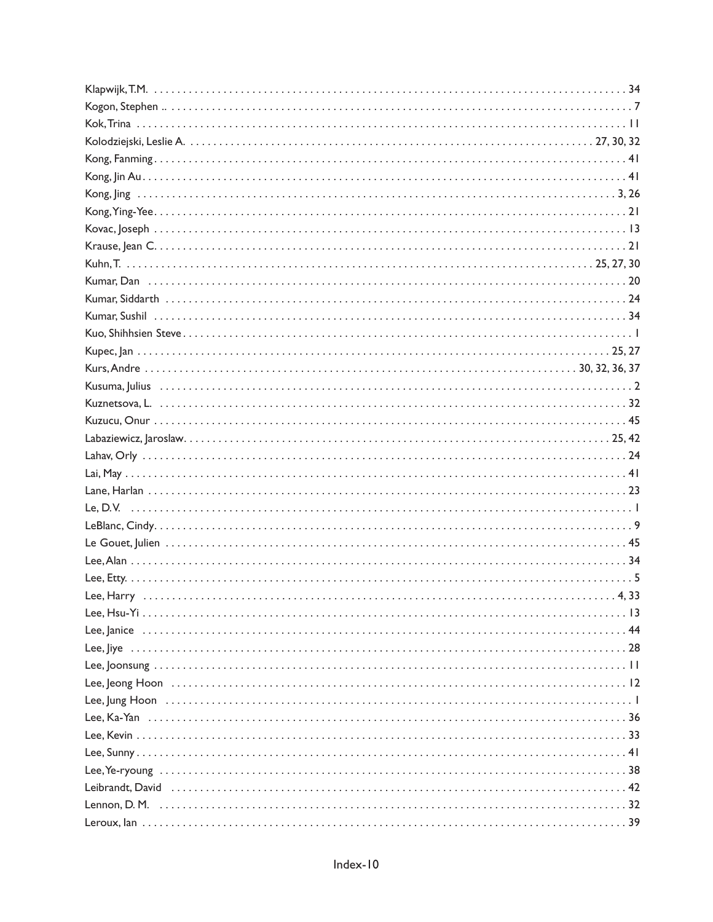Klapwijk, T.M. . . . . . . . . . . . . . . . . . . . . . . . . . . . . . . . . . . . . . . . . . . . . . . . . . . . . . . . . . . . . . . . . . . . . . . . . . . . . . . 34
Kogon, Stephen .. . . . . . . . . . . . . . . . . . . . . . . . . . . . . . . . . . . . . . . . . . . . . . . . . . . . . . . . . . . . . . . . . . . . . . . . . . . . . . . 7
Kok, Trina . . . . . . . . . . . . . . . . . . . . . . . . . . . . . . . . . . . . . . . . . . . . . . . . . . . . . . . . . . . . . . . . . . . . . . . . . . . . . . . . . . 11
Kolodziejski, Leslie A. . . . . . . . . . . . . . . . . . . . . . . . . . . . . . . . . . . . . . . . . . . . . . . . . . . . . . . . . . . . . 27, 30, 32
Kong, Fanming . . . . . . . . . . . . . . . . . . . . . . . . . . . . . . . . . . . . . . . . . . . . . . . . . . . . . . . . . . . . . . . . . . . . . . . . . . . 41
Kong, Jin Au . . . . . . . . . . . . . . . . . . . . . . . . . . . . . . . . . . . . . . . . . . . . . . . . . . . . . . . . . . . . . . . . . . . . . . . . . . . . . 41
Kong, Jing . . . . . . . . . . . . . . . . . . . . . . . . . . . . . . . . . . . . . . . . . . . . . . . . . . . . . . . . . . . . . . . . . . . . . . . . . . . . 3, 26
Kong, Ying-Yee . . . . . . . . . . . . . . . . . . . . . . . . . . . . . . . . . . . . . . . . . . . . . . . . . . . . . . . . . . . . . . . . . . . . . . . . . . . 21
Kovac, Joseph . . . . . . . . . . . . . . . . . . . . . . . . . . . . . . . . . . . . . . . . . . . . . . . . . . . . . . . . . . . . . . . . . . . . . . . . . . . 13
Krause, Jean C. . . . . . . . . . . . . . . . . . . . . . . . . . . . . . . . . . . . . . . . . . . . . . . . . . . . . . . . . . . . . . . . . . . . . . . . . . . 21
Kuhn, T. . . . . . . . . . . . . . . . . . . . . . . . . . . . . . . . . . . . . . . . . . . . . . . . . . . . . . . . . . . . . . . . . . . . . . . . . . 25, 27, 30
Kumar, Dan . . . . . . . . . . . . . . . . . . . . . . . . . . . . . . . . . . . . . . . . . . . . . . . . . . . . . . . . . . . . . . . . . . . . . . . . . . . . . 20
Kumar, Siddarth . . . . . . . . . . . . . . . . . . . . . . . . . . . . . . . . . . . . . . . . . . . . . . . . . . . . . . . . . . . . . . . . . . . . . . . . . 24
Kumar, Sushil . . . . . . . . . . . . . . . . . . . . . . . . . . . . . . . . . . . . . . . . . . . . . . . . . . . . . . . . . . . . . . . . . . . . . . . . . . . 34
Kuo, Shihhsien Steve . . . . . . . . . . . . . . . . . . . . . . . . . . . . . . . . . . . . . . . . . . . . . . . . . . . . . . . . . . . . . . . . . . . . . . 1
Kupec, Jan . . . . . . . . . . . . . . . . . . . . . . . . . . . . . . . . . . . . . . . . . . . . . . . . . . . . . . . . . . . . . . . . . . . . . . . . . . . 25, 27
Kurs, Andre . . . . . . . . . . . . . . . . . . . . . . . . . . . . . . . . . . . . . . . . . . . . . . . . . . . . . . . . . . . . . . . . . . . 30, 32, 36, 37
Kusuma, Julius . . . . . . . . . . . . . . . . . . . . . . . . . . . . . . . . . . . . . . . . . . . . . . . . . . . . . . . . . . . . . . . . . . . . . . . . . . . 2
Kuznetsova, L. . . . . . . . . . . . . . . . . . . . . . . . . . . . . . . . . . . . . . . . . . . . . . . . . . . . . . . . . . . . . . . . . . . . . . . . . . . 32
Kuzucu, Onur . . . . . . . . . . . . . . . . . . . . . . . . . . . . . . . . . . . . . . . . . . . . . . . . . . . . . . . . . . . . . . . . . . . . . . . . . . . 45
Labaziewicz, Jaroslaw. . . . . . . . . . . . . . . . . . . . . . . . . . . . . . . . . . . . . . . . . . . . . . . . . . . . . . . . . . . . . . . . . . 25, 42
Lahav, Orly . . . . . . . . . . . . . . . . . . . . . . . . . . . . . . . . . . . . . . . . . . . . . . . . . . . . . . . . . . . . . . . . . . . . . . . . . . . . . 24
Lai, May . . . . . . . . . . . . . . . . . . . . . . . . . . . . . . . . . . . . . . . . . . . . . . . . . . . . . . . . . . . . . . . . . . . . . . . . . . . . . . . 41
Lane, Harlan . . . . . . . . . . . . . . . . . . . . . . . . . . . . . . . . . . . . . . . . . . . . . . . . . . . . . . . . . . . . . . . . . . . . . . . . . . . . 23
Le, D.V. . . . . . . . . . . . . . . . . . . . . . . . . . . . . . . . . . . . . . . . . . . . . . . . . . . . . . . . . . . . . . . . . . . . . . . . . . . . . . . . . 1
LeBlanc, Cindy. . . . . . . . . . . . . . . . . . . . . . . . . . . . . . . . . . . . . . . . . . . . . . . . . . . . . . . . . . . . . . . . . . . . . . . . . . . 9
Le Gouet, Julien . . . . . . . . . . . . . . . . . . . . . . . . . . . . . . . . . . . . . . . . . . . . . . . . . . . . . . . . . . . . . . . . . . . . . . . . . 45
Lee, Alan . . . . . . . . . . . . . . . . . . . . . . . . . . . . . . . . . . . . . . . . . . . . . . . . . . . . . . . . . . . . . . . . . . . . . . . . . . . . . . 34
Lee, Etty. . . . . . . . . . . . . . . . . . . . . . . . . . . . . . . . . . . . . . . . . . . . . . . . . . . . . . . . . . . . . . . . . . . . . . . . . . . . . . . . 5
Lee, Harry . . . . . . . . . . . . . . . . . . . . . . . . . . . . . . . . . . . . . . . . . . . . . . . . . . . . . . . . . . . . . . . . . . . . . . . . . . . . 4, 33
Lee, Hsu-Yi . . . . . . . . . . . . . . . . . . . . . . . . . . . . . . . . . . . . . . . . . . . . . . . . . . . . . . . . . . . . . . . . . . . . . . . . . . . . . 13
Lee, Janice . . . . . . . . . . . . . . . . . . . . . . . . . . . . . . . . . . . . . . . . . . . . . . . . . . . . . . . . . . . . . . . . . . . . . . . . . . . . . 44
Lee, Jiye . . . . . . . . . . . . . . . . . . . . . . . . . . . . . . . . . . . . . . . . . . . . . . . . . . . . . . . . . . . . . . . . . . . . . . . . . . . . . . . 28
Lee, Joonsung . . . . . . . . . . . . . . . . . . . . . . . . . . . . . . . . . . . . . . . . . . . . . . . . . . . . . . . . . . . . . . . . . . . . . . . . . . . 11
Lee, Jeong Hoon . . . . . . . . . . . . . . . . . . . . . . . . . . . . . . . . . . . . . . . . . . . . . . . . . . . . . . . . . . . . . . . . . . . . . . . . 12
Lee, Jung Hoon . . . . . . . . . . . . . . . . . . . . . . . . . . . . . . . . . . . . . . . . . . . . . . . . . . . . . . . . . . . . . . . . . . . . . . . . . . 1
Lee, Ka-Yan . . . . . . . . . . . . . . . . . . . . . . . . . . . . . . . . . . . . . . . . . . . . . . . . . . . . . . . . . . . . . . . . . . . . . . . . . . . . 36
Lee, Kevin . . . . . . . . . . . . . . . . . . . . . . . . . . . . . . . . . . . . . . . . . . . . . . . . . . . . . . . . . . . . . . . . . . . . . . . . . . . . . 33
Lee, Sunny . . . . . . . . . . . . . . . . . . . . . . . . . . . . . . . . . . . . . . . . . . . . . . . . . . . . . . . . . . . . . . . . . . . . . . . . . . . . . 41
Lee, Ye-ryoung . . . . . . . . . . . . . . . . . . . . . . . . . . . . . . . . . . . . . . . . . . . . . . . . . . . . . . . . . . . . . . . . . . . . . . . . . 38
Leibrandt, David . . . . . . . . . . . . . . . . . . . . . . . . . . . . . . . . . . . . . . . . . . . . . . . . . . . . . . . . . . . . . . . . . . . . . . . . 42
Lennon, D. M. . . . . . . . . . . . . . . . . . . . . . . . . . . . . . . . . . . . . . . . . . . . . . . . . . . . . . . . . . . . . . . . . . . . . . . . . . . 32
Leroux, Ian . . . . . . . . . . . . . . . . . . . . . . . . . . . . . . . . . . . . . . . . . . . . . . . . . . . . . . . . . . . . . . . . . . . . . . . . . . . . . 39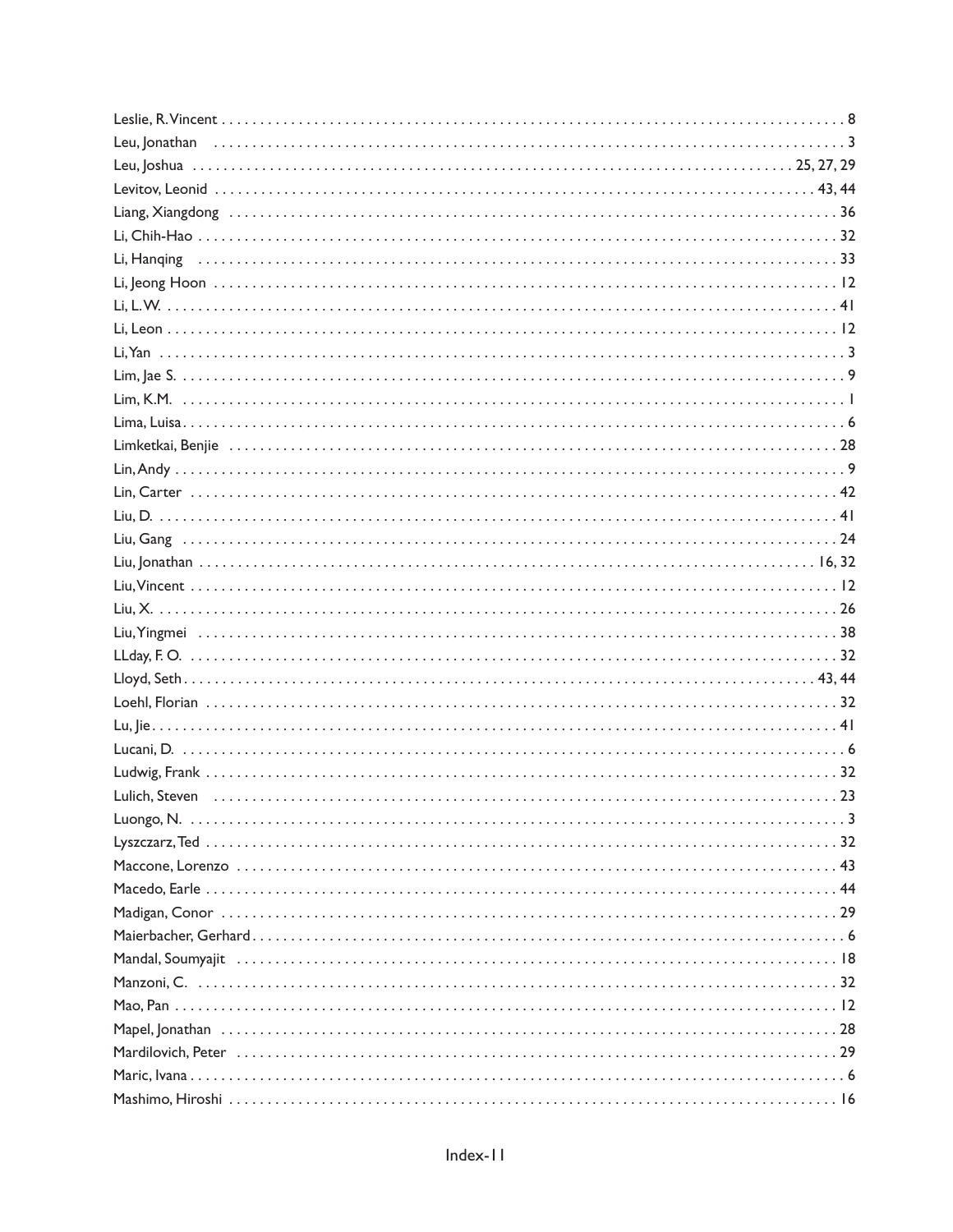Leslie, R. Vincent . . . . . . . . . . . . . . . . . . . . . . . . . . . . . . . . . . . . . . . . . . . . . . . . . . . . . . . . . . . . . . . . . . . . . . . . . . . 8
Leu, Jonathan . . . . . . . . . . . . . . . . . . . . . . . . . . . . . . . . . . . . . . . . . . . . . . . . . . . . . . . . . . . . . . . . . . . . . . . . . . . . . . . 3
Leu, Joshua . . . . . . . . . . . . . . . . . . . . . . . . . . . . . . . . . . . . . . . . . . . . . . . . . . . . . . . . . . . . . . . . . . . . . . . . . 25, 27, 29
Levitov, Leonid . . . . . . . . . . . . . . . . . . . . . . . . . . . . . . . . . . . . . . . . . . . . . . . . . . . . . . . . . . . . . . . . . . . . . . . . . . . 43, 44
Liang, Xiangdong . . . . . . . . . . . . . . . . . . . . . . . . . . . . . . . . . . . . . . . . . . . . . . . . . . . . . . . . . . . . . . . . . . . . . . . . . . . . 36
Li, Chih-Hao . . . . . . . . . . . . . . . . . . . . . . . . . . . . . . . . . . . . . . . . . . . . . . . . . . . . . . . . . . . . . . . . . . . . . . . . . . . . . . . 32
Li, Hanqing . . . . . . . . . . . . . . . . . . . . . . . . . . . . . . . . . . . . . . . . . . . . . . . . . . . . . . . . . . . . . . . . . . . . . . . . . . . . . . . . 33
Li, Jeong Hoon . . . . . . . . . . . . . . . . . . . . . . . . . . . . . . . . . . . . . . . . . . . . . . . . . . . . . . . . . . . . . . . . . . . . . . . . . . . . . . 12
Li, L.W. . . . . . . . . . . . . . . . . . . . . . . . . . . . . . . . . . . . . . . . . . . . . . . . . . . . . . . . . . . . . . . . . . . . . . . . . . . . . . . . . . . 41
Li, Leon . . . . . . . . . . . . . . . . . . . . . . . . . . . . . . . . . . . . . . . . . . . . . . . . . . . . . . . . . . . . . . . . . . . . . . . . . . . . . . . . . . . 12
Li, Yan . . . . . . . . . . . . . . . . . . . . . . . . . . . . . . . . . . . . . . . . . . . . . . . . . . . . . . . . . . . . . . . . . . . . . . . . . . . . . . . . . . . . . 3
Lim, Jae S. . . . . . . . . . . . . . . . . . . . . . . . . . . . . . . . . . . . . . . . . . . . . . . . . . . . . . . . . . . . . . . . . . . . . . . . . . . . . . . . . . 9
Lim, K.M. . . . . . . . . . . . . . . . . . . . . . . . . . . . . . . . . . . . . . . . . . . . . . . . . . . . . . . . . . . . . . . . . . . . . . . . . . . . . . . . . . . 1
Lima, Luisa . . . . . . . . . . . . . . . . . . . . . . . . . . . . . . . . . . . . . . . . . . . . . . . . . . . . . . . . . . . . . . . . . . . . . . . . . . . . . . . . . 6
Limketkai, Benjie . . . . . . . . . . . . . . . . . . . . . . . . . . . . . . . . . . . . . . . . . . . . . . . . . . . . . . . . . . . . . . . . . . . . . . . . . . . . 28
Lin, Andy . . . . . . . . . . . . . . . . . . . . . . . . . . . . . . . . . . . . . . . . . . . . . . . . . . . . . . . . . . . . . . . . . . . . . . . . . . . . . . . . . . 9
Lin, Carter . . . . . . . . . . . . . . . . . . . . . . . . . . . . . . . . . . . . . . . . . . . . . . . . . . . . . . . . . . . . . . . . . . . . . . . . . . . . . . . . . 42
Liu, D. . . . . . . . . . . . . . . . . . . . . . . . . . . . . . . . . . . . . . . . . . . . . . . . . . . . . . . . . . . . . . . . . . . . . . . . . . . . . . . . . . . . 41
Liu, Gang . . . . . . . . . . . . . . . . . . . . . . . . . . . . . . . . . . . . . . . . . . . . . . . . . . . . . . . . . . . . . . . . . . . . . . . . . . . . . . . . . . 24
Liu, Jonathan . . . . . . . . . . . . . . . . . . . . . . . . . . . . . . . . . . . . . . . . . . . . . . . . . . . . . . . . . . . . . . . . . . . . . . . . . . . . . 16, 32
Liu, Vincent . . . . . . . . . . . . . . . . . . . . . . . . . . . . . . . . . . . . . . . . . . . . . . . . . . . . . . . . . . . . . . . . . . . . . . . . . . . . . . . . 12
Liu, X. . . . . . . . . . . . . . . . . . . . . . . . . . . . . . . . . . . . . . . . . . . . . . . . . . . . . . . . . . . . . . . . . . . . . . . . . . . . . . . . . . . . 26
Liu, Yingmei . . . . . . . . . . . . . . . . . . . . . . . . . . . . . . . . . . . . . . . . . . . . . . . . . . . . . . . . . . . . . . . . . . . . . . . . . . . . . . . 38
LLday, F. O. . . . . . . . . . . . . . . . . . . . . . . . . . . . . . . . . . . . . . . . . . . . . . . . . . . . . . . . . . . . . . . . . . . . . . . . . . . . . . . . 32
Lloyd, Seth . . . . . . . . . . . . . . . . . . . . . . . . . . . . . . . . . . . . . . . . . . . . . . . . . . . . . . . . . . . . . . . . . . . . . . . . . . . . . 43, 44
Loehl, Florian . . . . . . . . . . . . . . . . . . . . . . . . . . . . . . . . . . . . . . . . . . . . . . . . . . . . . . . . . . . . . . . . . . . . . . . . . . . . . 32
Lu, Jie . . . . . . . . . . . . . . . . . . . . . . . . . . . . . . . . . . . . . . . . . . . . . . . . . . . . . . . . . . . . . . . . . . . . . . . . . . . . . . . . . . . 41
Lucani, D. . . . . . . . . . . . . . . . . . . . . . . . . . . . . . . . . . . . . . . . . . . . . . . . . . . . . . . . . . . . . . . . . . . . . . . . . . . . . . . . . . 6
Ludwig, Frank . . . . . . . . . . . . . . . . . . . . . . . . . . . . . . . . . . . . . . . . . . . . . . . . . . . . . . . . . . . . . . . . . . . . . . . . . . . . . 32
Lulich, Steven . . . . . . . . . . . . . . . . . . . . . . . . . . . . . . . . . . . . . . . . . . . . . . . . . . . . . . . . . . . . . . . . . . . . . . . . . . . . . 23
Luongo, N. . . . . . . . . . . . . . . . . . . . . . . . . . . . . . . . . . . . . . . . . . . . . . . . . . . . . . . . . . . . . . . . . . . . . . . . . . . . . . . . . . 3
Lyszczarz, Ted . . . . . . . . . . . . . . . . . . . . . . . . . . . . . . . . . . . . . . . . . . . . . . . . . . . . . . . . . . . . . . . . . . . . . . . . . . . . . 32
Maccone, Lorenzo . . . . . . . . . . . . . . . . . . . . . . . . . . . . . . . . . . . . . . . . . . . . . . . . . . . . . . . . . . . . . . . . . . . . . . . . . . 43
Macedo, Earle . . . . . . . . . . . . . . . . . . . . . . . . . . . . . . . . . . . . . . . . . . . . . . . . . . . . . . . . . . . . . . . . . . . . . . . . . . . . . 44
Madigan, Conor . . . . . . . . . . . . . . . . . . . . . . . . . . . . . . . . . . . . . . . . . . . . . . . . . . . . . . . . . . . . . . . . . . . . . . . . . . . . 29
Maierbacher, Gerhard . . . . . . . . . . . . . . . . . . . . . . . . . . . . . . . . . . . . . . . . . . . . . . . . . . . . . . . . . . . . . . . . . . . . . . . . 6
Mandal, Soumyajit . . . . . . . . . . . . . . . . . . . . . . . . . . . . . . . . . . . . . . . . . . . . . . . . . . . . . . . . . . . . . . . . . . . . . . . . . . 18
Manzoni, C. . . . . . . . . . . . . . . . . . . . . . . . . . . . . . . . . . . . . . . . . . . . . . . . . . . . . . . . . . . . . . . . . . . . . . . . . . . . . . . . 32
Mao, Pan . . . . . . . . . . . . . . . . . . . . . . . . . . . . . . . . . . . . . . . . . . . . . . . . . . . . . . . . . . . . . . . . . . . . . . . . . . . . . . . . . 12
Mapel, Jonathan . . . . . . . . . . . . . . . . . . . . . . . . . . . . . . . . . . . . . . . . . . . . . . . . . . . . . . . . . . . . . . . . . . . . . . . . . . . 28
Mardilovich, Peter . . . . . . . . . . . . . . . . . . . . . . . . . . . . . . . . . . . . . . . . . . . . . . . . . . . . . . . . . . . . . . . . . . . . . . . . . . 29
Maric, Ivana . . . . . . . . . . . . . . . . . . . . . . . . . . . . . . . . . . . . . . . . . . . . . . . . . . . . . . . . . . . . . . . . . . . . . . . . . . . . . . . . 6
Mashimo, Hiroshi . . . . . . . . . . . . . . . . . . . . . . . . . . . . . . . . . . . . . . . . . . . . . . . . . . . . . . . . . . . . . . . . . . . . . . . . . . 16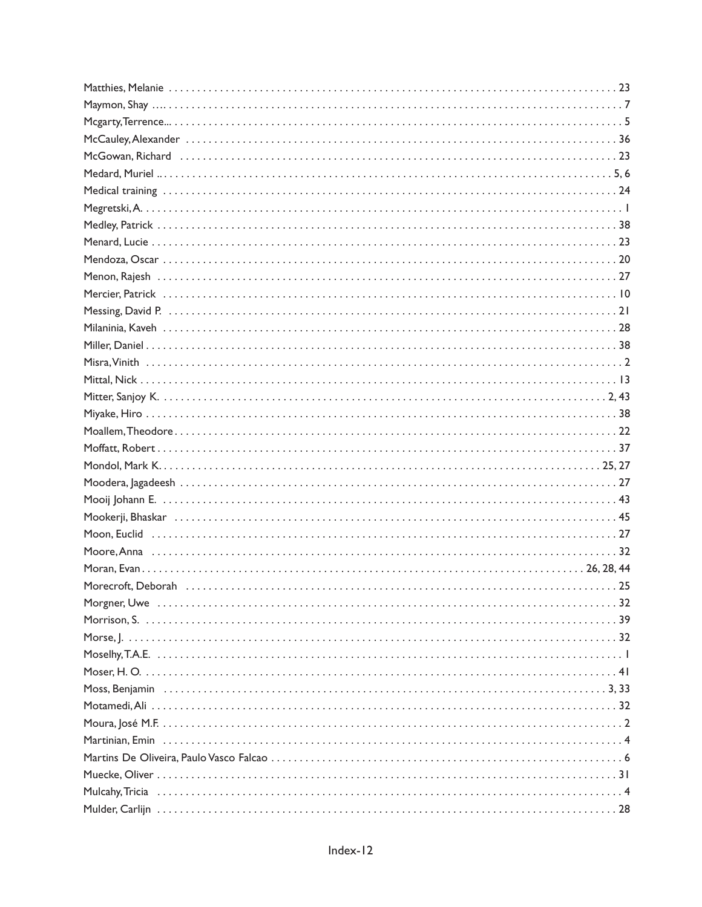Matthies, Melanie . . . . . . . . . . 23
Maymon, Shay . . . . . . . . . . 7
Mcgarty, Terrence . . . . . . . . . . 5
McCauley, Alexander . . . . . . . . . . 36
McGowan, Richard . . . . . . . . . . 23
Medard, Muriel . . . . . . . . . . 5, 6
Medical training . . . . . . . . . . 24
Megretski, A. . . . . . . . . . . 1
Medley, Patrick . . . . . . . . . . 38
Menard, Lucie . . . . . . . . . . 23
Mendoza, Oscar . . . . . . . . . . 20
Menon, Rajesh . . . . . . . . . . 27
Mercier, Patrick . . . . . . . . . . 10
Messing, David P. . . . . . . . . . . 21
Milaninia, Kaveh . . . . . . . . . . 28
Miller, Daniel . . . . . . . . . . 38
Misra, Vinith . . . . . . . . . . 2
Mittal, Nick . . . . . . . . . . 13
Mitter, Sanjoy K. . . . . . . . . . . 2, 43
Miyake, Hiro . . . . . . . . . . 38
Moallem, Theodore . . . . . . . . . . 22
Moffatt, Robert . . . . . . . . . . 37
Mondol, Mark K. . . . . . . . . . . 25, 27
Moodera, Jagadeesh . . . . . . . . . . 27
Mooij Johann E. . . . . . . . . . . 43
Mookerji, Bhaskar . . . . . . . . . . 45
Moon, Euclid . . . . . . . . . . 27
Moore, Anna . . . . . . . . . . 32
Moran, Evan . . . . . . . . . . 26, 28, 44
Morecroft, Deborah . . . . . . . . . . 25
Morgner, Uwe . . . . . . . . . . 32
Morrison, S. . . . . . . . . . . 39
Morse, J. . . . . . . . . . . 32
Moselhy, T.A.E. . . . . . . . . . . 1
Moser, H. O. . . . . . . . . . . 41
Moss, Benjamin . . . . . . . . . . 3, 33
Motamedi, Ali . . . . . . . . . . 32
Moura, José M.F. . . . . . . . . . . 2
Martinian, Emin . . . . . . . . . . 4
Martins De Oliveira, Paulo Vasco Falcao . . . . . . . . . . 6
Muecke, Oliver . . . . . . . . . . 31
Mulcahy, Tricia . . . . . . . . . . 4
Mulder, Carlijn . . . . . . . . . . 28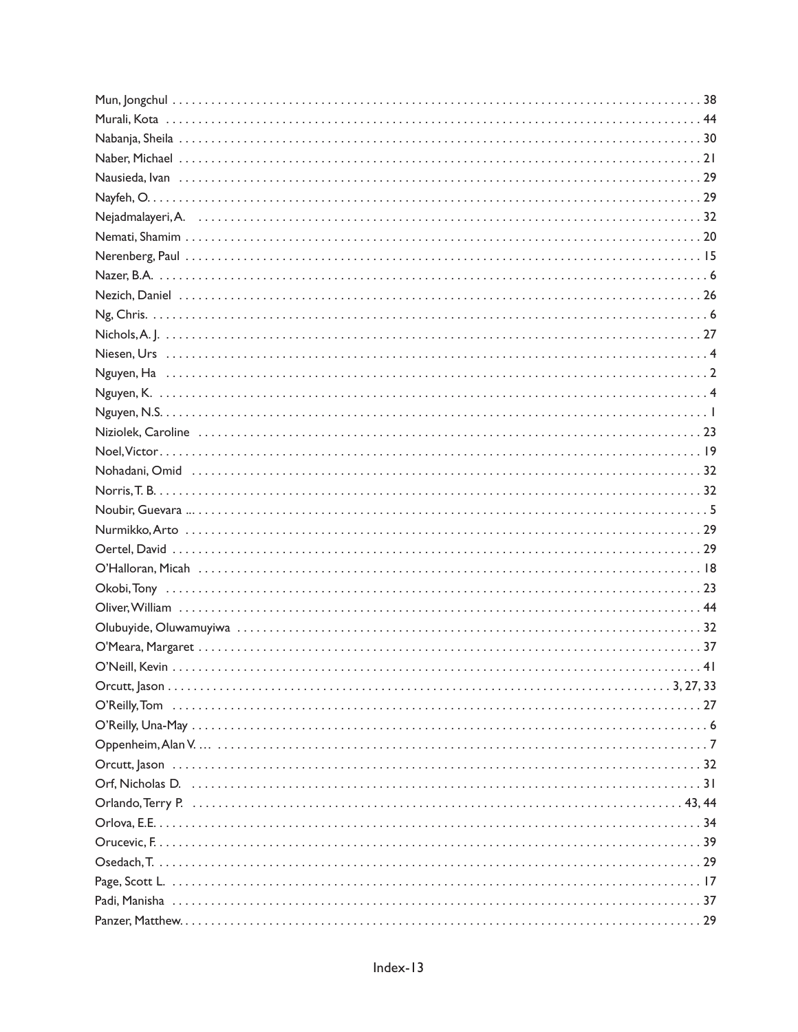Mun, Jongchul . . . . . . . . . . . . . . . . . . . . . . . . . . . . . . . . . . . . . . . . . . . . . . . . . . . . . . . . . . . . . . . . . . . . . . . . . . . 38
Murali, Kota . . . . . . . . . . . . . . . . . . . . . . . . . . . . . . . . . . . . . . . . . . . . . . . . . . . . . . . . . . . . . . . . . . . . . . . . . . . . 44
Nabanja, Sheila . . . . . . . . . . . . . . . . . . . . . . . . . . . . . . . . . . . . . . . . . . . . . . . . . . . . . . . . . . . . . . . . . . . . . . . . . 30
Naber, Michael . . . . . . . . . . . . . . . . . . . . . . . . . . . . . . . . . . . . . . . . . . . . . . . . . . . . . . . . . . . . . . . . . . . . . . . . . 21
Nausieda, Ivan . . . . . . . . . . . . . . . . . . . . . . . . . . . . . . . . . . . . . . . . . . . . . . . . . . . . . . . . . . . . . . . . . . . . . . . . . 29
Nayfeh, O. . . . . . . . . . . . . . . . . . . . . . . . . . . . . . . . . . . . . . . . . . . . . . . . . . . . . . . . . . . . . . . . . . . . . . . . . . . . . 29
Nejadmalayeri, A. . . . . . . . . . . . . . . . . . . . . . . . . . . . . . . . . . . . . . . . . . . . . . . . . . . . . . . . . . . . . . . . . . . . . . 32
Nemati, Shamim . . . . . . . . . . . . . . . . . . . . . . . . . . . . . . . . . . . . . . . . . . . . . . . . . . . . . . . . . . . . . . . . . . . . . . . 20
Nerenberg, Paul . . . . . . . . . . . . . . . . . . . . . . . . . . . . . . . . . . . . . . . . . . . . . . . . . . . . . . . . . . . . . . . . . . . . . . . 15
Nazer, B.A. . . . . . . . . . . . . . . . . . . . . . . . . . . . . . . . . . . . . . . . . . . . . . . . . . . . . . . . . . . . . . . . . . . . . . . . . . . . 6
Nezich, Daniel . . . . . . . . . . . . . . . . . . . . . . . . . . . . . . . . . . . . . . . . . . . . . . . . . . . . . . . . . . . . . . . . . . . . . . . . 26
Ng, Chris. . . . . . . . . . . . . . . . . . . . . . . . . . . . . . . . . . . . . . . . . . . . . . . . . . . . . . . . . . . . . . . . . . . . . . . . . . . . . 6
Nichols, A. J. . . . . . . . . . . . . . . . . . . . . . . . . . . . . . . . . . . . . . . . . . . . . . . . . . . . . . . . . . . . . . . . . . . . . . . . . . 27
Niesen, Urs . . . . . . . . . . . . . . . . . . . . . . . . . . . . . . . . . . . . . . . . . . . . . . . . . . . . . . . . . . . . . . . . . . . . . . . . . . . 4
Nguyen, Ha . . . . . . . . . . . . . . . . . . . . . . . . . . . . . . . . . . . . . . . . . . . . . . . . . . . . . . . . . . . . . . . . . . . . . . . . . . . 2
Nguyen, K. . . . . . . . . . . . . . . . . . . . . . . . . . . . . . . . . . . . . . . . . . . . . . . . . . . . . . . . . . . . . . . . . . . . . . . . . . . . 4
Nguyen, N.S. . . . . . . . . . . . . . . . . . . . . . . . . . . . . . . . . . . . . . . . . . . . . . . . . . . . . . . . . . . . . . . . . . . . . . . . . . 1
Niziolek, Caroline . . . . . . . . . . . . . . . . . . . . . . . . . . . . . . . . . . . . . . . . . . . . . . . . . . . . . . . . . . . . . . . . . . . . . 23
Noel, Victor . . . . . . . . . . . . . . . . . . . . . . . . . . . . . . . . . . . . . . . . . . . . . . . . . . . . . . . . . . . . . . . . . . . . . . . . . . 19
Nohadani, Omid . . . . . . . . . . . . . . . . . . . . . . . . . . . . . . . . . . . . . . . . . . . . . . . . . . . . . . . . . . . . . . . . . . . . . . 32
Norris, T. B. . . . . . . . . . . . . . . . . . . . . . . . . . . . . . . . . . . . . . . . . . . . . . . . . . . . . . . . . . . . . . . . . . . . . . . . . . . 32
Noubir, Guevara ... . . . . . . . . . . . . . . . . . . . . . . . . . . . . . . . . . . . . . . . . . . . . . . . . . . . . . . . . . . . . . . . . . . . . 5
Nurmikko, Arto . . . . . . . . . . . . . . . . . . . . . . . . . . . . . . . . . . . . . . . . . . . . . . . . . . . . . . . . . . . . . . . . . . . . . . . 29
Oertel, David . . . . . . . . . . . . . . . . . . . . . . . . . . . . . . . . . . . . . . . . . . . . . . . . . . . . . . . . . . . . . . . . . . . . . . . . . 29
O'Halloran, Micah . . . . . . . . . . . . . . . . . . . . . . . . . . . . . . . . . . . . . . . . . . . . . . . . . . . . . . . . . . . . . . . . . . . . . 18
Okobi, Tony . . . . . . . . . . . . . . . . . . . . . . . . . . . . . . . . . . . . . . . . . . . . . . . . . . . . . . . . . . . . . . . . . . . . . . . . . . 23
Oliver, William . . . . . . . . . . . . . . . . . . . . . . . . . . . . . . . . . . . . . . . . . . . . . . . . . . . . . . . . . . . . . . . . . . . . . . . 44
Olubuyide, Oluwamuyiwa . . . . . . . . . . . . . . . . . . . . . . . . . . . . . . . . . . . . . . . . . . . . . . . . . . . . . . . . . . . . . . 32
O'Meara, Margaret . . . . . . . . . . . . . . . . . . . . . . . . . . . . . . . . . . . . . . . . . . . . . . . . . . . . . . . . . . . . . . . . . . . . 37
O'Neill, Kevin . . . . . . . . . . . . . . . . . . . . . . . . . . . . . . . . . . . . . . . . . . . . . . . . . . . . . . . . . . . . . . . . . . . . . . . . 41
Orcutt, Jason . . . . . . . . . . . . . . . . . . . . . . . . . . . . . . . . . . . . . . . . . . . . . . . . . . . . . . . . . . . . . . . . . . . . 3, 27, 33
O'Reilly, Tom . . . . . . . . . . . . . . . . . . . . . . . . . . . . . . . . . . . . . . . . . . . . . . . . . . . . . . . . . . . . . . . . . . . . . . . . 27
O'Reilly, Una-May . . . . . . . . . . . . . . . . . . . . . . . . . . . . . . . . . . . . . . . . . . . . . . . . . . . . . . . . . . . . . . . . . . . . 6
Oppenheim, Alan V. ... . . . . . . . . . . . . . . . . . . . . . . . . . . . . . . . . . . . . . . . . . . . . . . . . . . . . . . . . . . . . . . . . . 7
Orcutt, Jason . . . . . . . . . . . . . . . . . . . . . . . . . . . . . . . . . . . . . . . . . . . . . . . . . . . . . . . . . . . . . . . . . . . . . . . . 32
Orf, Nicholas D. . . . . . . . . . . . . . . . . . . . . . . . . . . . . . . . . . . . . . . . . . . . . . . . . . . . . . . . . . . . . . . . . . . . . . . 31
Orlando, Terry P. . . . . . . . . . . . . . . . . . . . . . . . . . . . . . . . . . . . . . . . . . . . . . . . . . . . . . . . . . . . . . . . . . . 43, 44
Orlova, E.E. . . . . . . . . . . . . . . . . . . . . . . . . . . . . . . . . . . . . . . . . . . . . . . . . . . . . . . . . . . . . . . . . . . . . . . . . . 34
Orucevic, F. . . . . . . . . . . . . . . . . . . . . . . . . . . . . . . . . . . . . . . . . . . . . . . . . . . . . . . . . . . . . . . . . . . . . . . . . . 39
Osedach, T. . . . . . . . . . . . . . . . . . . . . . . . . . . . . . . . . . . . . . . . . . . . . . . . . . . . . . . . . . . . . . . . . . . . . . . . . . 29
Page, Scott L. . . . . . . . . . . . . . . . . . . . . . . . . . . . . . . . . . . . . . . . . . . . . . . . . . . . . . . . . . . . . . . . . . . . . . . . 17
Padi, Manisha . . . . . . . . . . . . . . . . . . . . . . . . . . . . . . . . . . . . . . . . . . . . . . . . . . . . . . . . . . . . . . . . . . . . . . . 37
Panzer, Matthew. . . . . . . . . . . . . . . . . . . . . . . . . . . . . . . . . . . . . . . . . . . . . . . . . . . . . . . . . . . . . . . . . . . . . 29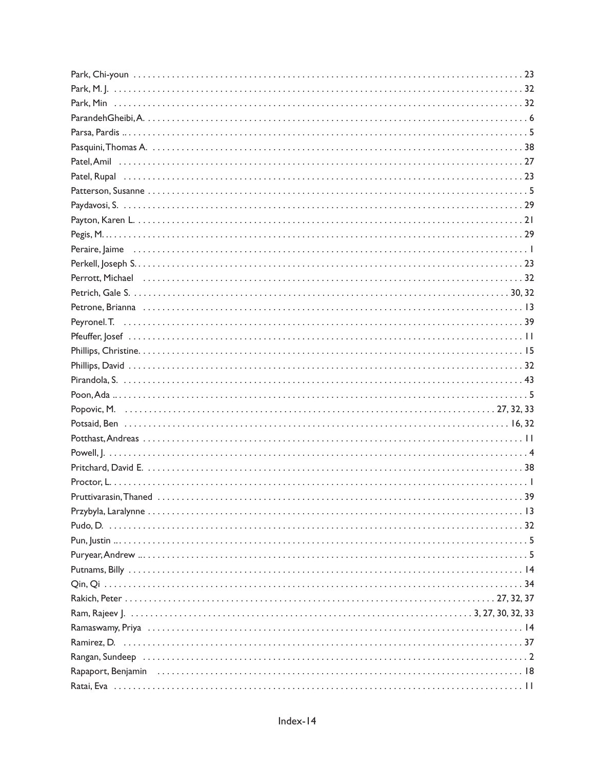Park, Chi-youn . . . . . . . . . . . . . . . . . . . . . . . . . . . . . . . . . 23
Park, M. J. . . . . . . . . . . . . . . . . . . . . . . . . . . . . . . . . . . 32
Park, Min . . . . . . . . . . . . . . . . . . . . . . . . . . . . . . . . . . . 32
ParandehGheibi, A. . . . . . . . . . . . . . . . . . . . . . . . . . . . . . . 6
Parsa, Pardis . . . . . . . . . . . . . . . . . . . . . . . . . . . . . . . . . 5
Pasquini, Thomas A. . . . . . . . . . . . . . . . . . . . . . . . . . . . . 38
Patel, Amil . . . . . . . . . . . . . . . . . . . . . . . . . . . . . . . . . . 27
Patel, Rupal . . . . . . . . . . . . . . . . . . . . . . . . . . . . . . . . . 23
Patterson, Susanne . . . . . . . . . . . . . . . . . . . . . . . . . . . . . . 5
Paydavosi, S. . . . . . . . . . . . . . . . . . . . . . . . . . . . . . . . . 29
Payton, Karen L. . . . . . . . . . . . . . . . . . . . . . . . . . . . . . . 21
Pegis, M. . . . . . . . . . . . . . . . . . . . . . . . . . . . . . . . . . . 29
Peraire, Jaime . . . . . . . . . . . . . . . . . . . . . . . . . . . . . . . . 1
Perkell, Joseph S. . . . . . . . . . . . . . . . . . . . . . . . . . . . . . 23
Perrott, Michael . . . . . . . . . . . . . . . . . . . . . . . . . . . . . . 32
Petrich, Gale S. . . . . . . . . . . . . . . . . . . . . . . . . . . . . . 30, 32
Petrone, Brianna . . . . . . . . . . . . . . . . . . . . . . . . . . . . . . 13
Peyronel. T. . . . . . . . . . . . . . . . . . . . . . . . . . . . . . . . . 39
Pfeuffer, Josef . . . . . . . . . . . . . . . . . . . . . . . . . . . . . . . 11
Phillips, Christine. . . . . . . . . . . . . . . . . . . . . . . . . . . . . . 15
Phillips, David . . . . . . . . . . . . . . . . . . . . . . . . . . . . . . . 32
Pirandola, S. . . . . . . . . . . . . . . . . . . . . . . . . . . . . . . . . 43
Poon, Ada . . . . . . . . . . . . . . . . . . . . . . . . . . . . . . . . . . 5
Popovic, M. . . . . . . . . . . . . . . . . . . . . . . . . . . . . . . 27, 32, 33
Potsaid, Ben . . . . . . . . . . . . . . . . . . . . . . . . . . . . . . . 16, 32
Potthast, Andreas . . . . . . . . . . . . . . . . . . . . . . . . . . . . . . 11
Powell, J. . . . . . . . . . . . . . . . . . . . . . . . . . . . . . . . . . . 4
Pritchard, David E. . . . . . . . . . . . . . . . . . . . . . . . . . . . . . 38
Proctor, L. . . . . . . . . . . . . . . . . . . . . . . . . . . . . . . . . . . 1
Pruttivarasin, Thaned . . . . . . . . . . . . . . . . . . . . . . . . . . . . 39
Przybyla, Laralynne . . . . . . . . . . . . . . . . . . . . . . . . . . . . . 13
Pudo, D. . . . . . . . . . . . . . . . . . . . . . . . . . . . . . . . . . . . 32
Pun, Justin . . . . . . . . . . . . . . . . . . . . . . . . . . . . . . . . . . 5
Puryear, Andrew . . . . . . . . . . . . . . . . . . . . . . . . . . . . . . . 5
Putnams, Billy . . . . . . . . . . . . . . . . . . . . . . . . . . . . . . . . 14
Qin, Qi . . . . . . . . . . . . . . . . . . . . . . . . . . . . . . . . . . . . 34
Rakich, Peter . . . . . . . . . . . . . . . . . . . . . . . . . . . . . . 27, 32, 37
Ram, Rajeev J. . . . . . . . . . . . . . . . . . . . . . . . . . . 3, 27, 30, 32, 33
Ramaswamy, Priya . . . . . . . . . . . . . . . . . . . . . . . . . . . . . . 14
Ramirez, D. . . . . . . . . . . . . . . . . . . . . . . . . . . . . . . . . . 37
Rangan, Sundeep . . . . . . . . . . . . . . . . . . . . . . . . . . . . . . . 2
Rapaport, Benjamin . . . . . . . . . . . . . . . . . . . . . . . . . . . . . 18
Ratai, Eva . . . . . . . . . . . . . . . . . . . . . . . . . . . . . . . . . . 11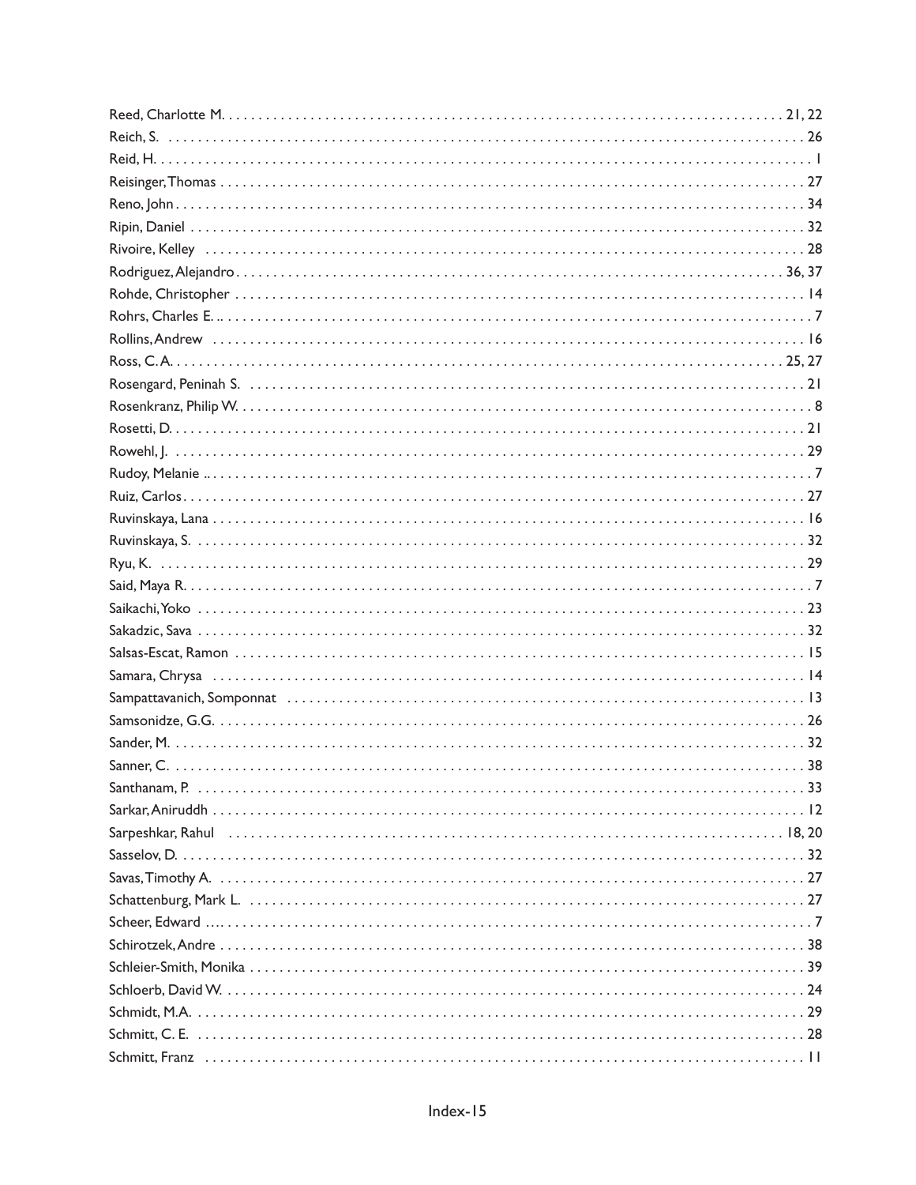Reed, Charlotte M. . . . . . . . . . . . . . . . . . . . . . . . . . . . . . . . . . . . . . . . . . . . . . . . . . . . . . . . . . . . . . . . . . . . . . . . . 21, 22
Reich, S. . . . . . . . . . . . . . . . . . . . . . . . . . . . . . . . . . . . . . . . . . . . . . . . . . . . . . . . . . . . . . . . . . . . . . . . . . . . . . . . . 26
Reid, H. . . . . . . . . . . . . . . . . . . . . . . . . . . . . . . . . . . . . . . . . . . . . . . . . . . . . . . . . . . . . . . . . . . . . . . . . . . . . . . . . . 1
Reisinger, Thomas . . . . . . . . . . . . . . . . . . . . . . . . . . . . . . . . . . . . . . . . . . . . . . . . . . . . . . . . . . . . . . . . . . . . . . . . 27
Reno, John . . . . . . . . . . . . . . . . . . . . . . . . . . . . . . . . . . . . . . . . . . . . . . . . . . . . . . . . . . . . . . . . . . . . . . . . . . . . . 34
Ripin, Daniel . . . . . . . . . . . . . . . . . . . . . . . . . . . . . . . . . . . . . . . . . . . . . . . . . . . . . . . . . . . . . . . . . . . . . . . . . . . 32
Rivoire, Kelley . . . . . . . . . . . . . . . . . . . . . . . . . . . . . . . . . . . . . . . . . . . . . . . . . . . . . . . . . . . . . . . . . . . . . . . . . . 28
Rodriguez, Alejandro . . . . . . . . . . . . . . . . . . . . . . . . . . . . . . . . . . . . . . . . . . . . . . . . . . . . . . . . . . . . . . . . . . . 36, 37
Rohde, Christopher . . . . . . . . . . . . . . . . . . . . . . . . . . . . . . . . . . . . . . . . . . . . . . . . . . . . . . . . . . . . . . . . . . . . . . 14
Rohrs, Charles E. . . . . . . . . . . . . . . . . . . . . . . . . . . . . . . . . . . . . . . . . . . . . . . . . . . . . . . . . . . . . . . . . . . . . . . . 7
Rollins, Andrew . . . . . . . . . . . . . . . . . . . . . . . . . . . . . . . . . . . . . . . . . . . . . . . . . . . . . . . . . . . . . . . . . . . . . . . . . 16
Ross, C. A. . . . . . . . . . . . . . . . . . . . . . . . . . . . . . . . . . . . . . . . . . . . . . . . . . . . . . . . . . . . . . . . . . . . . . . . . . . . 25, 27
Rosengard, Peninah S. . . . . . . . . . . . . . . . . . . . . . . . . . . . . . . . . . . . . . . . . . . . . . . . . . . . . . . . . . . . . . . . . . . . 21
Rosenkranz, Philip W. . . . . . . . . . . . . . . . . . . . . . . . . . . . . . . . . . . . . . . . . . . . . . . . . . . . . . . . . . . . . . . . . . . . . 8
Rosetti, D. . . . . . . . . . . . . . . . . . . . . . . . . . . . . . . . . . . . . . . . . . . . . . . . . . . . . . . . . . . . . . . . . . . . . . . . . . . . . . 21
Rowehl, J. . . . . . . . . . . . . . . . . . . . . . . . . . . . . . . . . . . . . . . . . . . . . . . . . . . . . . . . . . . . . . . . . . . . . . . . . . . . . . 29
Rudoy, Melanie . . . . . . . . . . . . . . . . . . . . . . . . . . . . . . . . . . . . . . . . . . . . . . . . . . . . . . . . . . . . . . . . . . . . . . . . . 7
Ruiz, Carlos . . . . . . . . . . . . . . . . . . . . . . . . . . . . . . . . . . . . . . . . . . . . . . . . . . . . . . . . . . . . . . . . . . . . . . . . . . . . 27
Ruvinskaya, Lana . . . . . . . . . . . . . . . . . . . . . . . . . . . . . . . . . . . . . . . . . . . . . . . . . . . . . . . . . . . . . . . . . . . . . . . 16
Ruvinskaya, S. . . . . . . . . . . . . . . . . . . . . . . . . . . . . . . . . . . . . . . . . . . . . . . . . . . . . . . . . . . . . . . . . . . . . . . . . . 32
Ryu, K. . . . . . . . . . . . . . . . . . . . . . . . . . . . . . . . . . . . . . . . . . . . . . . . . . . . . . . . . . . . . . . . . . . . . . . . . . . . . . . . 29
Said, Maya R. . . . . . . . . . . . . . . . . . . . . . . . . . . . . . . . . . . . . . . . . . . . . . . . . . . . . . . . . . . . . . . . . . . . . . . . . . . . 7
Saikachi, Yoko . . . . . . . . . . . . . . . . . . . . . . . . . . . . . . . . . . . . . . . . . . . . . . . . . . . . . . . . . . . . . . . . . . . . . . . . . 23
Sakadzic, Sava . . . . . . . . . . . . . . . . . . . . . . . . . . . . . . . . . . . . . . . . . . . . . . . . . . . . . . . . . . . . . . . . . . . . . . . . . 32
Salsas-Escat, Ramon . . . . . . . . . . . . . . . . . . . . . . . . . . . . . . . . . . . . . . . . . . . . . . . . . . . . . . . . . . . . . . . . . . . . 15
Samara, Chrysa . . . . . . . . . . . . . . . . . . . . . . . . . . . . . . . . . . . . . . . . . . . . . . . . . . . . . . . . . . . . . . . . . . . . . . . . 14
Sampattavanich, Somponnat . . . . . . . . . . . . . . . . . . . . . . . . . . . . . . . . . . . . . . . . . . . . . . . . . . . . . . . . . . . . . 13
Samsonidze, G.G. . . . . . . . . . . . . . . . . . . . . . . . . . . . . . . . . . . . . . . . . . . . . . . . . . . . . . . . . . . . . . . . . . . . . . . 26
Sander, M. . . . . . . . . . . . . . . . . . . . . . . . . . . . . . . . . . . . . . . . . . . . . . . . . . . . . . . . . . . . . . . . . . . . . . . . . . . . . 32
Sanner, C. . . . . . . . . . . . . . . . . . . . . . . . . . . . . . . . . . . . . . . . . . . . . . . . . . . . . . . . . . . . . . . . . . . . . . . . . . . . . . 38
Santhanam, P. . . . . . . . . . . . . . . . . . . . . . . . . . . . . . . . . . . . . . . . . . . . . . . . . . . . . . . . . . . . . . . . . . . . . . . . . . 33
Sarkar, Aniruddh . . . . . . . . . . . . . . . . . . . . . . . . . . . . . . . . . . . . . . . . . . . . . . . . . . . . . . . . . . . . . . . . . . . . . . . 12
Sarpeshkar, Rahul . . . . . . . . . . . . . . . . . . . . . . . . . . . . . . . . . . . . . . . . . . . . . . . . . . . . . . . . . . . . . . . . . . . 18, 20
Sasselov, D. . . . . . . . . . . . . . . . . . . . . . . . . . . . . . . . . . . . . . . . . . . . . . . . . . . . . . . . . . . . . . . . . . . . . . . . . . . . 32
Savas, Timothy A. . . . . . . . . . . . . . . . . . . . . . . . . . . . . . . . . . . . . . . . . . . . . . . . . . . . . . . . . . . . . . . . . . . . . . . 27
Schattenburg, Mark L. . . . . . . . . . . . . . . . . . . . . . . . . . . . . . . . . . . . . . . . . . . . . . . . . . . . . . . . . . . . . . . . . . . 27
Scheer, Edward . . . . . . . . . . . . . . . . . . . . . . . . . . . . . . . . . . . . . . . . . . . . . . . . . . . . . . . . . . . . . . . . . . . . . . . . . 7
Schirotzek, Andre . . . . . . . . . . . . . . . . . . . . . . . . . . . . . . . . . . . . . . . . . . . . . . . . . . . . . . . . . . . . . . . . . . . . . . 38
Schleier-Smith, Monika . . . . . . . . . . . . . . . . . . . . . . . . . . . . . . . . . . . . . . . . . . . . . . . . . . . . . . . . . . . . . . . . . . 39
Schloerb, David W. . . . . . . . . . . . . . . . . . . . . . . . . . . . . . . . . . . . . . . . . . . . . . . . . . . . . . . . . . . . . . . . . . . . . . 24
Schmidt, M.A. . . . . . . . . . . . . . . . . . . . . . . . . . . . . . . . . . . . . . . . . . . . . . . . . . . . . . . . . . . . . . . . . . . . . . . . . . 29
Schmitt, C. E. . . . . . . . . . . . . . . . . . . . . . . . . . . . . . . . . . . . . . . . . . . . . . . . . . . . . . . . . . . . . . . . . . . . . . . . . . . 28
Schmitt, Franz . . . . . . . . . . . . . . . . . . . . . . . . . . . . . . . . . . . . . . . . . . . . . . . . . . . . . . . . . . . . . . . . . . . . . . . . . 11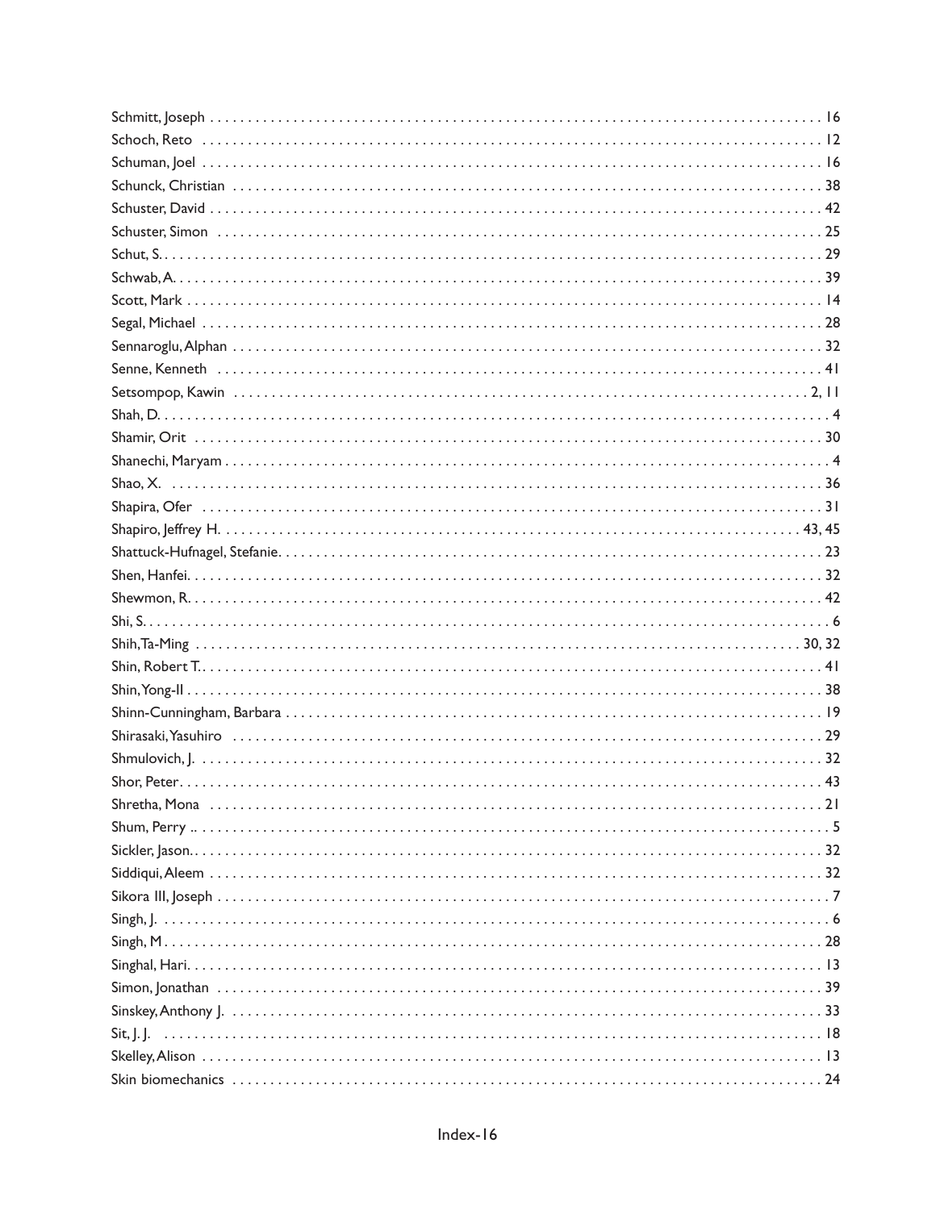Schmitt, Joseph . . . . . . . . . . . . . . . . . . . . . . . . . . . . . . . . . . . . . . . . . . . . . . . . . . . . . . . . . . . . . . . . . . . . . . . . . . . . . 16

Schoch, Reto . . . . . . . . . . . . . . . . . . . . . . . . . . . . . . . . . . . . . . . . . . . . . . . . . . . . . . . . . . . . . . . . . . . . . . . . . . . . . 12

Schuman, Joel . . . . . . . . . . . . . . . . . . . . . . . . . . . . . . . . . . . . . . . . . . . . . . . . . . . . . . . . . . . . . . . . . . . . . . . . . . . . 16

Schunck, Christian . . . . . . . . . . . . . . . . . . . . . . . . . . . . . . . . . . . . . . . . . . . . . . . . . . . . . . . . . . . . . . . . . . . . . . . . 38

Schuster, David . . . . . . . . . . . . . . . . . . . . . . . . . . . . . . . . . . . . . . . . . . . . . . . . . . . . . . . . . . . . . . . . . . . . . . . . . . 42

Schuster, Simon . . . . . . . . . . . . . . . . . . . . . . . . . . . . . . . . . . . . . . . . . . . . . . . . . . . . . . . . . . . . . . . . . . . . . . . . . . 25

Schut, S. . . . . . . . . . . . . . . . . . . . . . . . . . . . . . . . . . . . . . . . . . . . . . . . . . . . . . . . . . . . . . . . . . . . . . . . . . . . . . . . . 29

Schwab, A. . . . . . . . . . . . . . . . . . . . . . . . . . . . . . . . . . . . . . . . . . . . . . . . . . . . . . . . . . . . . . . . . . . . . . . . . . . . . . . 39

Scott, Mark . . . . . . . . . . . . . . . . . . . . . . . . . . . . . . . . . . . . . . . . . . . . . . . . . . . . . . . . . . . . . . . . . . . . . . . . . . . . . . 14

Segal, Michael . . . . . . . . . . . . . . . . . . . . . . . . . . . . . . . . . . . . . . . . . . . . . . . . . . . . . . . . . . . . . . . . . . . . . . . . . . . 28

Sennaroglu, Alphan . . . . . . . . . . . . . . . . . . . . . . . . . . . . . . . . . . . . . . . . . . . . . . . . . . . . . . . . . . . . . . . . . . . . . . . 32

Senne, Kenneth . . . . . . . . . . . . . . . . . . . . . . . . . . . . . . . . . . . . . . . . . . . . . . . . . . . . . . . . . . . . . . . . . . . . . . . . . . 41

Setsompop, Kawin . . . . . . . . . . . . . . . . . . . . . . . . . . . . . . . . . . . . . . . . . . . . . . . . . . . . . . . . . . . . . . . . . . . . . . 2, 11

Shah, D. . . . . . . . . . . . . . . . . . . . . . . . . . . . . . . . . . . . . . . . . . . . . . . . . . . . . . . . . . . . . . . . . . . . . . . . . . . . . . . . . . 4

Shamir, Orit . . . . . . . . . . . . . . . . . . . . . . . . . . . . . . . . . . . . . . . . . . . . . . . . . . . . . . . . . . . . . . . . . . . . . . . . . . . . . 30

Shanechi, Maryam . . . . . . . . . . . . . . . . . . . . . . . . . . . . . . . . . . . . . . . . . . . . . . . . . . . . . . . . . . . . . . . . . . . . . . . . . 4

Shao, X. . . . . . . . . . . . . . . . . . . . . . . . . . . . . . . . . . . . . . . . . . . . . . . . . . . . . . . . . . . . . . . . . . . . . . . . . . . . . . . . . 36

Shapira, Ofer . . . . . . . . . . . . . . . . . . . . . . . . . . . . . . . . . . . . . . . . . . . . . . . . . . . . . . . . . . . . . . . . . . . . . . . . . . . . 31

Shapiro, Jeffrey H. . . . . . . . . . . . . . . . . . . . . . . . . . . . . . . . . . . . . . . . . . . . . . . . . . . . . . . . . . . . . . . . . . . . . . 43, 45

Shattuck-Hufnagel, Stefanie. . . . . . . . . . . . . . . . . . . . . . . . . . . . . . . . . . . . . . . . . . . . . . . . . . . . . . . . . . . . . . . . 23

Shen, Hanfei. . . . . . . . . . . . . . . . . . . . . . . . . . . . . . . . . . . . . . . . . . . . . . . . . . . . . . . . . . . . . . . . . . . . . . . . . . . . . 32

Shewmon, R. . . . . . . . . . . . . . . . . . . . . . . . . . . . . . . . . . . . . . . . . . . . . . . . . . . . . . . . . . . . . . . . . . . . . . . . . . . . . 42

Shi, S. . . . . . . . . . . . . . . . . . . . . . . . . . . . . . . . . . . . . . . . . . . . . . . . . . . . . . . . . . . . . . . . . . . . . . . . . . . . . . . . . . . 6

Shih, Ta-Ming . . . . . . . . . . . . . . . . . . . . . . . . . . . . . . . . . . . . . . . . . . . . . . . . . . . . . . . . . . . . . . . . . . . . . . . . . 30, 32

Shin, Robert T.. . . . . . . . . . . . . . . . . . . . . . . . . . . . . . . . . . . . . . . . . . . . . . . . . . . . . . . . . . . . . . . . . . . . . . . . . . . 41

Shin, Yong-Il . . . . . . . . . . . . . . . . . . . . . . . . . . . . . . . . . . . . . . . . . . . . . . . . . . . . . . . . . . . . . . . . . . . . . . . . . . . . 38

Shinn-Cunningham, Barbara . . . . . . . . . . . . . . . . . . . . . . . . . . . . . . . . . . . . . . . . . . . . . . . . . . . . . . . . . . . . . . . 19

Shirasaki, Yasuhiro . . . . . . . . . . . . . . . . . . . . . . . . . . . . . . . . . . . . . . . . . . . . . . . . . . . . . . . . . . . . . . . . . . . . . . 29

Shmulovich, J. . . . . . . . . . . . . . . . . . . . . . . . . . . . . . . . . . . . . . . . . . . . . . . . . . . . . . . . . . . . . . . . . . . . . . . . . . . 32

Shor, Peter. . . . . . . . . . . . . . . . . . . . . . . . . . . . . . . . . . . . . . . . . . . . . . . . . . . . . . . . . . . . . . . . . . . . . . . . . . . . . . 43

Shretha, Mona . . . . . . . . . . . . . . . . . . . . . . . . . . . . . . . . . . . . . . . . . . . . . . . . . . . . . . . . . . . . . . . . . . . . . . . . . . 21

Shum, Perry .. . . . . . . . . . . . . . . . . . . . . . . . . . . . . . . . . . . . . . . . . . . . . . . . . . . . . . . . . . . . . . . . . . . . . . . . . . . . 5

Sickler, Jason.. . . . . . . . . . . . . . . . . . . . . . . . . . . . . . . . . . . . . . . . . . . . . . . . . . . . . . . . . . . . . . . . . . . . . . . . . . . 32

Siddiqui, Aleem . . . . . . . . . . . . . . . . . . . . . . . . . . . . . . . . . . . . . . . . . . . . . . . . . . . . . . . . . . . . . . . . . . . . . . . . . 32

Sikora III, Joseph . . . . . . . . . . . . . . . . . . . . . . . . . . . . . . . . . . . . . . . . . . . . . . . . . . . . . . . . . . . . . . . . . . . . . . . . . 7

Singh, J. . . . . . . . . . . . . . . . . . . . . . . . . . . . . . . . . . . . . . . . . . . . . . . . . . . . . . . . . . . . . . . . . . . . . . . . . . . . . . . . . 6

Singh, M . . . . . . . . . . . . . . . . . . . . . . . . . . . . . . . . . . . . . . . . . . . . . . . . . . . . . . . . . . . . . . . . . . . . . . . . . . . . . . . 28

Singhal, Hari. . . . . . . . . . . . . . . . . . . . . . . . . . . . . . . . . . . . . . . . . . . . . . . . . . . . . . . . . . . . . . . . . . . . . . . . . . . . 13

Simon, Jonathan . . . . . . . . . . . . . . . . . . . . . . . . . . . . . . . . . . . . . . . . . . . . . . . . . . . . . . . . . . . . . . . . . . . . . . . . . 39

Sinskey, Anthony J. . . . . . . . . . . . . . . . . . . . . . . . . . . . . . . . . . . . . . . . . . . . . . . . . . . . . . . . . . . . . . . . . . . . . . . 33

Sit, J. J. . . . . . . . . . . . . . . . . . . . . . . . . . . . . . . . . . . . . . . . . . . . . . . . . . . . . . . . . . . . . . . . . . . . . . . . . . . . . . . . . 18

Skelley, Alison . . . . . . . . . . . . . . . . . . . . . . . . . . . . . . . . . . . . . . . . . . . . . . . . . . . . . . . . . . . . . . . . . . . . . . . . . . . 13

Skin biomechanics . . . . . . . . . . . . . . . . . . . . . . . . . . . . . . . . . . . . . . . . . . . . . . . . . . . . . . . . . . . . . . . . . . . . . . . 24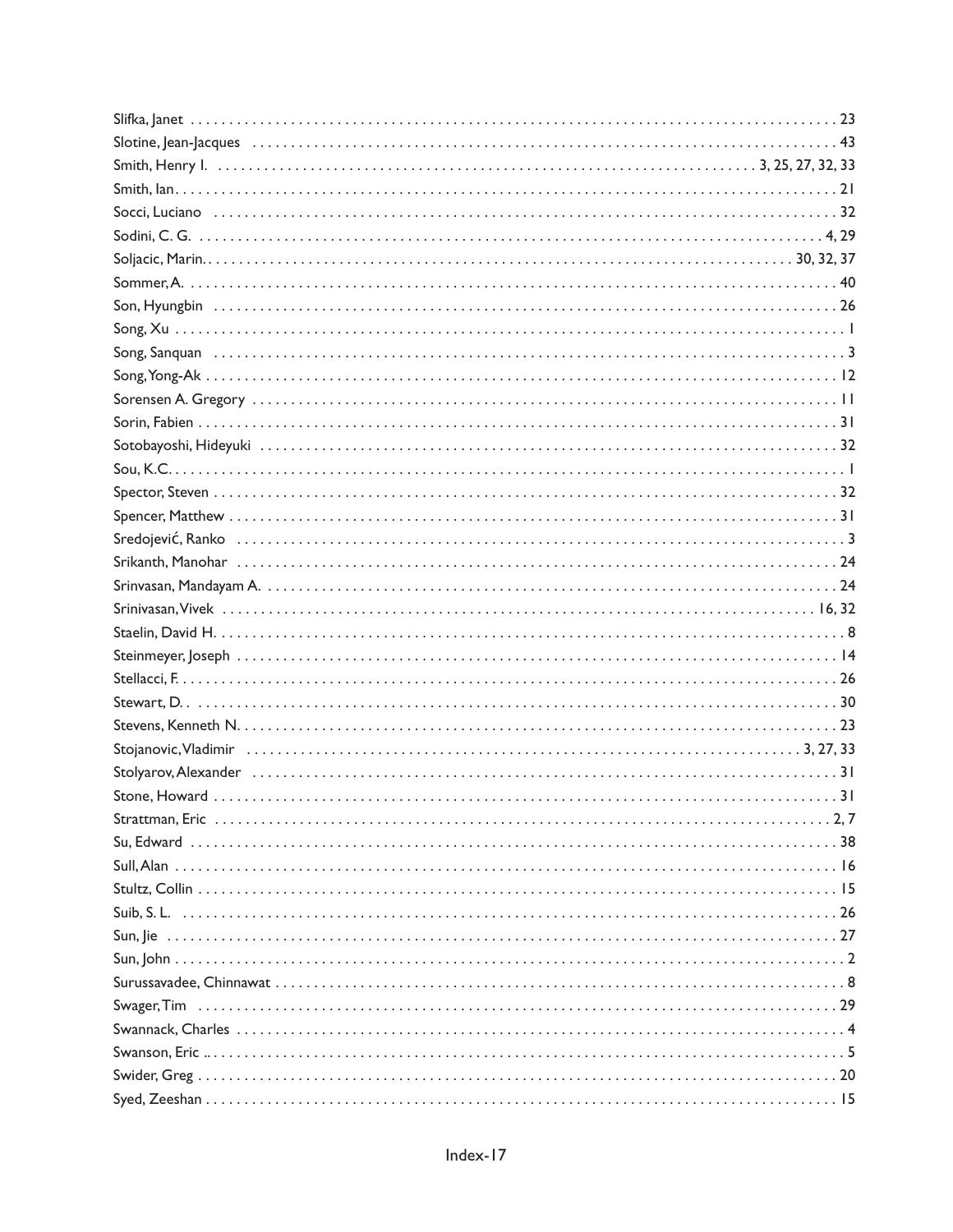Slifka, Janet . . . . . . . . . . . . . . . . . . . . . . . . . . . . . . . . . . . . . . . . . . . . . . . . . . . . . . . . . . . . . . . . . . . . . . . . . . . . . . 23
Slotine, Jean-Jacques . . . . . . . . . . . . . . . . . . . . . . . . . . . . . . . . . . . . . . . . . . . . . . . . . . . . . . . . . . . . . . . . . . . . . . . . 43
Smith, Henry I. . . . . . . . . . . . . . . . . . . . . . . . . . . . . . . . . . . . . . . . . . . . . . . . . . . . . . . . . . . . . . . . . 3, 25, 27, 32, 33
Smith, Ian. . . . . . . . . . . . . . . . . . . . . . . . . . . . . . . . . . . . . . . . . . . . . . . . . . . . . . . . . . . . . . . . . . . . . . . . . . . . . . . . 21
Socci, Luciano . . . . . . . . . . . . . . . . . . . . . . . . . . . . . . . . . . . . . . . . . . . . . . . . . . . . . . . . . . . . . . . . . . . . . . . . . . . 32
Sodini, C. G. . . . . . . . . . . . . . . . . . . . . . . . . . . . . . . . . . . . . . . . . . . . . . . . . . . . . . . . . . . . . . . . . . . . . . . . . . . 4, 29
Soljacic, Marin. . . . . . . . . . . . . . . . . . . . . . . . . . . . . . . . . . . . . . . . . . . . . . . . . . . . . . . . . . . . . . . . . . . . 30, 32, 37
Sommer, A. . . . . . . . . . . . . . . . . . . . . . . . . . . . . . . . . . . . . . . . . . . . . . . . . . . . . . . . . . . . . . . . . . . . . . . . . . . . . . . 40
Son, Hyungbin . . . . . . . . . . . . . . . . . . . . . . . . . . . . . . . . . . . . . . . . . . . . . . . . . . . . . . . . . . . . . . . . . . . . . . . . . . 26
Song, Xu . . . . . . . . . . . . . . . . . . . . . . . . . . . . . . . . . . . . . . . . . . . . . . . . . . . . . . . . . . . . . . . . . . . . . . . . . . . . . . . . 1
Song, Sanquan . . . . . . . . . . . . . . . . . . . . . . . . . . . . . . . . . . . . . . . . . . . . . . . . . . . . . . . . . . . . . . . . . . . . . . . . . . . 3
Song, Yong-Ak . . . . . . . . . . . . . . . . . . . . . . . . . . . . . . . . . . . . . . . . . . . . . . . . . . . . . . . . . . . . . . . . . . . . . . . . . . 12
Sorensen A. Gregory . . . . . . . . . . . . . . . . . . . . . . . . . . . . . . . . . . . . . . . . . . . . . . . . . . . . . . . . . . . . . . . . . . . . 11
Sorin, Fabien . . . . . . . . . . . . . . . . . . . . . . . . . . . . . . . . . . . . . . . . . . . . . . . . . . . . . . . . . . . . . . . . . . . . . . . . . . . 31
Sotobayoshi, Hideyuki . . . . . . . . . . . . . . . . . . . . . . . . . . . . . . . . . . . . . . . . . . . . . . . . . . . . . . . . . . . . . . . . . . 32
Sou, K.C. . . . . . . . . . . . . . . . . . . . . . . . . . . . . . . . . . . . . . . . . . . . . . . . . . . . . . . . . . . . . . . . . . . . . . . . . . . . . . . . 1
Spector, Steven . . . . . . . . . . . . . . . . . . . . . . . . . . . . . . . . . . . . . . . . . . . . . . . . . . . . . . . . . . . . . . . . . . . . . . . . 32
Spencer, Matthew . . . . . . . . . . . . . . . . . . . . . . . . . . . . . . . . . . . . . . . . . . . . . . . . . . . . . . . . . . . . . . . . . . . . . . 31
Sredojević, Ranko . . . . . . . . . . . . . . . . . . . . . . . . . . . . . . . . . . . . . . . . . . . . . . . . . . . . . . . . . . . . . . . . . . . . . . . 3
Srikanth, Manohar . . . . . . . . . . . . . . . . . . . . . . . . . . . . . . . . . . . . . . . . . . . . . . . . . . . . . . . . . . . . . . . . . . . . . . 24
Srinvasan, Mandayam A. . . . . . . . . . . . . . . . . . . . . . . . . . . . . . . . . . . . . . . . . . . . . . . . . . . . . . . . . . . . . . . . . . 24
Srinivasan, Vivek . . . . . . . . . . . . . . . . . . . . . . . . . . . . . . . . . . . . . . . . . . . . . . . . . . . . . . . . . . . . . . . . . . . . 16, 32
Staelin, David H. . . . . . . . . . . . . . . . . . . . . . . . . . . . . . . . . . . . . . . . . . . . . . . . . . . . . . . . . . . . . . . . . . . . . . . . . 8
Steinmeyer, Joseph . . . . . . . . . . . . . . . . . . . . . . . . . . . . . . . . . . . . . . . . . . . . . . . . . . . . . . . . . . . . . . . . . . . . . 14
Stellacci, F. . . . . . . . . . . . . . . . . . . . . . . . . . . . . . . . . . . . . . . . . . . . . . . . . . . . . . . . . . . . . . . . . . . . . . . . . . . . . 26
Stewart, D. . . . . . . . . . . . . . . . . . . . . . . . . . . . . . . . . . . . . . . . . . . . . . . . . . . . . . . . . . . . . . . . . . . . . . . . . . . . . 30
Stevens, Kenneth N. . . . . . . . . . . . . . . . . . . . . . . . . . . . . . . . . . . . . . . . . . . . . . . . . . . . . . . . . . . . . . . . . . . . . . 23
Stojanovic, Vladimir . . . . . . . . . . . . . . . . . . . . . . . . . . . . . . . . . . . . . . . . . . . . . . . . . . . . . . . . . . . . . . . . . 3, 27, 33
Stolyarov, Alexander . . . . . . . . . . . . . . . . . . . . . . . . . . . . . . . . . . . . . . . . . . . . . . . . . . . . . . . . . . . . . . . . . . . . 31
Stone, Howard . . . . . . . . . . . . . . . . . . . . . . . . . . . . . . . . . . . . . . . . . . . . . . . . . . . . . . . . . . . . . . . . . . . . . . . . . 31
Strattman, Eric . . . . . . . . . . . . . . . . . . . . . . . . . . . . . . . . . . . . . . . . . . . . . . . . . . . . . . . . . . . . . . . . . . . . . . . . 2, 7
Su, Edward . . . . . . . . . . . . . . . . . . . . . . . . . . . . . . . . . . . . . . . . . . . . . . . . . . . . . . . . . . . . . . . . . . . . . . . . . . . . 38
Sull, Alan . . . . . . . . . . . . . . . . . . . . . . . . . . . . . . . . . . . . . . . . . . . . . . . . . . . . . . . . . . . . . . . . . . . . . . . . . . . . . 16
Stultz, Collin . . . . . . . . . . . . . . . . . . . . . . . . . . . . . . . . . . . . . . . . . . . . . . . . . . . . . . . . . . . . . . . . . . . . . . . . . . . 15
Suib, S. L. . . . . . . . . . . . . . . . . . . . . . . . . . . . . . . . . . . . . . . . . . . . . . . . . . . . . . . . . . . . . . . . . . . . . . . . . . . . . 26
Sun, Jie . . . . . . . . . . . . . . . . . . . . . . . . . . . . . . . . . . . . . . . . . . . . . . . . . . . . . . . . . . . . . . . . . . . . . . . . . . . . . . 27
Sun, John . . . . . . . . . . . . . . . . . . . . . . . . . . . . . . . . . . . . . . . . . . . . . . . . . . . . . . . . . . . . . . . . . . . . . . . . . . . . . . 2
Surussavadee, Chinnawat . . . . . . . . . . . . . . . . . . . . . . . . . . . . . . . . . . . . . . . . . . . . . . . . . . . . . . . . . . . . . . . . . 8
Swager, Tim . . . . . . . . . . . . . . . . . . . . . . . . . . . . . . . . . . . . . . . . . . . . . . . . . . . . . . . . . . . . . . . . . . . . . . . . . . . 29
Swannack, Charles . . . . . . . . . . . . . . . . . . . . . . . . . . . . . . . . . . . . . . . . . . . . . . . . . . . . . . . . . . . . . . . . . . . . . . . 4
Swanson, Eric .. . . . . . . . . . . . . . . . . . . . . . . . . . . . . . . . . . . . . . . . . . . . . . . . . . . . . . . . . . . . . . . . . . . . . . . . . . 5
Swider, Greg . . . . . . . . . . . . . . . . . . . . . . . . . . . . . . . . . . . . . . . . . . . . . . . . . . . . . . . . . . . . . . . . . . . . . . . . . . . 20
Syed, Zeeshan . . . . . . . . . . . . . . . . . . . . . . . . . . . . . . . . . . . . . . . . . . . . . . . . . . . . . . . . . . . . . . . . . . . . . . . . . 15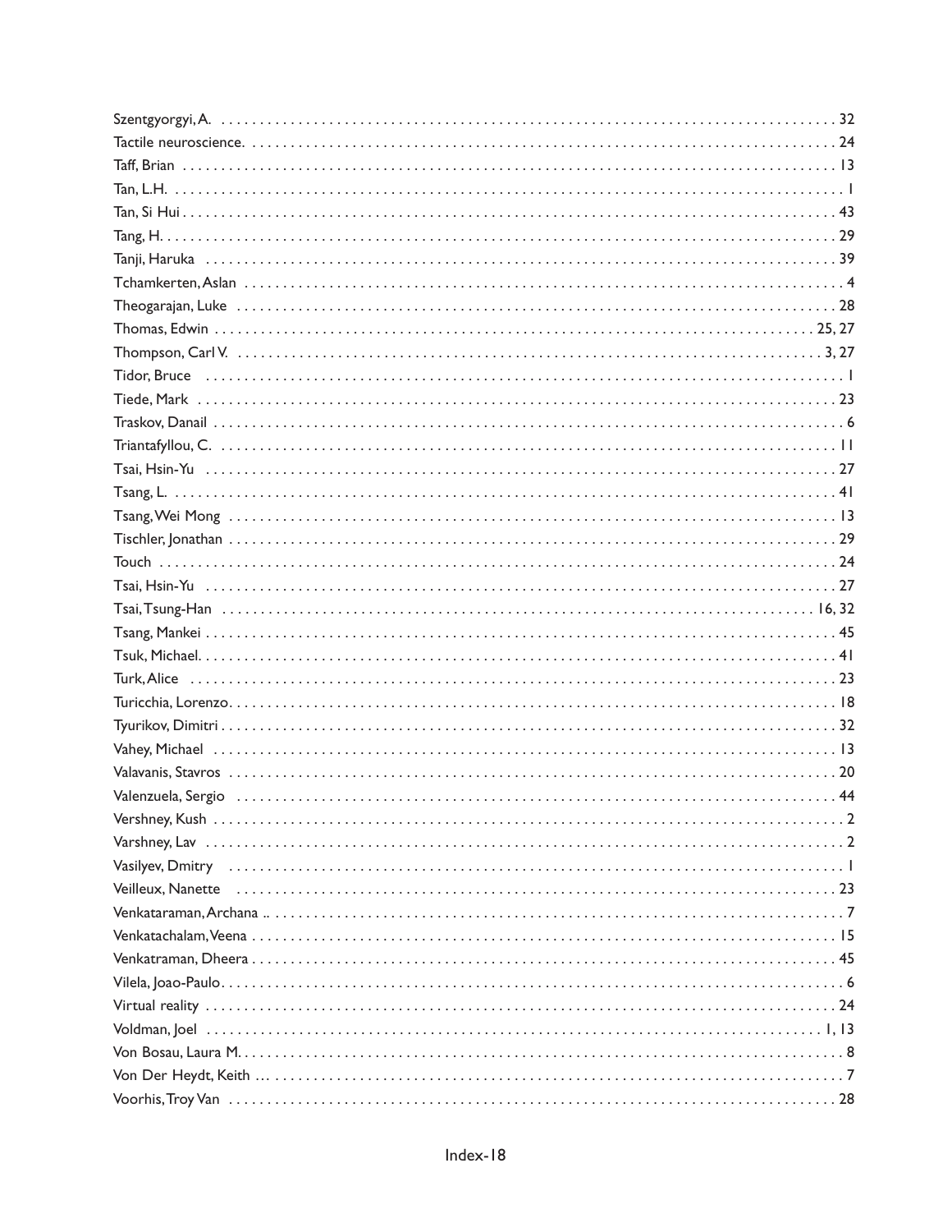Szentgyorgyi, A. . . . . . . . . . . . . . . . . . . . . . . . . . . . . . . . . . . . . . . . . . . . . . . . . . . . . . . . . . . . . . . . . . . . . . . . 32
Tactile neuroscience. . . . . . . . . . . . . . . . . . . . . . . . . . . . . . . . . . . . . . . . . . . . . . . . . . . . . . . . . . . . . . . . . . . . . 24
Taff, Brian . . . . . . . . . . . . . . . . . . . . . . . . . . . . . . . . . . . . . . . . . . . . . . . . . . . . . . . . . . . . . . . . . . . . . . . . . . 13
Tan, L.H. . . . . . . . . . . . . . . . . . . . . . . . . . . . . . . . . . . . . . . . . . . . . . . . . . . . . . . . . . . . . . . . . . . . . . . . . . . . . 1
Tan, Si Hui . . . . . . . . . . . . . . . . . . . . . . . . . . . . . . . . . . . . . . . . . . . . . . . . . . . . . . . . . . . . . . . . . . . . . . . . . . 43
Tang, H. . . . . . . . . . . . . . . . . . . . . . . . . . . . . . . . . . . . . . . . . . . . . . . . . . . . . . . . . . . . . . . . . . . . . . . . . . . . 29
Tanji, Haruka . . . . . . . . . . . . . . . . . . . . . . . . . . . . . . . . . . . . . . . . . . . . . . . . . . . . . . . . . . . . . . . . . . . . . . . 39
Tchamkerten, Aslan . . . . . . . . . . . . . . . . . . . . . . . . . . . . . . . . . . . . . . . . . . . . . . . . . . . . . . . . . . . . . . . . . . . 4
Theogarajan, Luke . . . . . . . . . . . . . . . . . . . . . . . . . . . . . . . . . . . . . . . . . . . . . . . . . . . . . . . . . . . . . . . . . . 28
Thomas, Edwin . . . . . . . . . . . . . . . . . . . . . . . . . . . . . . . . . . . . . . . . . . . . . . . . . . . . . . . . . . . . . . . . . . 25, 27
Thompson, Carl V. . . . . . . . . . . . . . . . . . . . . . . . . . . . . . . . . . . . . . . . . . . . . . . . . . . . . . . . . . . . . . . . . . 3, 27
Tidor, Bruce . . . . . . . . . . . . . . . . . . . . . . . . . . . . . . . . . . . . . . . . . . . . . . . . . . . . . . . . . . . . . . . . . . . . . . . . 1
Tiede, Mark . . . . . . . . . . . . . . . . . . . . . . . . . . . . . . . . . . . . . . . . . . . . . . . . . . . . . . . . . . . . . . . . . . . . . . . . 23
Traskov, Danail . . . . . . . . . . . . . . . . . . . . . . . . . . . . . . . . . . . . . . . . . . . . . . . . . . . . . . . . . . . . . . . . . . . . . . 6
Triantafyllou, C. . . . . . . . . . . . . . . . . . . . . . . . . . . . . . . . . . . . . . . . . . . . . . . . . . . . . . . . . . . . . . . . . . . . . 11
Tsai, Hsin-Yu . . . . . . . . . . . . . . . . . . . . . . . . . . . . . . . . . . . . . . . . . . . . . . . . . . . . . . . . . . . . . . . . . . . . . . . 27
Tsang, L. . . . . . . . . . . . . . . . . . . . . . . . . . . . . . . . . . . . . . . . . . . . . . . . . . . . . . . . . . . . . . . . . . . . . . . . . . . 41
Tsang, Wei Mong . . . . . . . . . . . . . . . . . . . . . . . . . . . . . . . . . . . . . . . . . . . . . . . . . . . . . . . . . . . . . . . . . . . 13
Tischler, Jonathan . . . . . . . . . . . . . . . . . . . . . . . . . . . . . . . . . . . . . . . . . . . . . . . . . . . . . . . . . . . . . . . . . . 29
Touch . . . . . . . . . . . . . . . . . . . . . . . . . . . . . . . . . . . . . . . . . . . . . . . . . . . . . . . . . . . . . . . . . . . . . . . . . . . . . 24
Tsai, Hsin-Yu . . . . . . . . . . . . . . . . . . . . . . . . . . . . . . . . . . . . . . . . . . . . . . . . . . . . . . . . . . . . . . . . . . . . . . . 27
Tsai, Tsung-Han . . . . . . . . . . . . . . . . . . . . . . . . . . . . . . . . . . . . . . . . . . . . . . . . . . . . . . . . . . . . . . . . . 16, 32
Tsang, Mankei . . . . . . . . . . . . . . . . . . . . . . . . . . . . . . . . . . . . . . . . . . . . . . . . . . . . . . . . . . . . . . . . . . . . . . 45
Tsuk, Michael. . . . . . . . . . . . . . . . . . . . . . . . . . . . . . . . . . . . . . . . . . . . . . . . . . . . . . . . . . . . . . . . . . . . . . . 41
Turk, Alice . . . . . . . . . . . . . . . . . . . . . . . . . . . . . . . . . . . . . . . . . . . . . . . . . . . . . . . . . . . . . . . . . . . . . . . . . 23
Turicchia, Lorenzo. . . . . . . . . . . . . . . . . . . . . . . . . . . . . . . . . . . . . . . . . . . . . . . . . . . . . . . . . . . . . . . . . . . 18
Tyurikov, Dimitri . . . . . . . . . . . . . . . . . . . . . . . . . . . . . . . . . . . . . . . . . . . . . . . . . . . . . . . . . . . . . . . . . . . . 32
Vahey, Michael . . . . . . . . . . . . . . . . . . . . . . . . . . . . . . . . . . . . . . . . . . . . . . . . . . . . . . . . . . . . . . . . . . . . . 13
Valavanis, Stavros . . . . . . . . . . . . . . . . . . . . . . . . . . . . . . . . . . . . . . . . . . . . . . . . . . . . . . . . . . . . . . . . . . . 20
Valenzuela, Sergio . . . . . . . . . . . . . . . . . . . . . . . . . . . . . . . . . . . . . . . . . . . . . . . . . . . . . . . . . . . . . . . . . . 44
Vershney, Kush . . . . . . . . . . . . . . . . . . . . . . . . . . . . . . . . . . . . . . . . . . . . . . . . . . . . . . . . . . . . . . . . . . . . . . 2
Varshney, Lav . . . . . . . . . . . . . . . . . . . . . . . . . . . . . . . . . . . . . . . . . . . . . . . . . . . . . . . . . . . . . . . . . . . . . . . 2
Vasilyev, Dmitry . . . . . . . . . . . . . . . . . . . . . . . . . . . . . . . . . . . . . . . . . . . . . . . . . . . . . . . . . . . . . . . . . . . . . 1
Veilleux, Nanette . . . . . . . . . . . . . . . . . . . . . . . . . . . . . . . . . . . . . . . . . . . . . . . . . . . . . . . . . . . . . . . . . . . . 23
Venkataraman, Archana .. . . . . . . . . . . . . . . . . . . . . . . . . . . . . . . . . . . . . . . . . . . . . . . . . . . . . . . . . . . . . . . 7
Venkatachalam, Veena . . . . . . . . . . . . . . . . . . . . . . . . . . . . . . . . . . . . . . . . . . . . . . . . . . . . . . . . . . . . . . . 15
Venkatraman, Dheera . . . . . . . . . . . . . . . . . . . . . . . . . . . . . . . . . . . . . . . . . . . . . . . . . . . . . . . . . . . . . . . . 45
Vilela, Joao-Paulo. . . . . . . . . . . . . . . . . . . . . . . . . . . . . . . . . . . . . . . . . . . . . . . . . . . . . . . . . . . . . . . . . . . . 6
Virtual reality . . . . . . . . . . . . . . . . . . . . . . . . . . . . . . . . . . . . . . . . . . . . . . . . . . . . . . . . . . . . . . . . . . . . . . 24
Voldman, Joel . . . . . . . . . . . . . . . . . . . . . . . . . . . . . . . . . . . . . . . . . . . . . . . . . . . . . . . . . . . . . . . . . . . . . 1, 13
Von Bosau, Laura M. . . . . . . . . . . . . . . . . . . . . . . . . . . . . . . . . . . . . . . . . . . . . . . . . . . . . . . . . . . . . . . . . . 8
Von Der Heydt, Keith ... . . . . . . . . . . . . . . . . . . . . . . . . . . . . . . . . . . . . . . . . . . . . . . . . . . . . . . . . . . . . . . . 7
Voorhis, Troy Van . . . . . . . . . . . . . . . . . . . . . . . . . . . . . . . . . . . . . . . . . . . . . . . . . . . . . . . . . . . . . . . . . . . 28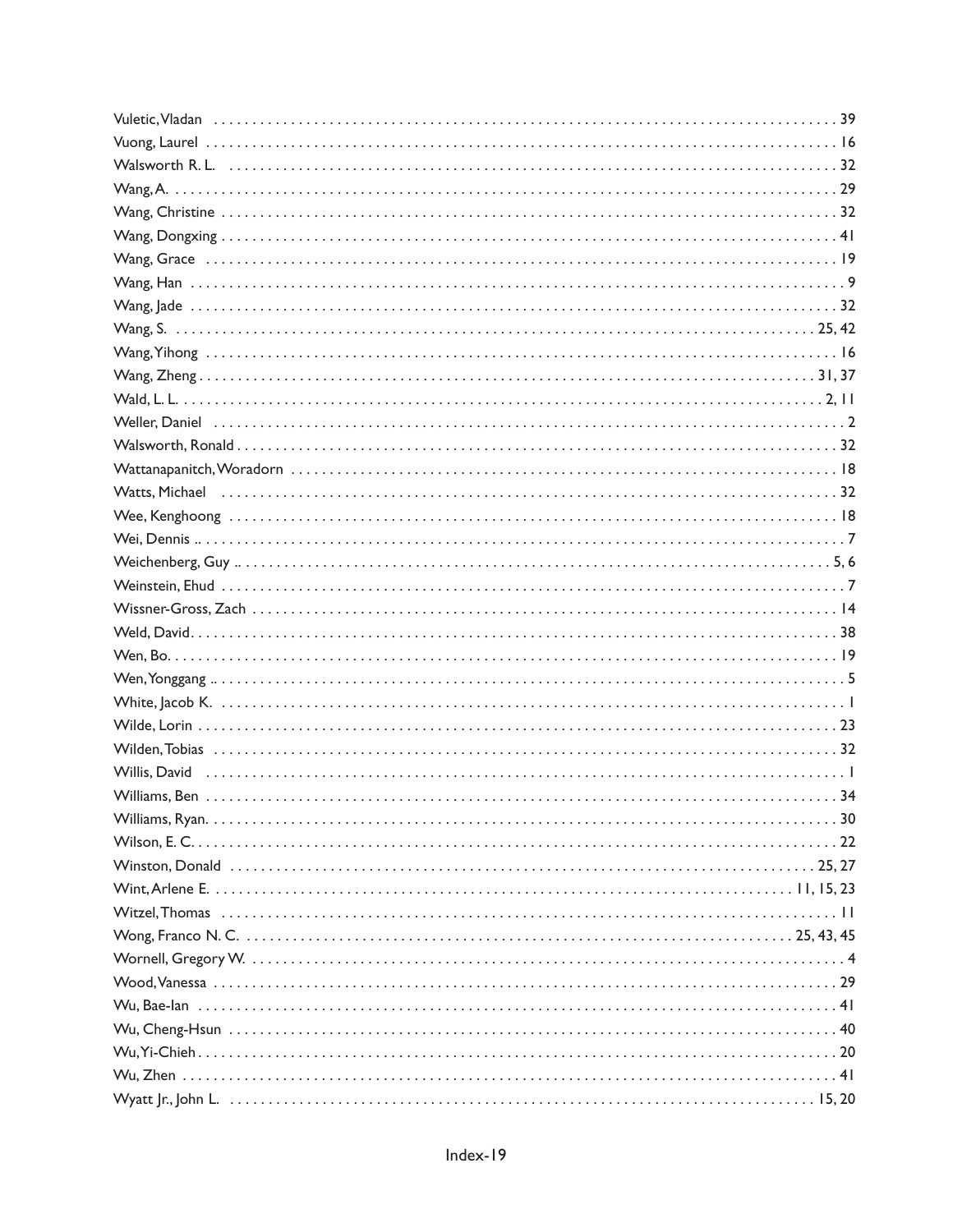Vuletic, Vladan . . . . . . . . . . . . . . . . . . . . . . . . . . . . . . . . . . . . . . . . . . . . . . . . . . . . . . . . . . . . . . . . . . . . . . . . . 39  
Vuong, Laurel . . . . . . . . . . . . . . . . . . . . . . . . . . . . . . . . . . . . . . . . . . . . . . . . . . . . . . . . . . . . . . . . . . . . . . . . . . . . 16  
Walsworth R. L. . . . . . . . . . . . . . . . . . . . . . . . . . . . . . . . . . . . . . . . . . . . . . . . . . . . . . . . . . . . . . . . . . . . . . . . . 32  
Wang, A. . . . . . . . . . . . . . . . . . . . . . . . . . . . . . . . . . . . . . . . . . . . . . . . . . . . . . . . . . . . . . . . . . . . . . . . . . . . . . . 29  
Wang, Christine . . . . . . . . . . . . . . . . . . . . . . . . . . . . . . . . . . . . . . . . . . . . . . . . . . . . . . . . . . . . . . . . . . . . . . . . . 32  
Wang, Dongxing . . . . . . . . . . . . . . . . . . . . . . . . . . . . . . . . . . . . . . . . . . . . . . . . . . . . . . . . . . . . . . . . . . . . . . . . . 41  
Wang, Grace . . . . . . . . . . . . . . . . . . . . . . . . . . . . . . . . . . . . . . . . . . . . . . . . . . . . . . . . . . . . . . . . . . . . . . . . . . . 19  
Wang, Han . . . . . . . . . . . . . . . . . . . . . . . . . . . . . . . . . . . . . . . . . . . . . . . . . . . . . . . . . . . . . . . . . . . . . . . . . . . . . 9  
Wang, Jade . . . . . . . . . . . . . . . . . . . . . . . . . . . . . . . . . . . . . . . . . . . . . . . . . . . . . . . . . . . . . . . . . . . . . . . . . . . . 32  
Wang, S. . . . . . . . . . . . . . . . . . . . . . . . . . . . . . . . . . . . . . . . . . . . . . . . . . . . . . . . . . . . . . . . . . . . . . . . . . . . 25, 42  
Wang, Yihong . . . . . . . . . . . . . . . . . . . . . . . . . . . . . . . . . . . . . . . . . . . . . . . . . . . . . . . . . . . . . . . . . . . . . . . . . . . 16  
Wang, Zheng . . . . . . . . . . . . . . . . . . . . . . . . . . . . . . . . . . . . . . . . . . . . . . . . . . . . . . . . . . . . . . . . . . . . . . . . . 31, 37  
Wald, L. L. . . . . . . . . . . . . . . . . . . . . . . . . . . . . . . . . . . . . . . . . . . . . . . . . . . . . . . . . . . . . . . . . . . . . . . . . . . . 2, 11  
Weller, Daniel . . . . . . . . . . . . . . . . . . . . . . . . . . . . . . . . . . . . . . . . . . . . . . . . . . . . . . . . . . . . . . . . . . . . . . . . . . . 2  
Walsworth, Ronald . . . . . . . . . . . . . . . . . . . . . . . . . . . . . . . . . . . . . . . . . . . . . . . . . . . . . . . . . . . . . . . . . . . . . . . 32  
Wattanapanitch, Woradorn . . . . . . . . . . . . . . . . . . . . . . . . . . . . . . . . . . . . . . . . . . . . . . . . . . . . . . . . . . . . . . . . . 18  
Watts, Michael . . . . . . . . . . . . . . . . . . . . . . . . . . . . . . . . . . . . . . . . . . . . . . . . . . . . . . . . . . . . . . . . . . . . . . . . . . 32  
Wee, Kenghoong . . . . . . . . . . . . . . . . . . . . . . . . . . . . . . . . . . . . . . . . . . . . . . . . . . . . . . . . . . . . . . . . . . . . . . . . 18  
Wei, Dennis .. . . . . . . . . . . . . . . . . . . . . . . . . . . . . . . . . . . . . . . . . . . . . . . . . . . . . . . . . . . . . . . . . . . . . . . . . . . . 7  
Weichenberg, Guy .. . . . . . . . . . . . . . . . . . . . . . . . . . . . . . . . . . . . . . . . . . . . . . . . . . . . . . . . . . . . . . . . . . . . . . 5, 6  
Weinstein, Ehud . . . . . . . . . . . . . . . . . . . . . . . . . . . . . . . . . . . . . . . . . . . . . . . . . . . . . . . . . . . . . . . . . . . . . . . . . . 7  
Wissner-Gross, Zach . . . . . . . . . . . . . . . . . . . . . . . . . . . . . . . . . . . . . . . . . . . . . . . . . . . . . . . . . . . . . . . . . . . . . 14  
Weld, David. . . . . . . . . . . . . . . . . . . . . . . . . . . . . . . . . . . . . . . . . . . . . . . . . . . . . . . . . . . . . . . . . . . . . . . . . . . . 38  
Wen, Bo. . . . . . . . . . . . . . . . . . . . . . . . . . . . . . . . . . . . . . . . . . . . . . . . . . . . . . . . . . . . . . . . . . . . . . . . . . . . . . . 19  
Wen, Yonggang .. . . . . . . . . . . . . . . . . . . . . . . . . . . . . . . . . . . . . . . . . . . . . . . . . . . . . . . . . . . . . . . . . . . . . . . . . 5  
White, Jacob K. . . . . . . . . . . . . . . . . . . . . . . . . . . . . . . . . . . . . . . . . . . . . . . . . . . . . . . . . . . . . . . . . . . . . . . . . . . 1  
Wilde, Lorin . . . . . . . . . . . . . . . . . . . . . . . . . . . . . . . . . . . . . . . . . . . . . . . . . . . . . . . . . . . . . . . . . . . . . . . . . . . . 23  
Wilden, Tobias . . . . . . . . . . . . . . . . . . . . . . . . . . . . . . . . . . . . . . . . . . . . . . . . . . . . . . . . . . . . . . . . . . . . . . . . . . 32  
Willis, David . . . . . . . . . . . . . . . . . . . . . . . . . . . . . . . . . . . . . . . . . . . . . . . . . . . . . . . . . . . . . . . . . . . . . . . . . . . . 1  
Williams, Ben . . . . . . . . . . . . . . . . . . . . . . . . . . . . . . . . . . . . . . . . . . . . . . . . . . . . . . . . . . . . . . . . . . . . . . . . . . . 34  
Williams, Ryan. . . . . . . . . . . . . . . . . . . . . . . . . . . . . . . . . . . . . . . . . . . . . . . . . . . . . . . . . . . . . . . . . . . . . . . . . . 30  
Wilson, E. C. . . . . . . . . . . . . . . . . . . . . . . . . . . . . . . . . . . . . . . . . . . . . . . . . . . . . . . . . . . . . . . . . . . . . . . . . . . . 22  
Winston, Donald . . . . . . . . . . . . . . . . . . . . . . . . . . . . . . . . . . . . . . . . . . . . . . . . . . . . . . . . . . . . . . . . . . . . . . . 25, 27  
Wint, Arlene E. . . . . . . . . . . . . . . . . . . . . . . . . . . . . . . . . . . . . . . . . . . . . . . . . . . . . . . . . . . . . . . . . . . . . . . 11, 15, 23  
Witzel, Thomas . . . . . . . . . . . . . . . . . . . . . . . . . . . . . . . . . . . . . . . . . . . . . . . . . . . . . . . . . . . . . . . . . . . . . . . . . . 11  
Wong, Franco N. C. . . . . . . . . . . . . . . . . . . . . . . . . . . . . . . . . . . . . . . . . . . . . . . . . . . . . . . . . . . . . . . . . . . . 25, 43, 45  
Wornell, Gregory W. . . . . . . . . . . . . . . . . . . . . . . . . . . . . . . . . . . . . . . . . . . . . . . . . . . . . . . . . . . . . . . . . . . . . . . . 4  
Wood, Vanessa . . . . . . . . . . . . . . . . . . . . . . . . . . . . . . . . . . . . . . . . . . . . . . . . . . . . . . . . . . . . . . . . . . . . . . . . . . 29  
Wu, Bae-Ian . . . . . . . . . . . . . . . . . . . . . . . . . . . . . . . . . . . . . . . . . . . . . . . . . . . . . . . . . . . . . . . . . . . . . . . . . . . . 41  
Wu, Cheng-Hsun . . . . . . . . . . . . . . . . . . . . . . . . . . . . . . . . . . . . . . . . . . . . . . . . . . . . . . . . . . . . . . . . . . . . . . . . 40  
Wu, Yi-Chieh . . . . . . . . . . . . . . . . . . . . . . . . . . . . . . . . . . . . . . . . . . . . . . . . . . . . . . . . . . . . . . . . . . . . . . . . . . . 20  
Wu, Zhen . . . . . . . . . . . . . . . . . . . . . . . . . . . . . . . . . . . . . . . . . . . . . . . . . . . . . . . . . . . . . . . . . . . . . . . . . . . . . . 41  
Wyatt Jr., John L. . . . . . . . . . . . . . . . . . . . . . . . . . . . . . . . . . . . . . . . . . . . . . . . . . . . . . . . . . . . . . . . . . . . . . 15, 20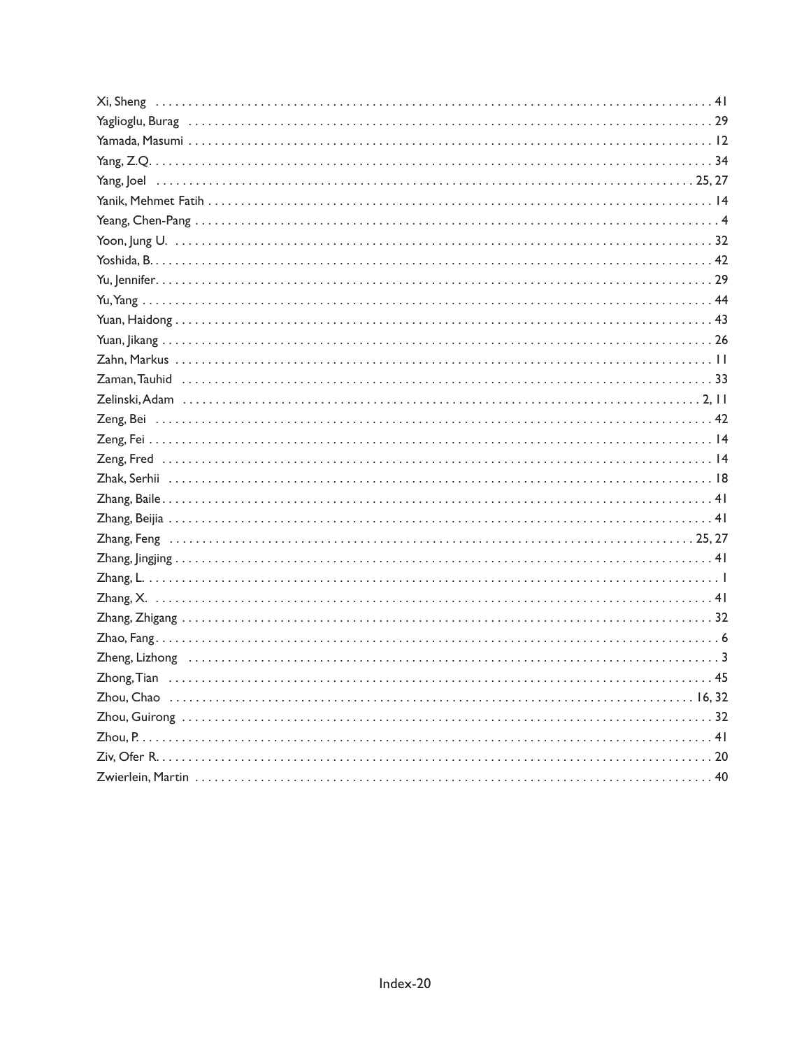Xi, Sheng . . . . . . . . . . . . . . . . . . . . . . . . . . . . . . . . . . . . . . . . . . . . . . . . . . . . . . . . . . . . . . . . . . . . . . . . . . . . . . . . 41
Yaglioglu, Burag . . . . . . . . . . . . . . . . . . . . . . . . . . . . . . . . . . . . . . . . . . . . . . . . . . . . . . . . . . . . . . . . . . . . . . . . . . . . 29
Yamada, Masumi . . . . . . . . . . . . . . . . . . . . . . . . . . . . . . . . . . . . . . . . . . . . . . . . . . . . . . . . . . . . . . . . . . . . . . . . . . . . 12
Yang, Z.Q. . . . . . . . . . . . . . . . . . . . . . . . . . . . . . . . . . . . . . . . . . . . . . . . . . . . . . . . . . . . . . . . . . . . . . . . . . . . . . . . . 34
Yang, Joel . . . . . . . . . . . . . . . . . . . . . . . . . . . . . . . . . . . . . . . . . . . . . . . . . . . . . . . . . . . . . . . . . . . . . . . . . . . . . 25, 27
Yanik, Mehmet Fatih . . . . . . . . . . . . . . . . . . . . . . . . . . . . . . . . . . . . . . . . . . . . . . . . . . . . . . . . . . . . . . . . . . . . . . . . 14
Yeang, Chen-Pang . . . . . . . . . . . . . . . . . . . . . . . . . . . . . . . . . . . . . . . . . . . . . . . . . . . . . . . . . . . . . . . . . . . . . . . . . . . 4
Yoon, Jung U. . . . . . . . . . . . . . . . . . . . . . . . . . . . . . . . . . . . . . . . . . . . . . . . . . . . . . . . . . . . . . . . . . . . . . . . . . . . . . 32
Yoshida, B. . . . . . . . . . . . . . . . . . . . . . . . . . . . . . . . . . . . . . . . . . . . . . . . . . . . . . . . . . . . . . . . . . . . . . . . . . . . . . . . 42
Yu, Jennifer. . . . . . . . . . . . . . . . . . . . . . . . . . . . . . . . . . . . . . . . . . . . . . . . . . . . . . . . . . . . . . . . . . . . . . . . . . . . . . . 29
Yu, Yang . . . . . . . . . . . . . . . . . . . . . . . . . . . . . . . . . . . . . . . . . . . . . . . . . . . . . . . . . . . . . . . . . . . . . . . . . . . . . . . . . 44
Yuan, Haidong . . . . . . . . . . . . . . . . . . . . . . . . . . . . . . . . . . . . . . . . . . . . . . . . . . . . . . . . . . . . . . . . . . . . . . . . . . . . . 43
Yuan, Jikang . . . . . . . . . . . . . . . . . . . . . . . . . . . . . . . . . . . . . . . . . . . . . . . . . . . . . . . . . . . . . . . . . . . . . . . . . . . . . . 26
Zahn, Markus . . . . . . . . . . . . . . . . . . . . . . . . . . . . . . . . . . . . . . . . . . . . . . . . . . . . . . . . . . . . . . . . . . . . . . . . . . . . . . 11
Zaman, Tauhid . . . . . . . . . . . . . . . . . . . . . . . . . . . . . . . . . . . . . . . . . . . . . . . . . . . . . . . . . . . . . . . . . . . . . . . . . . . . . 33
Zelinski, Adam . . . . . . . . . . . . . . . . . . . . . . . . . . . . . . . . . . . . . . . . . . . . . . . . . . . . . . . . . . . . . . . . . . . . . . . . . . . 2, 11
Zeng, Bei . . . . . . . . . . . . . . . . . . . . . . . . . . . . . . . . . . . . . . . . . . . . . . . . . . . . . . . . . . . . . . . . . . . . . . . . . . . . . . . . . 42
Zeng, Fei . . . . . . . . . . . . . . . . . . . . . . . . . . . . . . . . . . . . . . . . . . . . . . . . . . . . . . . . . . . . . . . . . . . . . . . . . . . . . . . . . 14
Zeng, Fred . . . . . . . . . . . . . . . . . . . . . . . . . . . . . . . . . . . . . . . . . . . . . . . . . . . . . . . . . . . . . . . . . . . . . . . . . . . . . . . . 14
Zhak, Serhii . . . . . . . . . . . . . . . . . . . . . . . . . . . . . . . . . . . . . . . . . . . . . . . . . . . . . . . . . . . . . . . . . . . . . . . . . . . . . . . 18
Zhang, Baile . . . . . . . . . . . . . . . . . . . . . . . . . . . . . . . . . . . . . . . . . . . . . . . . . . . . . . . . . . . . . . . . . . . . . . . . . . . . . . . 41
Zhang, Beijia . . . . . . . . . . . . . . . . . . . . . . . . . . . . . . . . . . . . . . . . . . . . . . . . . . . . . . . . . . . . . . . . . . . . . . . . . . . . . . 41
Zhang, Feng . . . . . . . . . . . . . . . . . . . . . . . . . . . . . . . . . . . . . . . . . . . . . . . . . . . . . . . . . . . . . . . . . . . . . . . . . . . . 25, 27
Zhang, Jingjing . . . . . . . . . . . . . . . . . . . . . . . . . . . . . . . . . . . . . . . . . . . . . . . . . . . . . . . . . . . . . . . . . . . . . . . . . . . . 41
Zhang, L. . . . . . . . . . . . . . . . . . . . . . . . . . . . . . . . . . . . . . . . . . . . . . . . . . . . . . . . . . . . . . . . . . . . . . . . . . . . . . . . . . . 1
Zhang, X. . . . . . . . . . . . . . . . . . . . . . . . . . . . . . . . . . . . . . . . . . . . . . . . . . . . . . . . . . . . . . . . . . . . . . . . . . . . . . . . . . 41
Zhang, Zhigang . . . . . . . . . . . . . . . . . . . . . . . . . . . . . . . . . . . . . . . . . . . . . . . . . . . . . . . . . . . . . . . . . . . . . . . . . . . . 32
Zhao, Fang . . . . . . . . . . . . . . . . . . . . . . . . . . . . . . . . . . . . . . . . . . . . . . . . . . . . . . . . . . . . . . . . . . . . . . . . . . . . . . . . . 6
Zheng, Lizhong . . . . . . . . . . . . . . . . . . . . . . . . . . . . . . . . . . . . . . . . . . . . . . . . . . . . . . . . . . . . . . . . . . . . . . . . . . . . . 3
Zhong, Tian . . . . . . . . . . . . . . . . . . . . . . . . . . . . . . . . . . . . . . . . . . . . . . . . . . . . . . . . . . . . . . . . . . . . . . . . . . . . . . . 45
Zhou, Chao . . . . . . . . . . . . . . . . . . . . . . . . . . . . . . . . . . . . . . . . . . . . . . . . . . . . . . . . . . . . . . . . . . . . . . . . . . . . . 16, 32
Zhou, Guirong . . . . . . . . . . . . . . . . . . . . . . . . . . . . . . . . . . . . . . . . . . . . . . . . . . . . . . . . . . . . . . . . . . . . . . . . . . . . . 32
Zhou, P. . . . . . . . . . . . . . . . . . . . . . . . . . . . . . . . . . . . . . . . . . . . . . . . . . . . . . . . . . . . . . . . . . . . . . . . . . . . . . . . . . . 41
Ziv, Ofer R. . . . . . . . . . . . . . . . . . . . . . . . . . . . . . . . . . . . . . . . . . . . . . . . . . . . . . . . . . . . . . . . . . . . . . . . . . . . . . . . 20
Zwierlein, Martin . . . . . . . . . . . . . . . . . . . . . . . . . . . . . . . . . . . . . . . . . . . . . . . . . . . . . . . . . . . . . . . . . . . . . . . . . . 40